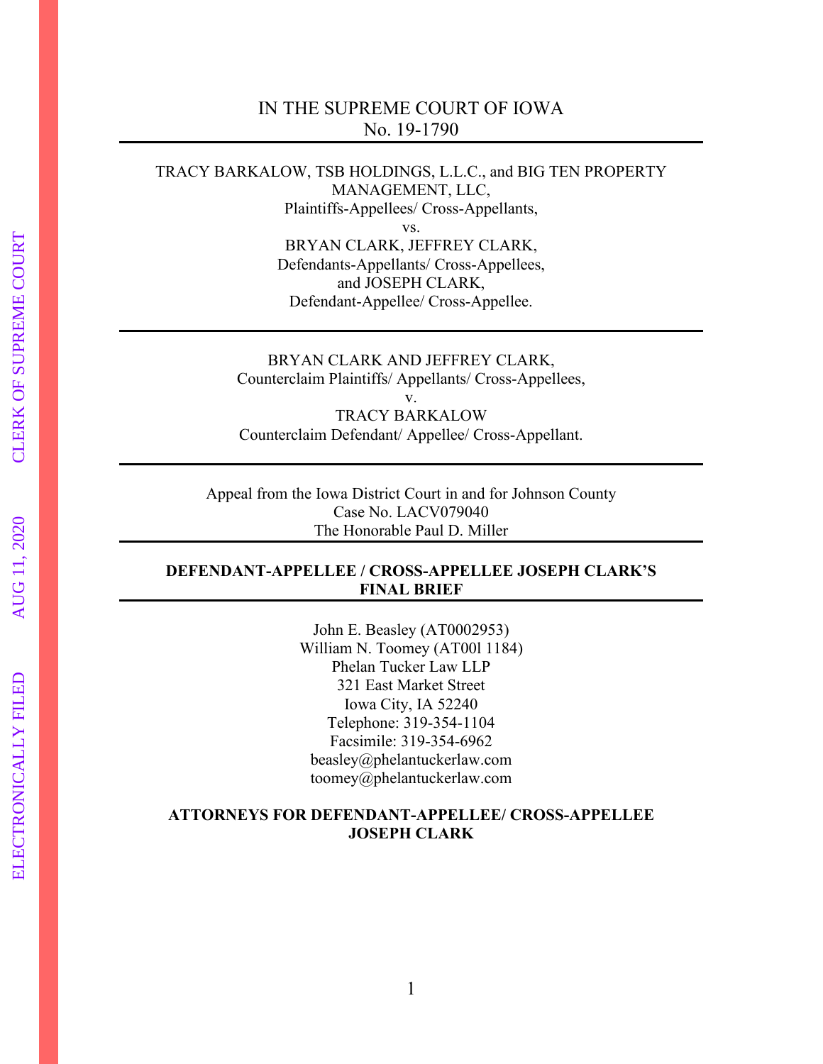IN THE SUPREME COURT OF IOWA
No. 19-1790

---

TRACY BARKALOW, TSB HOLDINGS, L.L.C., and BIG TEN PROPERTY MANAGEMENT, LLC,
Plaintiffs-Appellees/ Cross-Appellants,
vs.
BRYAN CLARK, JEFFREY CLARK,
Defendants-Appellants/ Cross-Appellees,
and JOSEPH CLARK,
Defendant-Appellee/ Cross-Appellee.

---

BRYAN CLARK AND JEFFREY CLARK,
Counterclaim Plaintiffs/ Appellants/ Cross-Appellees,
v.
TRACY BARKALOW
Counterclaim Defendant/ Appellee/ Cross-Appellant.

---

Appeal from the Iowa District Court in and for Johnson County
Case No. LACV079040
The Honorable Paul D. Miller

---

**DEFENDANT-APPELLEE / CROSS-APPELLEE JOSEPH CLARK'S FINAL BRIEF**

---

John E. Beasley (AT0002953)
William N. Toomey (AT00l 1184)
Phelan Tucker Law LLP
321 East Market Street
Iowa City, IA 52240
Telephone: 319-354-1104
Facsimile: 319-354-6962
beasley@phelantuckerlaw.com
toomey@phelantuckerlaw.com

**ATTORNEYS FOR DEFENDANT-APPELLEE/ CROSS-APPELLEE JOSEPH CLARK**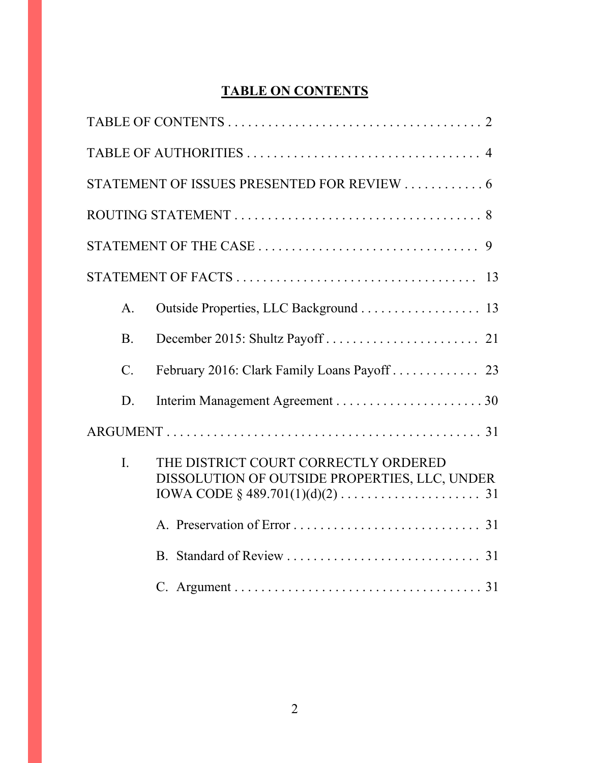# TABLE ON CONTENTS

TABLE OF CONTENTS . . . . . . . . . . . . . . . . . . . . . . . . . . . . . . . . . . . . . . 2

TABLE OF AUTHORITIES . . . . . . . . . . . . . . . . . . . . . . . . . . . . . . . . . . . 4

STATEMENT OF ISSUES PRESENTED FOR REVIEW . . . . . . . . . . . . 6

ROUTING STATEMENT . . . . . . . . . . . . . . . . . . . . . . . . . . . . . . . . . . . . 8

STATEMENT OF THE CASE . . . . . . . . . . . . . . . . . . . . . . . . . . . . . . . . 9

STATEMENT OF FACTS . . . . . . . . . . . . . . . . . . . . . . . . . . . . . . . . . . . 13

A. Outside Properties, LLC Background . . . . . . . . . . . . . . . . . . 13

B. December 2015: Shultz Payoff . . . . . . . . . . . . . . . . . . . . . . . 21

C. February 2016: Clark Family Loans Payoff . . . . . . . . . . . . . 23

D. Interim Management Agreement . . . . . . . . . . . . . . . . . . . . . . 30

ARGUMENT . . . . . . . . . . . . . . . . . . . . . . . . . . . . . . . . . . . . . . . . . . . . . . . 31

I. THE DISTRICT COURT CORRECTLY ORDERED DISSOLUTION OF OUTSIDE PROPERTIES, LLC, UNDER IOWA CODE § 489.701(1)(d)(2) . . . . . . . . . . . . . . . . . . . . . 31

A. Preservation of Error . . . . . . . . . . . . . . . . . . . . . . . . . . . . 31

B. Standard of Review . . . . . . . . . . . . . . . . . . . . . . . . . . . . . 31

C. Argument . . . . . . . . . . . . . . . . . . . . . . . . . . . . . . . . . . . . . 31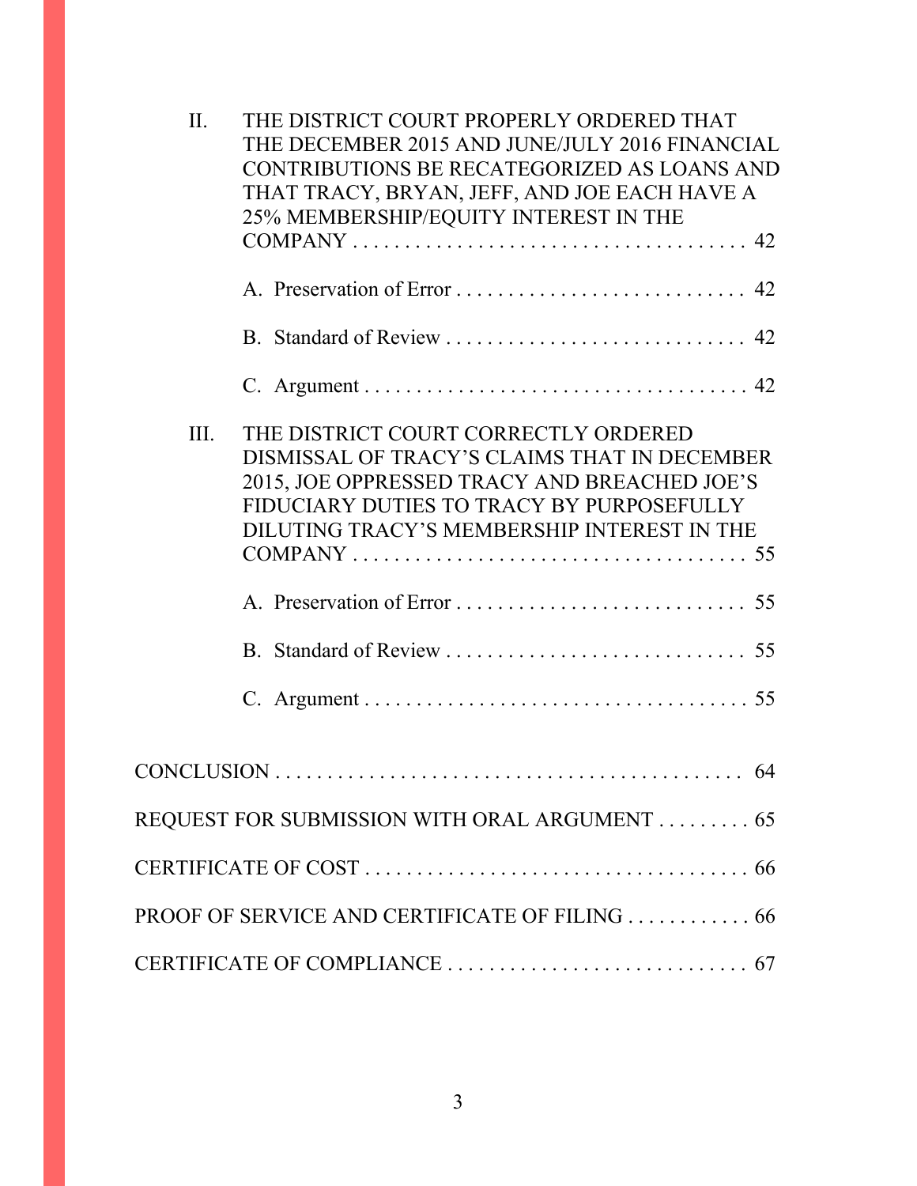II. THE DISTRICT COURT PROPERLY ORDERED THAT THE DECEMBER 2015 AND JUNE/JULY 2016 FINANCIAL CONTRIBUTIONS BE RECATEGORIZED AS LOANS AND THAT TRACY, BRYAN, JEFF, AND JOE EACH HAVE A 25% MEMBERSHIP/EQUITY INTEREST IN THE COMPANY . . . . . . . . . . . . . . . . . . . . . . . . . . . . . . . . . . . . . . 42

   A. Preservation of Error . . . . . . . . . . . . . . . . . . . . . . . . . . . . 42

   B. Standard of Review . . . . . . . . . . . . . . . . . . . . . . . . . . . . . 42

   C. Argument . . . . . . . . . . . . . . . . . . . . . . . . . . . . . . . . . . . . . 42

III. THE DISTRICT COURT CORRECTLY ORDERED DISMISSAL OF TRACY'S CLAIMS THAT IN DECEMBER 2015, JOE OPPRESSED TRACY AND BREACHED JOE'S FIDUCIARY DUTIES TO TRACY BY PURPOSEFULLY DILUTING TRACY'S MEMBERSHIP INTEREST IN THE COMPANY . . . . . . . . . . . . . . . . . . . . . . . . . . . . . . . . . . . . . . 55

   A. Preservation of Error . . . . . . . . . . . . . . . . . . . . . . . . . . . . 55

   B. Standard of Review . . . . . . . . . . . . . . . . . . . . . . . . . . . . . 55

   C. Argument . . . . . . . . . . . . . . . . . . . . . . . . . . . . . . . . . . . . . 55

CONCLUSION . . . . . . . . . . . . . . . . . . . . . . . . . . . . . . . . . . . . . . . . . . . . . 64

REQUEST FOR SUBMISSION WITH ORAL ARGUMENT . . . . . . . . . 65

CERTIFICATE OF COST . . . . . . . . . . . . . . . . . . . . . . . . . . . . . . . . . . . . 66

PROOF OF SERVICE AND CERTIFICATE OF FILING . . . . . . . . . . . . 66

CERTIFICATE OF COMPLIANCE . . . . . . . . . . . . . . . . . . . . . . . . . . . . 67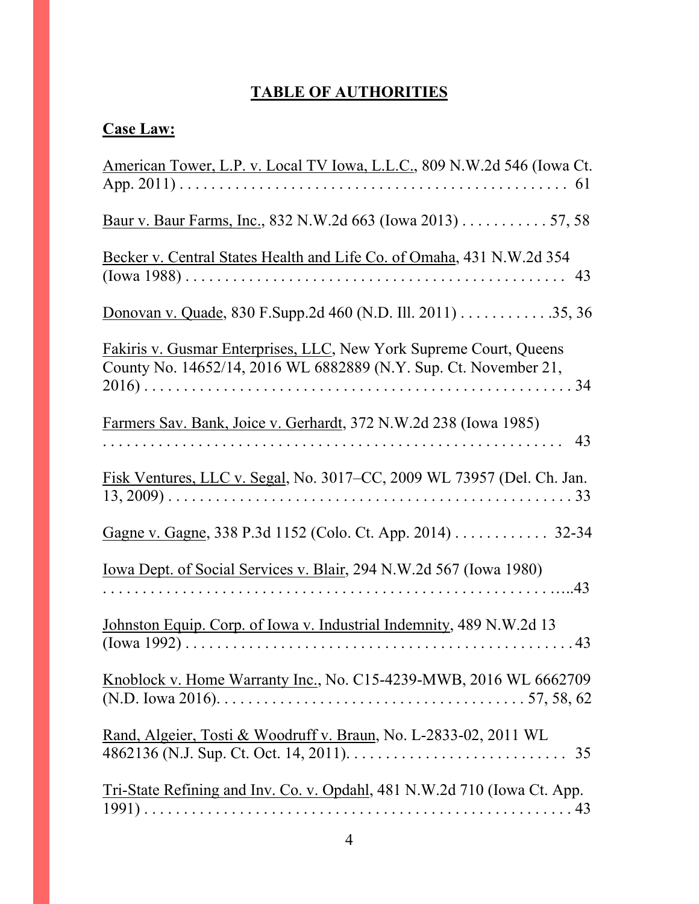# TABLE OF AUTHORITIES

## Case Law:

American Tower, L.P. v. Local TV Iowa, L.L.C., 809 N.W.2d 546 (Iowa Ct. App. 2011) . . . . . . . . . . . . . . . . . . . . . . . . . . . . . . . . . . . . . . . . . . . . . . . . . . 61

Baur v. Baur Farms, Inc., 832 N.W.2d 663 (Iowa 2013) . . . . . . . . . . . 57, 58

Becker v. Central States Health and Life Co. of Omaha, 431 N.W.2d 354 (Iowa 1988) . . . . . . . . . . . . . . . . . . . . . . . . . . . . . . . . . . . . . . . . . . . . . . . . . 43

Donovan v. Quade, 830 F.Supp.2d 460 (N.D. Ill. 2011) . . . . . . . . . . . .35, 36

Fakiris v. Gusmar Enterprises, LLC, New York Supreme Court, Queens County No. 14652/14, 2016 WL 6882889 (N.Y. Sup. Ct. November 21, 2016) . . . . . . . . . . . . . . . . . . . . . . . . . . . . . . . . . . . . . . . . . . . . . . . . . . . . . . 34

Farmers Sav. Bank, Joice v. Gerhardt, 372 N.W.2d 238 (Iowa 1985) . . . . . . . . . . . . . . . . . . . . . . . . . . . . . . . . . . . . . . . . . . . . . . . . . . . . . . . . . 43

Fisk Ventures, LLC v. Segal, No. 3017–CC, 2009 WL 73957 (Del. Ch. Jan. 13, 2009) . . . . . . . . . . . . . . . . . . . . . . . . . . . . . . . . . . . . . . . . . . . . . . . . . . . . 33

Gagne v. Gagne, 338 P.3d 1152 (Colo. Ct. App. 2014) . . . . . . . . . . . . 32-34

Iowa Dept. of Social Services v. Blair, 294 N.W.2d 567 (Iowa 1980) . . . . . . . . . . . . . . . . . . . . . . . . . . . . . . . . . . . . . . . . . . . . . . . . . . . . . . ....43

Johnston Equip. Corp. of Iowa v. Industrial Indemnity, 489 N.W.2d 13 (Iowa 1992) . . . . . . . . . . . . . . . . . . . . . . . . . . . . . . . . . . . . . . . . . . . . . . . . . 43

Knoblock v. Home Warranty Inc., No. C15-4239-MWB, 2016 WL 6662709 (N.D. Iowa 2016). . . . . . . . . . . . . . . . . . . . . . . . . . . . . . . . . . . . . . . 57, 58, 62

Rand, Algeier, Tosti & Woodruff v. Braun, No. L-2833-02, 2011 WL 4862136 (N.J. Sup. Ct. Oct. 14, 2011). . . . . . . . . . . . . . . . . . . . . . . . . . . . 35

Tri-State Refining and Inv. Co. v. Opdahl, 481 N.W.2d 710 (Iowa Ct. App. 1991) . . . . . . . . . . . . . . . . . . . . . . . . . . . . . . . . . . . . . . . . . . . . . . . . . . . . . . 43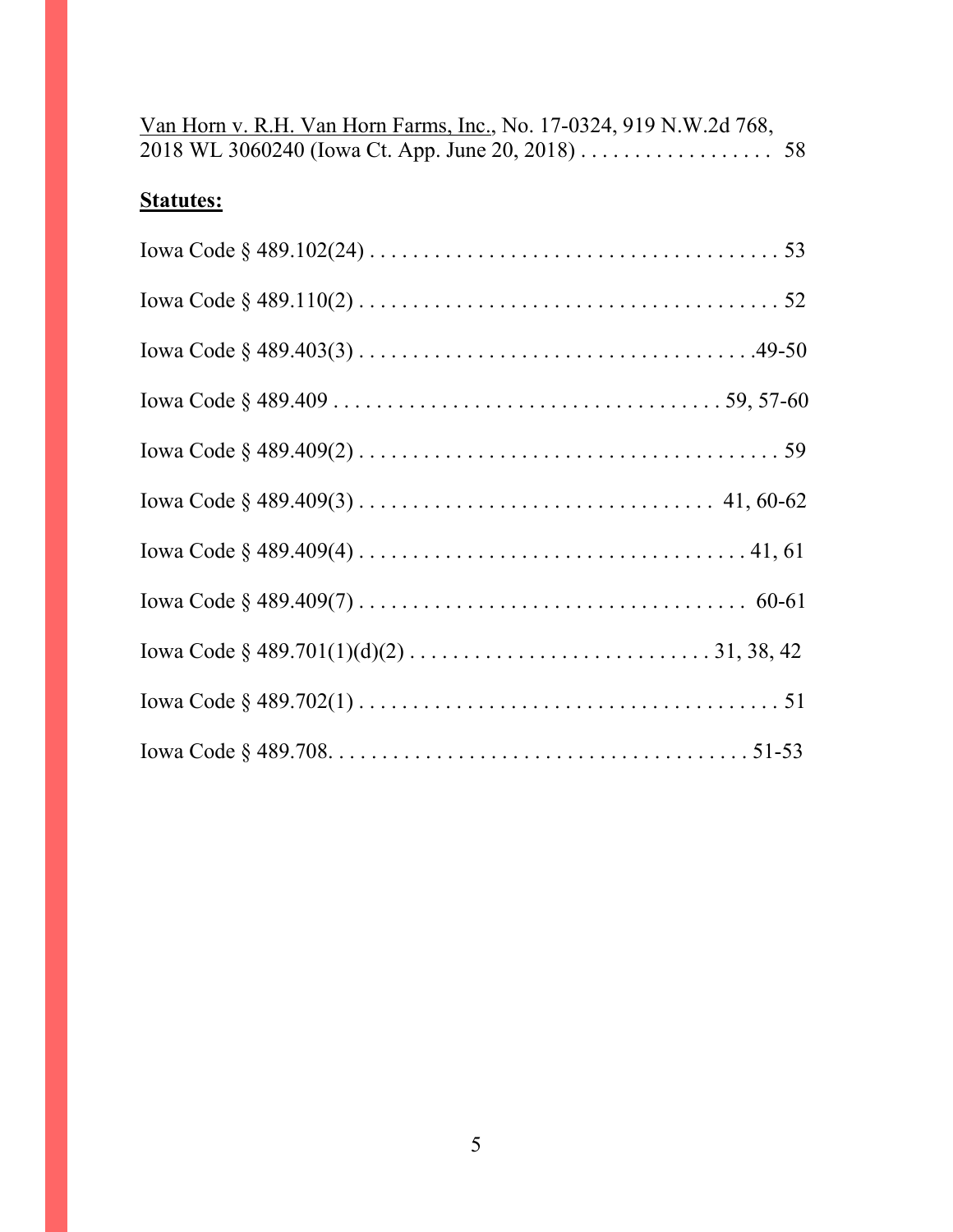Van Horn v. R.H. Van Horn Farms, Inc., No. 17-0324, 919 N.W.2d 768, 2018 WL 3060240 (Iowa Ct. App. June 20, 2018) . . . . . . . . . . . . . . . . . . 58

**Statutes:**

Iowa Code § 489.102(24) . . . . . . . . . . . . . . . . . . . . . . . . . . . . . . . . . . . . . . 53

Iowa Code § 489.110(2) . . . . . . . . . . . . . . . . . . . . . . . . . . . . . . . . . . . . . . 52

Iowa Code § 489.403(3) . . . . . . . . . . . . . . . . . . . . . . . . . . . . . . . . . . . . .49-50

Iowa Code § 489.409 . . . . . . . . . . . . . . . . . . . . . . . . . . . . . . . . . . . 59, 57-60

Iowa Code § 489.409(2) . . . . . . . . . . . . . . . . . . . . . . . . . . . . . . . . . . . . . . 59

Iowa Code § 489.409(3) . . . . . . . . . . . . . . . . . . . . . . . . . . . . . . . . 41, 60-62

Iowa Code § 489.409(4) . . . . . . . . . . . . . . . . . . . . . . . . . . . . . . . . . . . 41, 61

Iowa Code § 489.409(7) . . . . . . . . . . . . . . . . . . . . . . . . . . . . . . . . . . . 60-61

Iowa Code § 489.701(1)(d)(2) . . . . . . . . . . . . . . . . . . . . . . . . . . . 31, 38, 42

Iowa Code § 489.702(1) . . . . . . . . . . . . . . . . . . . . . . . . . . . . . . . . . . . . . . 51

Iowa Code § 489.708. . . . . . . . . . . . . . . . . . . . . . . . . . . . . . . . . . . . . . . 51-53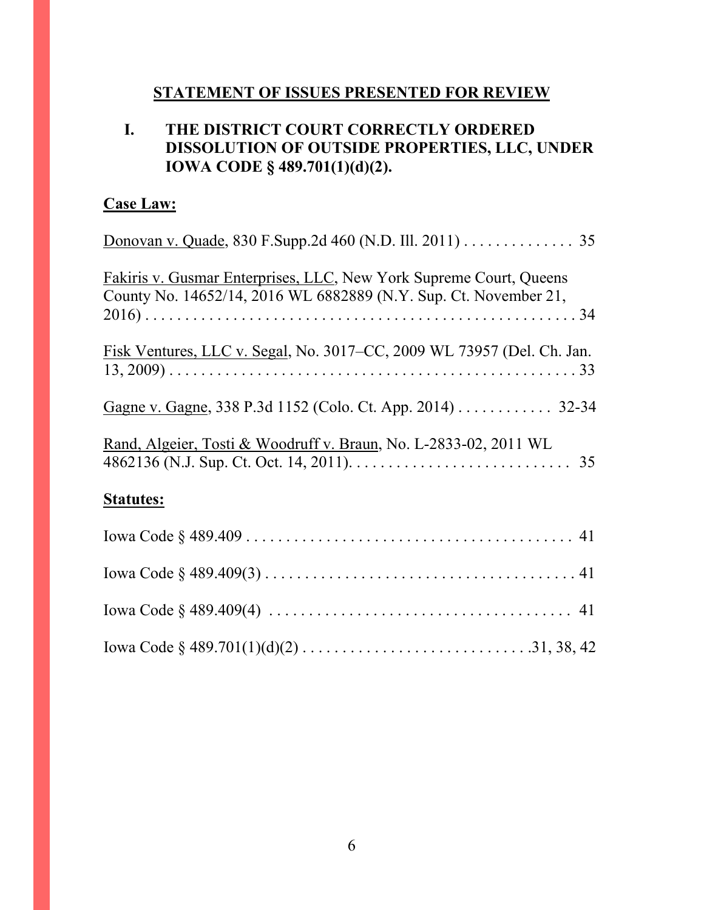## STATEMENT OF ISSUES PRESENTED FOR REVIEW

### I. THE DISTRICT COURT CORRECTLY ORDERED DISSOLUTION OF OUTSIDE PROPERTIES, LLC, UNDER IOWA CODE § 489.701(1)(d)(2).

**Case Law:**

Donovan v. Quade, 830 F.Supp.2d 460 (N.D. Ill. 2011) . . . . . . . . . . . . . . 35

Fakiris v. Gusmar Enterprises, LLC, New York Supreme Court, Queens County No. 14652/14, 2016 WL 6882889 (N.Y. Sup. Ct. November 21, 2016) . . . . . . . . . . . . . . . . . . . . . . . . . . . . . . . . . . . . . . . . . . . . . . . . . . . . 34

Fisk Ventures, LLC v. Segal, No. 3017–CC, 2009 WL 73957 (Del. Ch. Jan. 13, 2009) . . . . . . . . . . . . . . . . . . . . . . . . . . . . . . . . . . . . . . . . . . . . . . . . . . . 33

Gagne v. Gagne, 338 P.3d 1152 (Colo. Ct. App. 2014) . . . . . . . . . . . . 32-34

Rand, Algeier, Tosti & Woodruff v. Braun, No. L-2833-02, 2011 WL 4862136 (N.J. Sup. Ct. Oct. 14, 2011). . . . . . . . . . . . . . . . . . . . . . . . . . . . 35

**Statutes:**

Iowa Code § 489.409 . . . . . . . . . . . . . . . . . . . . . . . . . . . . . . . . . . . . . . . . . 41

Iowa Code § 489.409(3) . . . . . . . . . . . . . . . . . . . . . . . . . . . . . . . . . . . . . . . 41

Iowa Code § 489.409(4) . . . . . . . . . . . . . . . . . . . . . . . . . . . . . . . . . . . . . . 41

Iowa Code § 489.701(1)(d)(2) . . . . . . . . . . . . . . . . . . . . . . . . . . . .31, 38, 42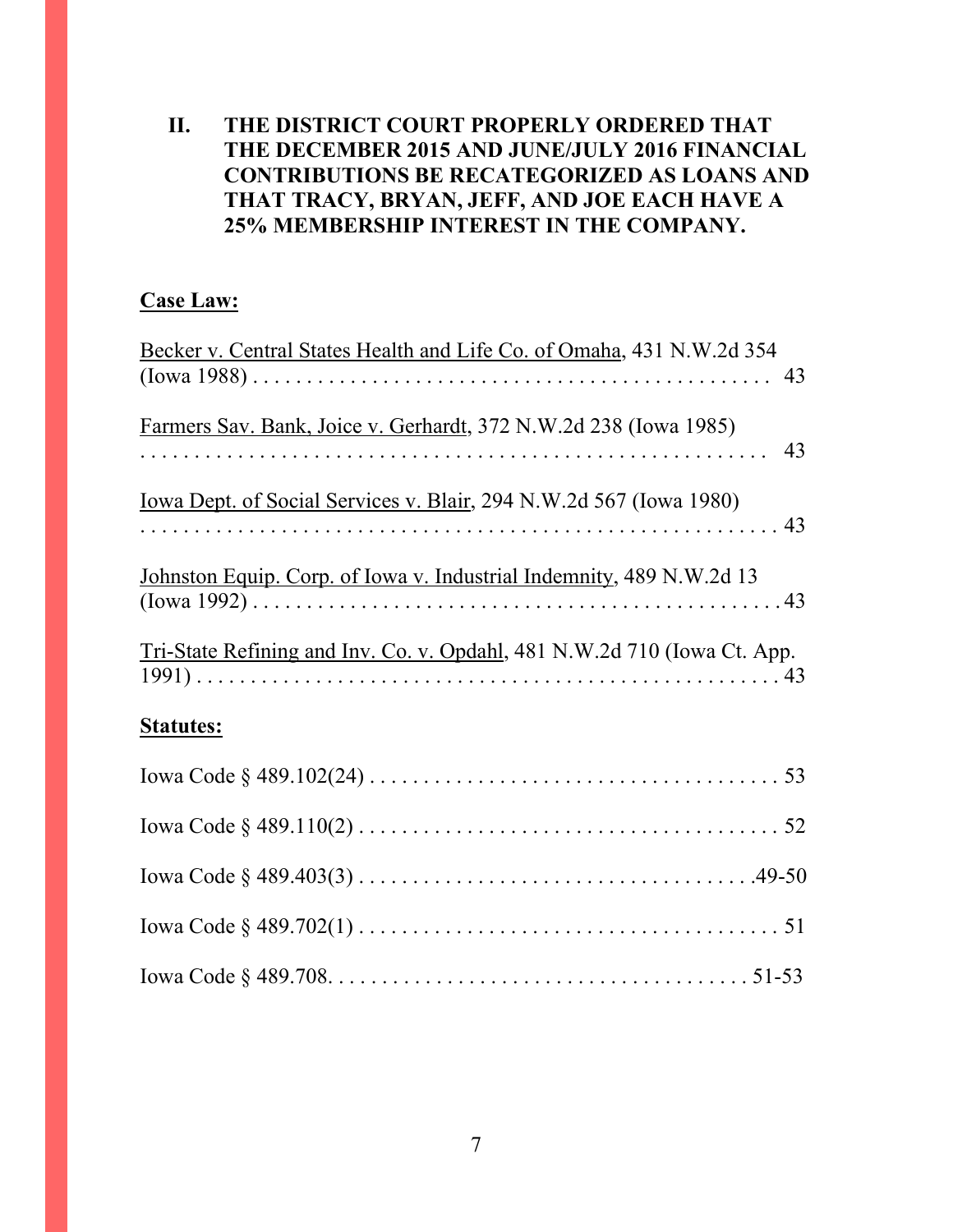## II. THE DISTRICT COURT PROPERLY ORDERED THAT THE DECEMBER 2015 AND JUNE/JULY 2016 FINANCIAL CONTRIBUTIONS BE RECATEGORIZED AS LOANS AND THAT TRACY, BRYAN, JEFF, AND JOE EACH HAVE A 25% MEMBERSHIP INTEREST IN THE COMPANY.

**Case Law:**

Becker v. Central States Health and Life Co. of Omaha, 431 N.W.2d 354 (Iowa 1988) . . . . . . . . . . . . . . . . . . . . . . . . . . . . . . . . . . . . . . . . . . . . . . . . 43

Farmers Sav. Bank, Joice v. Gerhardt, 372 N.W.2d 238 (Iowa 1985) . . . . . . . . . . . . . . . . . . . . . . . . . . . . . . . . . . . . . . . . . . . . . . . . . . . . . . . . . . 43

Iowa Dept. of Social Services v. Blair, 294 N.W.2d 567 (Iowa 1980) . . . . . . . . . . . . . . . . . . . . . . . . . . . . . . . . . . . . . . . . . . . . . . . . . . . . . . . . . . 43

Johnston Equip. Corp. of Iowa v. Industrial Indemnity, 489 N.W.2d 13 (Iowa 1992) . . . . . . . . . . . . . . . . . . . . . . . . . . . . . . . . . . . . . . . . . . . . . . . . 43

Tri-State Refining and Inv. Co. v. Opdahl, 481 N.W.2d 710 (Iowa Ct. App. 1991) . . . . . . . . . . . . . . . . . . . . . . . . . . . . . . . . . . . . . . . . . . . . . . . . . . . . . 43

**Statutes:**

Iowa Code § 489.102(24) . . . . . . . . . . . . . . . . . . . . . . . . . . . . . . . . . . . . . . 53

Iowa Code § 489.110(2) . . . . . . . . . . . . . . . . . . . . . . . . . . . . . . . . . . . . . . . 52

Iowa Code § 489.403(3) . . . . . . . . . . . . . . . . . . . . . . . . . . . . . . . . . . . .49-50

Iowa Code § 489.702(1) . . . . . . . . . . . . . . . . . . . . . . . . . . . . . . . . . . . . . . . 51

Iowa Code § 489.708. . . . . . . . . . . . . . . . . . . . . . . . . . . . . . . . . . . . . . . 51-53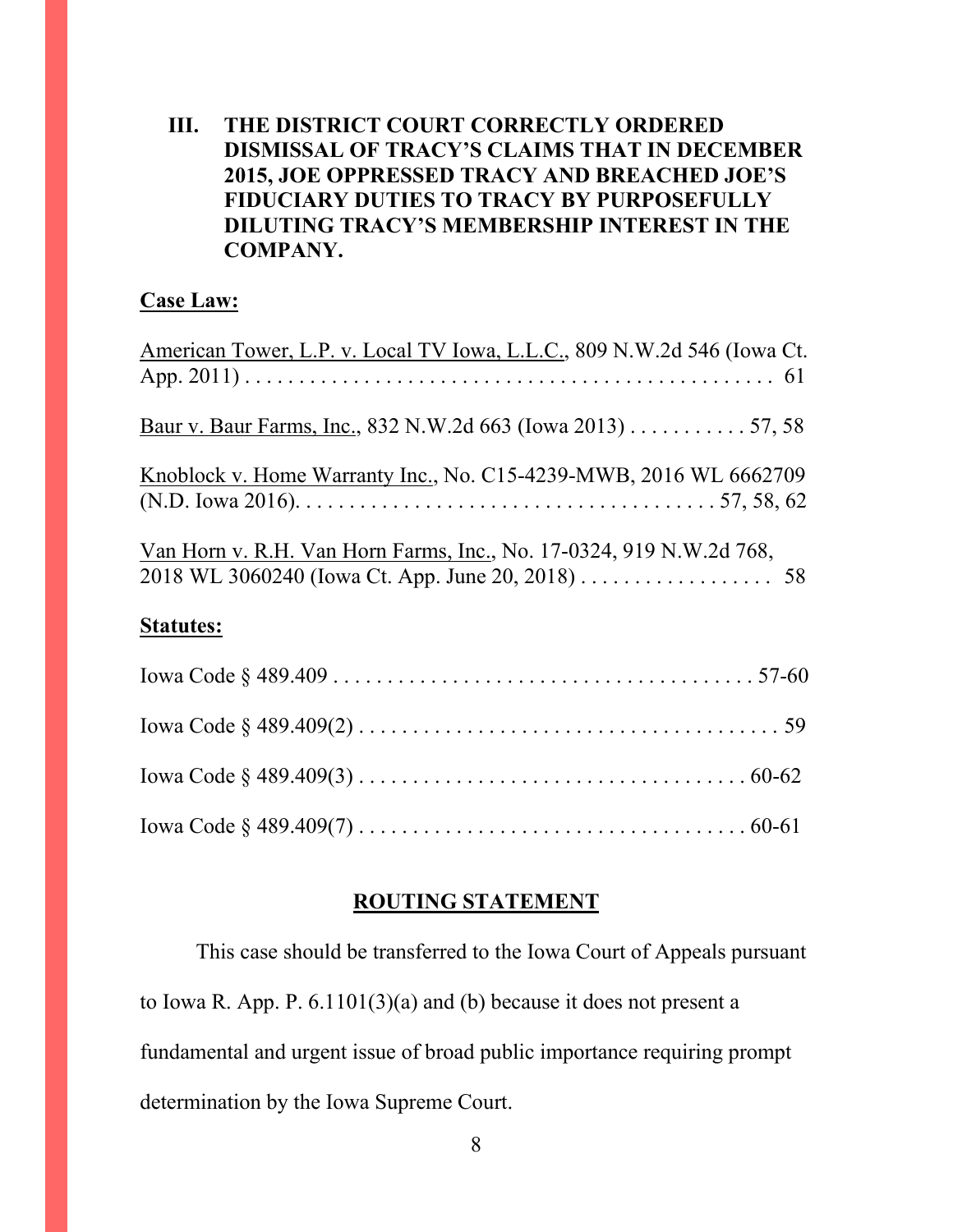**III. THE DISTRICT COURT CORRECTLY ORDERED DISMISSAL OF TRACY'S CLAIMS THAT IN DECEMBER 2015, JOE OPPRESSED TRACY AND BREACHED JOE'S FIDUCIARY DUTIES TO TRACY BY PURPOSEFULLY DILUTING TRACY'S MEMBERSHIP INTEREST IN THE COMPANY.**

**Case Law:**

American Tower, L.P. v. Local TV Iowa, L.L.C., 809 N.W.2d 546 (Iowa Ct. App. 2011) . . . . . . . . . . . . . . . . . . . . . . . . . . . . . . . . . . . . . . . . . . . . . . . 61

Baur v. Baur Farms, Inc., 832 N.W.2d 663 (Iowa 2013) . . . . . . . . . . . 57, 58

Knoblock v. Home Warranty Inc., No. C15-4239-MWB, 2016 WL 6662709 (N.D. Iowa 2016). . . . . . . . . . . . . . . . . . . . . . . . . . . . . . . . . . . . . . 57, 58, 62

Van Horn v. R.H. Van Horn Farms, Inc., No. 17-0324, 919 N.W.2d 768, 2018 WL 3060240 (Iowa Ct. App. June 20, 2018) . . . . . . . . . . . . . . . . . . 58

**Statutes:**

Iowa Code § 489.409 . . . . . . . . . . . . . . . . . . . . . . . . . . . . . . . . . . . . . . 57-60

Iowa Code § 489.409(2) . . . . . . . . . . . . . . . . . . . . . . . . . . . . . . . . . . . . . . 59

Iowa Code § 489.409(3) . . . . . . . . . . . . . . . . . . . . . . . . . . . . . . . . . . . . 60-62

Iowa Code § 489.409(7) . . . . . . . . . . . . . . . . . . . . . . . . . . . . . . . . . . . . 60-61

## ROUTING STATEMENT

This case should be transferred to the Iowa Court of Appeals pursuant to Iowa R. App. P. 6.1101(3)(a) and (b) because it does not present a fundamental and urgent issue of broad public importance requiring prompt determination by the Iowa Supreme Court.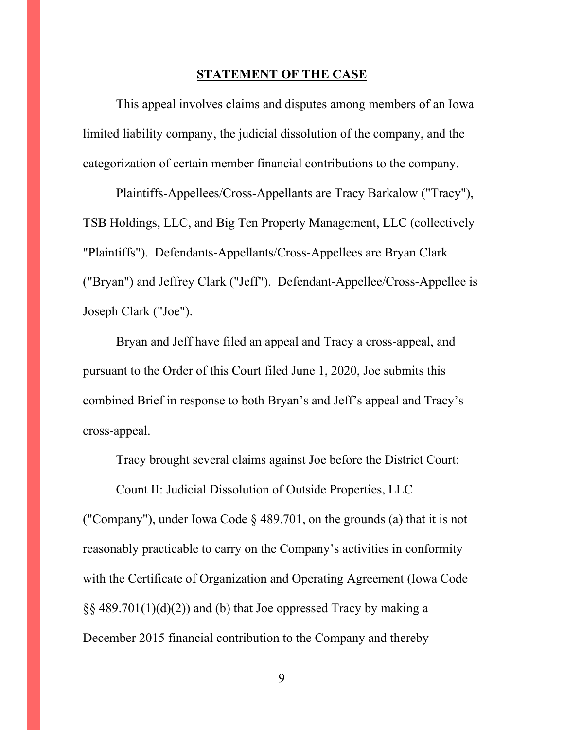## STATEMENT OF THE CASE

This appeal involves claims and disputes among members of an Iowa limited liability company, the judicial dissolution of the company, and the categorization of certain member financial contributions to the company.

Plaintiffs-Appellees/Cross-Appellants are Tracy Barkalow ("Tracy"), TSB Holdings, LLC, and Big Ten Property Management, LLC (collectively "Plaintiffs"). Defendants-Appellants/Cross-Appellees are Bryan Clark ("Bryan") and Jeffrey Clark ("Jeff"). Defendant-Appellee/Cross-Appellee is Joseph Clark ("Joe").

Bryan and Jeff have filed an appeal and Tracy a cross-appeal, and pursuant to the Order of this Court filed June 1, 2020, Joe submits this combined Brief in response to both Bryan's and Jeff's appeal and Tracy's cross-appeal.

Tracy brought several claims against Joe before the District Court:

Count II: Judicial Dissolution of Outside Properties, LLC ("Company"), under Iowa Code § 489.701, on the grounds (a) that it is not reasonably practicable to carry on the Company's activities in conformity with the Certificate of Organization and Operating Agreement (Iowa Code §§ 489.701(1)(d)(2)) and (b) that Joe oppressed Tracy by making a December 2015 financial contribution to the Company and thereby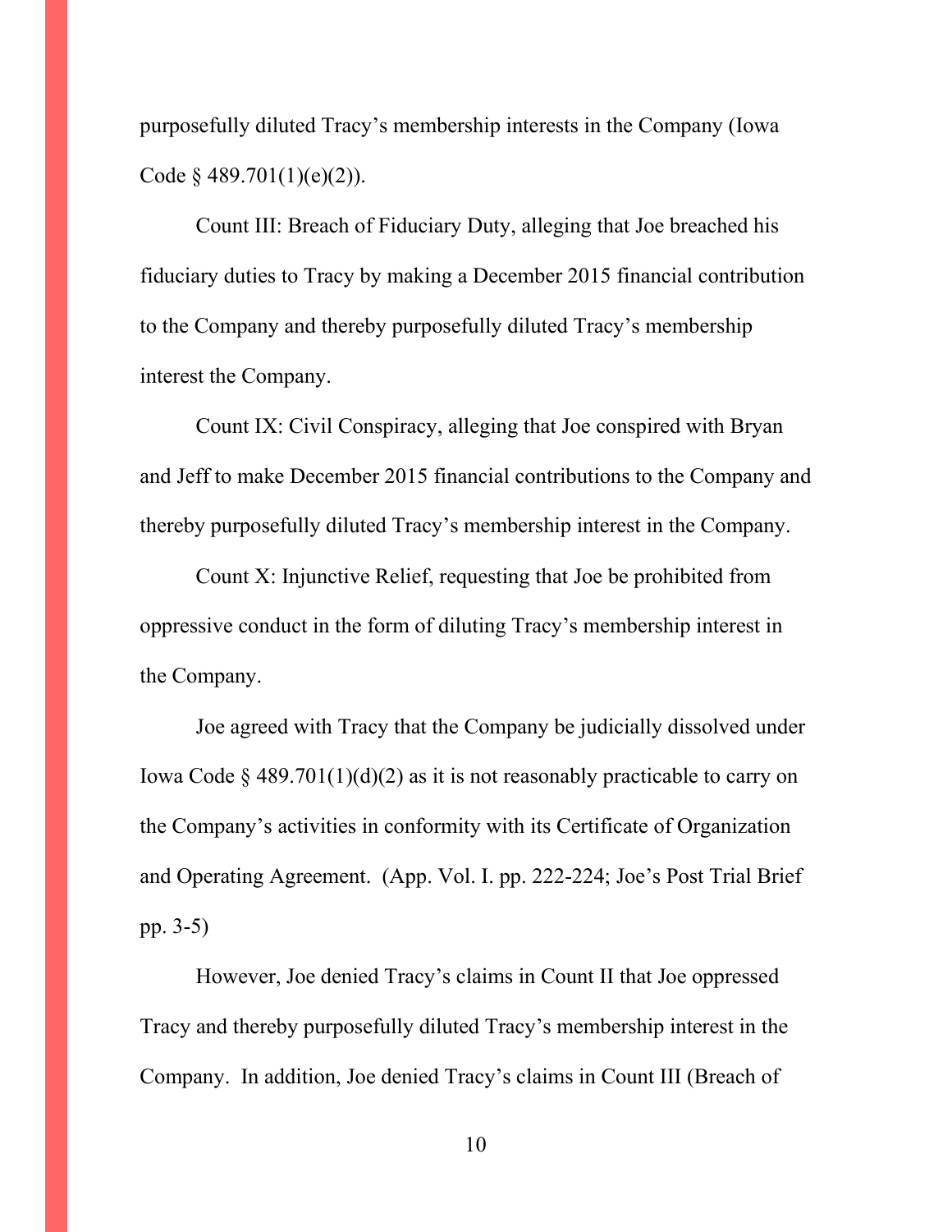purposefully diluted Tracy's membership interests in the Company (Iowa Code § 489.701(1)(e)(2)).

Count III: Breach of Fiduciary Duty, alleging that Joe breached his fiduciary duties to Tracy by making a December 2015 financial contribution to the Company and thereby purposefully diluted Tracy's membership interest the Company.

Count IX: Civil Conspiracy, alleging that Joe conspired with Bryan and Jeff to make December 2015 financial contributions to the Company and thereby purposefully diluted Tracy's membership interest in the Company.

Count X: Injunctive Relief, requesting that Joe be prohibited from oppressive conduct in the form of diluting Tracy's membership interest in the Company.

Joe agreed with Tracy that the Company be judicially dissolved under Iowa Code § 489.701(1)(d)(2) as it is not reasonably practicable to carry on the Company's activities in conformity with its Certificate of Organization and Operating Agreement. (App. Vol. I. pp. 222-224; Joe's Post Trial Brief pp. 3-5)

However, Joe denied Tracy's claims in Count II that Joe oppressed Tracy and thereby purposefully diluted Tracy's membership interest in the Company. In addition, Joe denied Tracy's claims in Count III (Breach of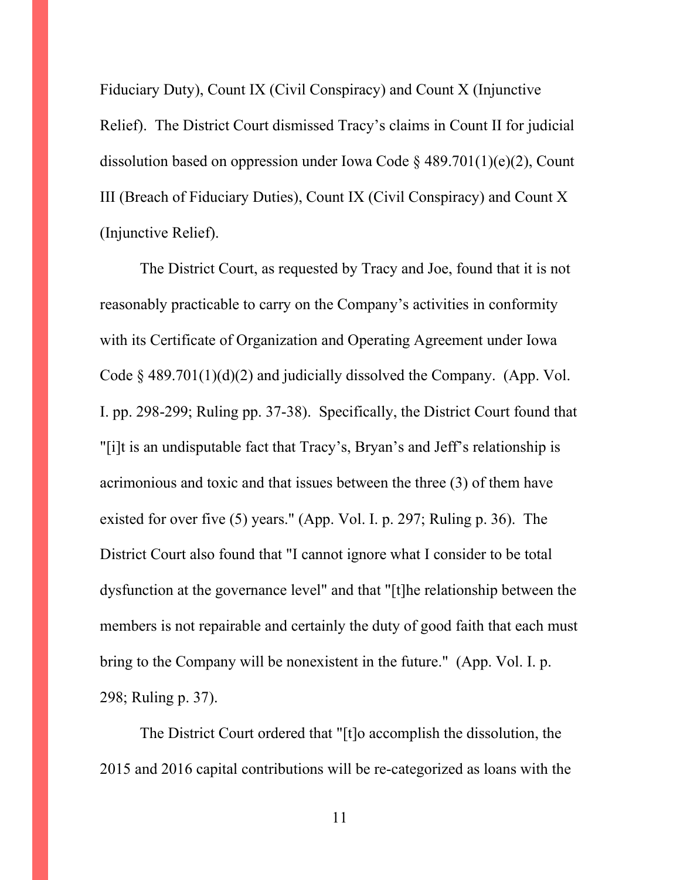Fiduciary Duty), Count IX (Civil Conspiracy) and Count X (Injunctive Relief). The District Court dismissed Tracy's claims in Count II for judicial dissolution based on oppression under Iowa Code § 489.701(1)(e)(2), Count III (Breach of Fiduciary Duties), Count IX (Civil Conspiracy) and Count X (Injunctive Relief).

The District Court, as requested by Tracy and Joe, found that it is not reasonably practicable to carry on the Company's activities in conformity with its Certificate of Organization and Operating Agreement under Iowa Code § 489.701(1)(d)(2) and judicially dissolved the Company. (App. Vol. I. pp. 298-299; Ruling pp. 37-38). Specifically, the District Court found that "[i]t is an undisputable fact that Tracy's, Bryan's and Jeff's relationship is acrimonious and toxic and that issues between the three (3) of them have existed for over five (5) years." (App. Vol. I. p. 297; Ruling p. 36). The District Court also found that "I cannot ignore what I consider to be total dysfunction at the governance level" and that "[t]he relationship between the members is not repairable and certainly the duty of good faith that each must bring to the Company will be nonexistent in the future." (App. Vol. I. p. 298; Ruling p. 37).

The District Court ordered that "[t]o accomplish the dissolution, the 2015 and 2016 capital contributions will be re-categorized as loans with the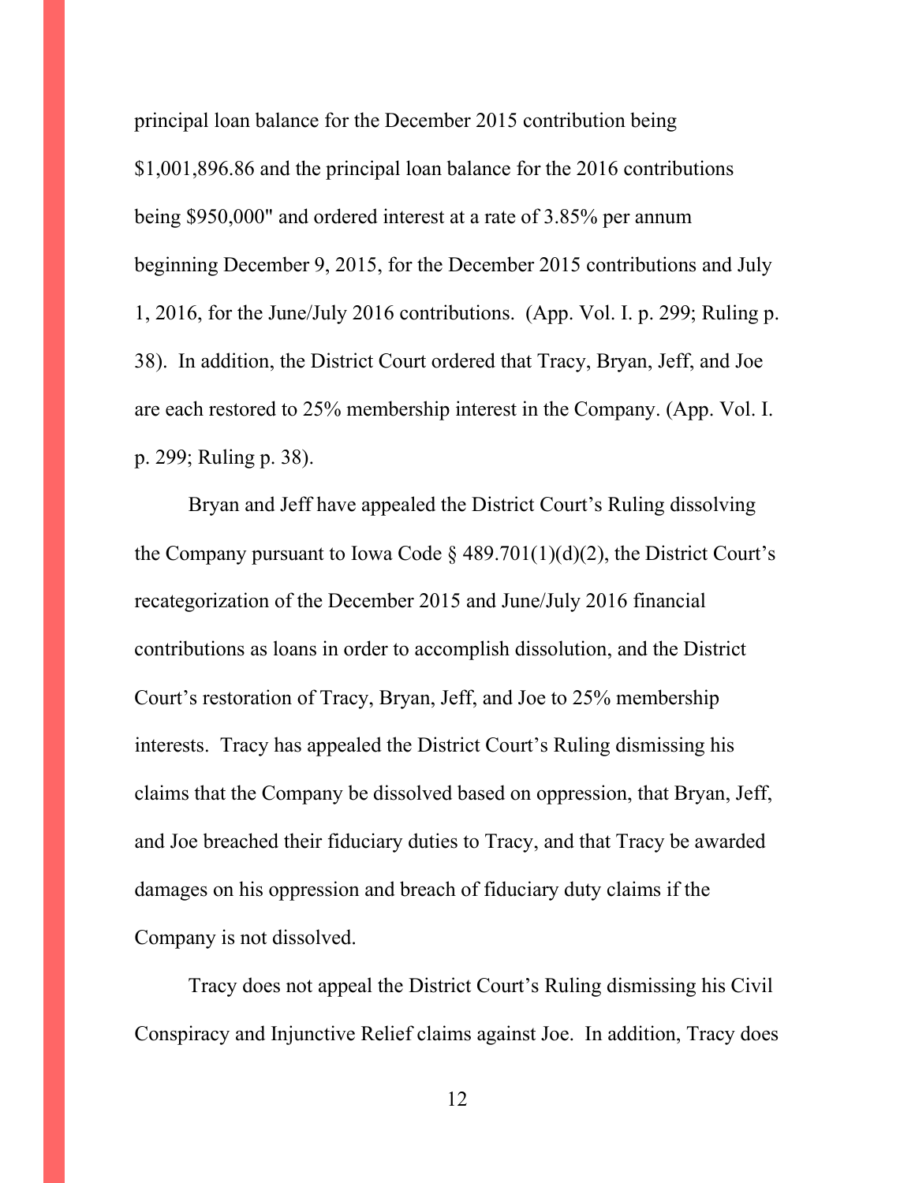principal loan balance for the December 2015 contribution being $1,001,896.86 and the principal loan balance for the 2016 contributions being $950,000" and ordered interest at a rate of 3.85% per annum beginning December 9, 2015, for the December 2015 contributions and July 1, 2016, for the June/July 2016 contributions. (App. Vol. I. p. 299; Ruling p. 38). In addition, the District Court ordered that Tracy, Bryan, Jeff, and Joe are each restored to 25% membership interest in the Company. (App. Vol. I. p. 299; Ruling p. 38).

Bryan and Jeff have appealed the District Court's Ruling dissolving the Company pursuant to Iowa Code § 489.701(1)(d)(2), the District Court's recategorization of the December 2015 and June/July 2016 financial contributions as loans in order to accomplish dissolution, and the District Court's restoration of Tracy, Bryan, Jeff, and Joe to 25% membership interests. Tracy has appealed the District Court's Ruling dismissing his claims that the Company be dissolved based on oppression, that Bryan, Jeff, and Joe breached their fiduciary duties to Tracy, and that Tracy be awarded damages on his oppression and breach of fiduciary duty claims if the Company is not dissolved.

Tracy does not appeal the District Court's Ruling dismissing his Civil Conspiracy and Injunctive Relief claims against Joe. In addition, Tracy does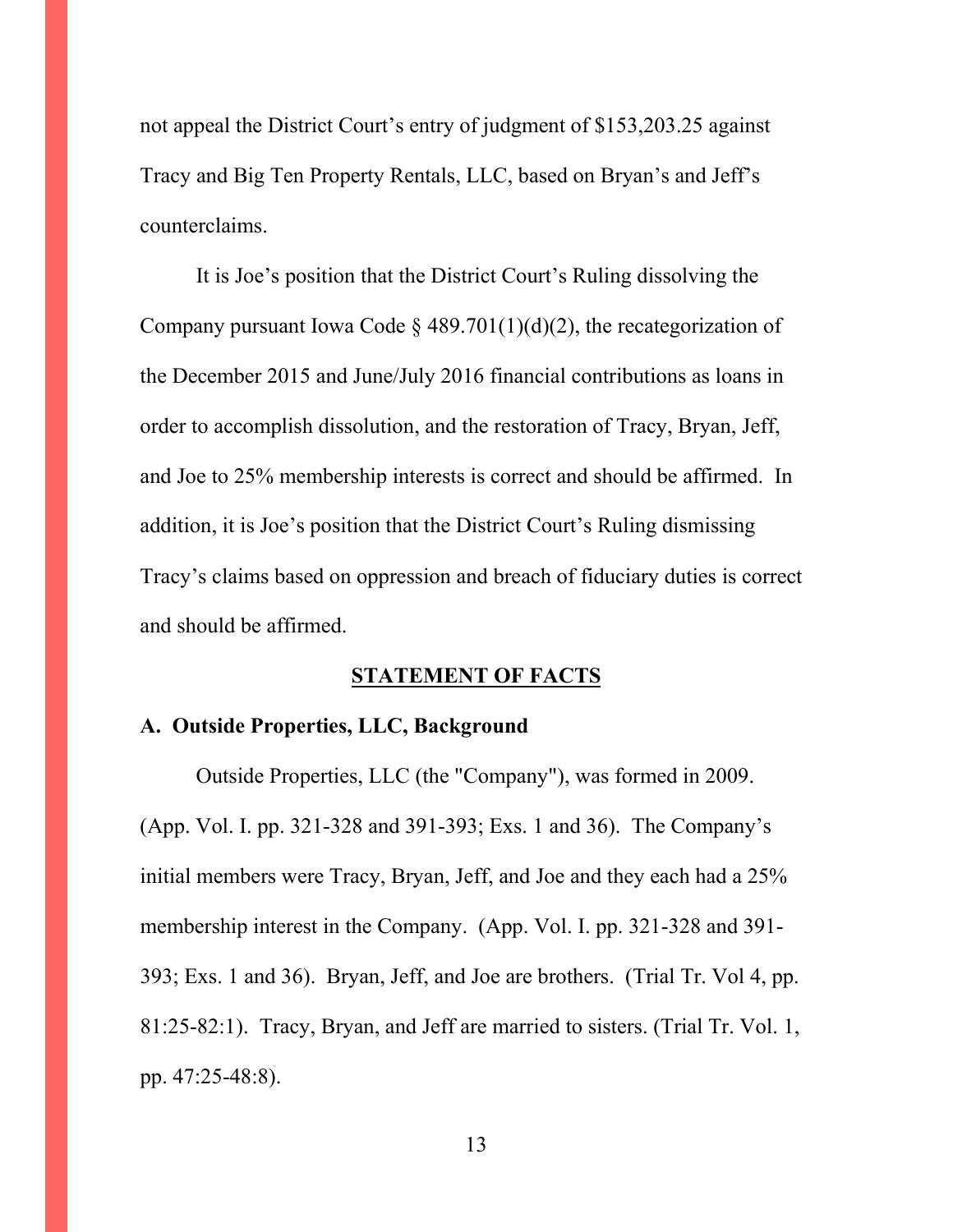not appeal the District Court's entry of judgment of $153,203.25 against Tracy and Big Ten Property Rentals, LLC, based on Bryan's and Jeff's counterclaims.

It is Joe's position that the District Court's Ruling dissolving the Company pursuant Iowa Code § 489.701(1)(d)(2), the recategorization of the December 2015 and June/July 2016 financial contributions as loans in order to accomplish dissolution, and the restoration of Tracy, Bryan, Jeff, and Joe to 25% membership interests is correct and should be affirmed. In addition, it is Joe's position that the District Court's Ruling dismissing Tracy's claims based on oppression and breach of fiduciary duties is correct and should be affirmed.

## STATEMENT OF FACTS

### A. Outside Properties, LLC, Background

Outside Properties, LLC (the "Company"), was formed in 2009. (App. Vol. I. pp. 321-328 and 391-393; Exs. 1 and 36). The Company's initial members were Tracy, Bryan, Jeff, and Joe and they each had a 25% membership interest in the Company. (App. Vol. I. pp. 321-328 and 391-393; Exs. 1 and 36). Bryan, Jeff, and Joe are brothers. (Trial Tr. Vol 4, pp. 81:25-82:1). Tracy, Bryan, and Jeff are married to sisters. (Trial Tr. Vol. 1, pp. 47:25-48:8).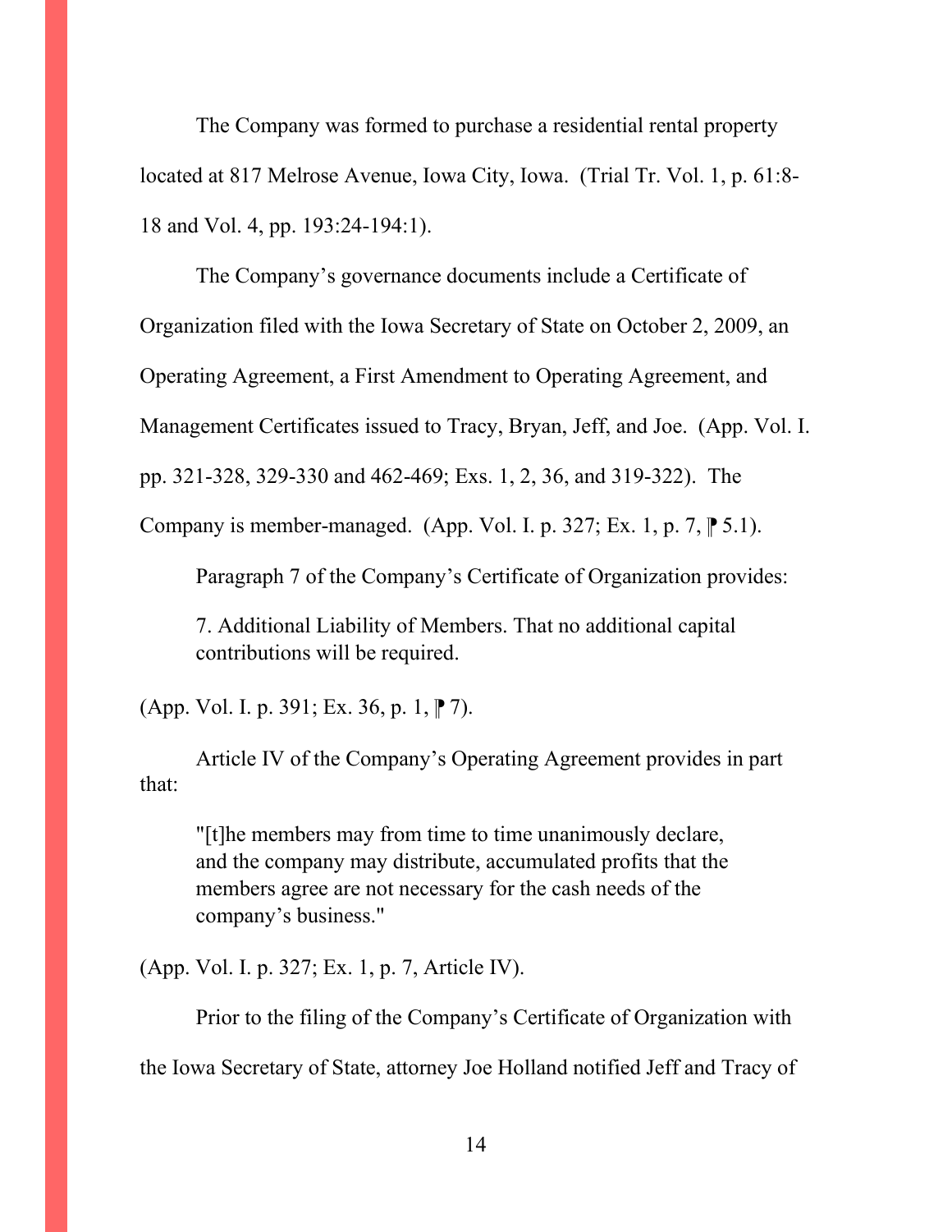The Company was formed to purchase a residential rental property located at 817 Melrose Avenue, Iowa City, Iowa. (Trial Tr. Vol. 1, p. 61:8-18 and Vol. 4, pp. 193:24-194:1).

The Company's governance documents include a Certificate of Organization filed with the Iowa Secretary of State on October 2, 2009, an Operating Agreement, a First Amendment to Operating Agreement, and Management Certificates issued to Tracy, Bryan, Jeff, and Joe. (App. Vol. I. pp. 321-328, 329-330 and 462-469; Exs. 1, 2, 36, and 319-322). The Company is member-managed. (App. Vol. I. p. 327; Ex. 1, p. 7, ⁋ 5.1).

Paragraph 7 of the Company's Certificate of Organization provides:

> 7. Additional Liability of Members. That no additional capital contributions will be required.

(App. Vol. I. p. 391; Ex. 36, p. 1, ⁋ 7).

Article IV of the Company's Operating Agreement provides in part that:

> "[t]he members may from time to time unanimously declare, and the company may distribute, accumulated profits that the members agree are not necessary for the cash needs of the company's business."

(App. Vol. I. p. 327; Ex. 1, p. 7, Article IV).

Prior to the filing of the Company's Certificate of Organization with the Iowa Secretary of State, attorney Joe Holland notified Jeff and Tracy of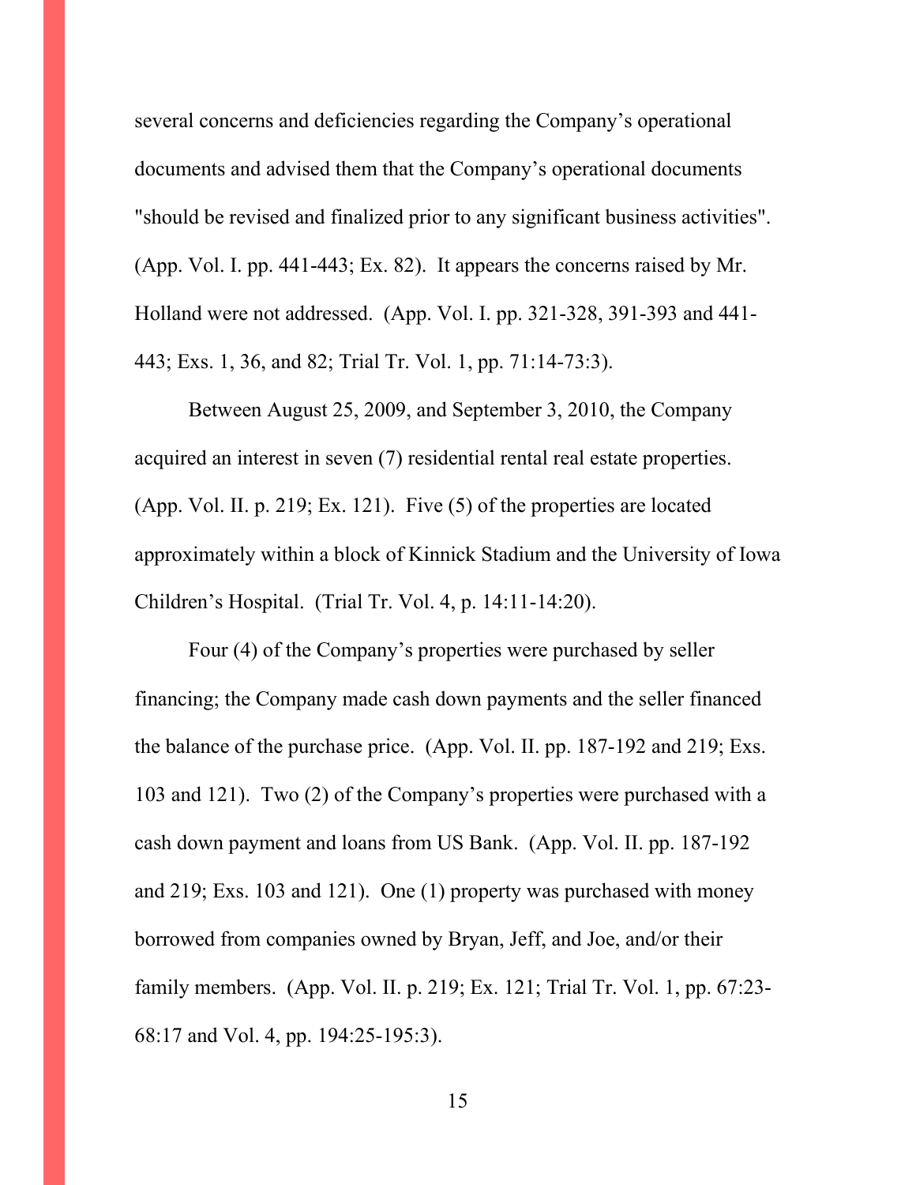several concerns and deficiencies regarding the Company's operational documents and advised them that the Company's operational documents "should be revised and finalized prior to any significant business activities". (App. Vol. I. pp. 441-443; Ex. 82). It appears the concerns raised by Mr. Holland were not addressed. (App. Vol. I. pp. 321-328, 391-393 and 441-443; Exs. 1, 36, and 82; Trial Tr. Vol. 1, pp. 71:14-73:3).

Between August 25, 2009, and September 3, 2010, the Company acquired an interest in seven (7) residential rental real estate properties. (App. Vol. II. p. 219; Ex. 121). Five (5) of the properties are located approximately within a block of Kinnick Stadium and the University of Iowa Children's Hospital. (Trial Tr. Vol. 4, p. 14:11-14:20).

Four (4) of the Company's properties were purchased by seller financing; the Company made cash down payments and the seller financed the balance of the purchase price. (App. Vol. II. pp. 187-192 and 219; Exs. 103 and 121). Two (2) of the Company's properties were purchased with a cash down payment and loans from US Bank. (App. Vol. II. pp. 187-192 and 219; Exs. 103 and 121). One (1) property was purchased with money borrowed from companies owned by Bryan, Jeff, and Joe, and/or their family members. (App. Vol. II. p. 219; Ex. 121; Trial Tr. Vol. 1, pp. 67:23-68:17 and Vol. 4, pp. 194:25-195:3).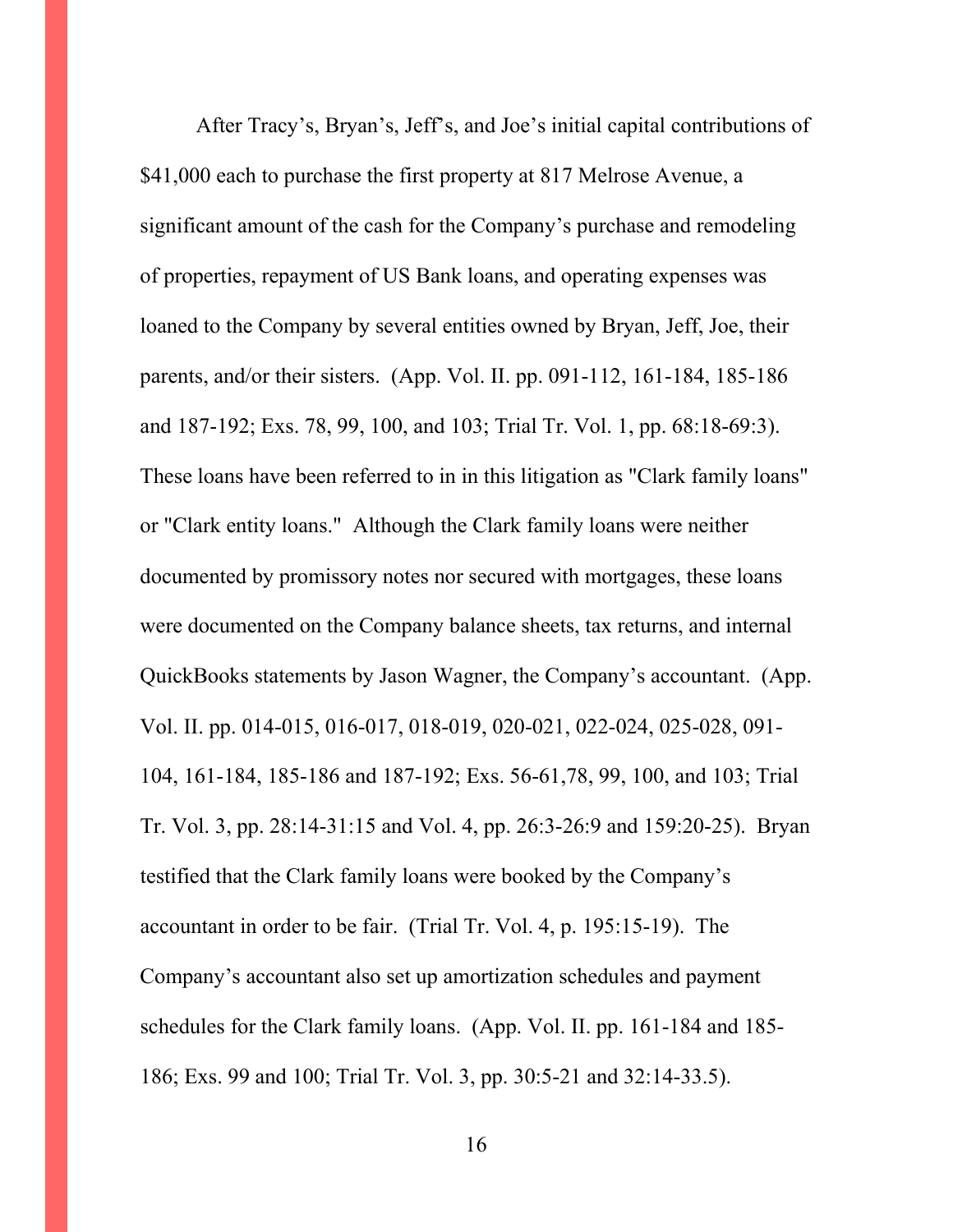After Tracy's, Bryan's, Jeff's, and Joe's initial capital contributions of $41,000 each to purchase the first property at 817 Melrose Avenue, a significant amount of the cash for the Company's purchase and remodeling of properties, repayment of US Bank loans, and operating expenses was loaned to the Company by several entities owned by Bryan, Jeff, Joe, their parents, and/or their sisters. (App. Vol. II. pp. 091-112, 161-184, 185-186 and 187-192; Exs. 78, 99, 100, and 103; Trial Tr. Vol. 1, pp. 68:18-69:3). These loans have been referred to in in this litigation as "Clark family loans" or "Clark entity loans." Although the Clark family loans were neither documented by promissory notes nor secured with mortgages, these loans were documented on the Company balance sheets, tax returns, and internal QuickBooks statements by Jason Wagner, the Company's accountant. (App. Vol. II. pp. 014-015, 016-017, 018-019, 020-021, 022-024, 025-028, 091-104, 161-184, 185-186 and 187-192; Exs. 56-61,78, 99, 100, and 103; Trial Tr. Vol. 3, pp. 28:14-31:15 and Vol. 4, pp. 26:3-26:9 and 159:20-25). Bryan testified that the Clark family loans were booked by the Company's accountant in order to be fair. (Trial Tr. Vol. 4, p. 195:15-19). The Company's accountant also set up amortization schedules and payment schedules for the Clark family loans. (App. Vol. II. pp. 161-184 and 185-186; Exs. 99 and 100; Trial Tr. Vol. 3, pp. 30:5-21 and 32:14-33.5).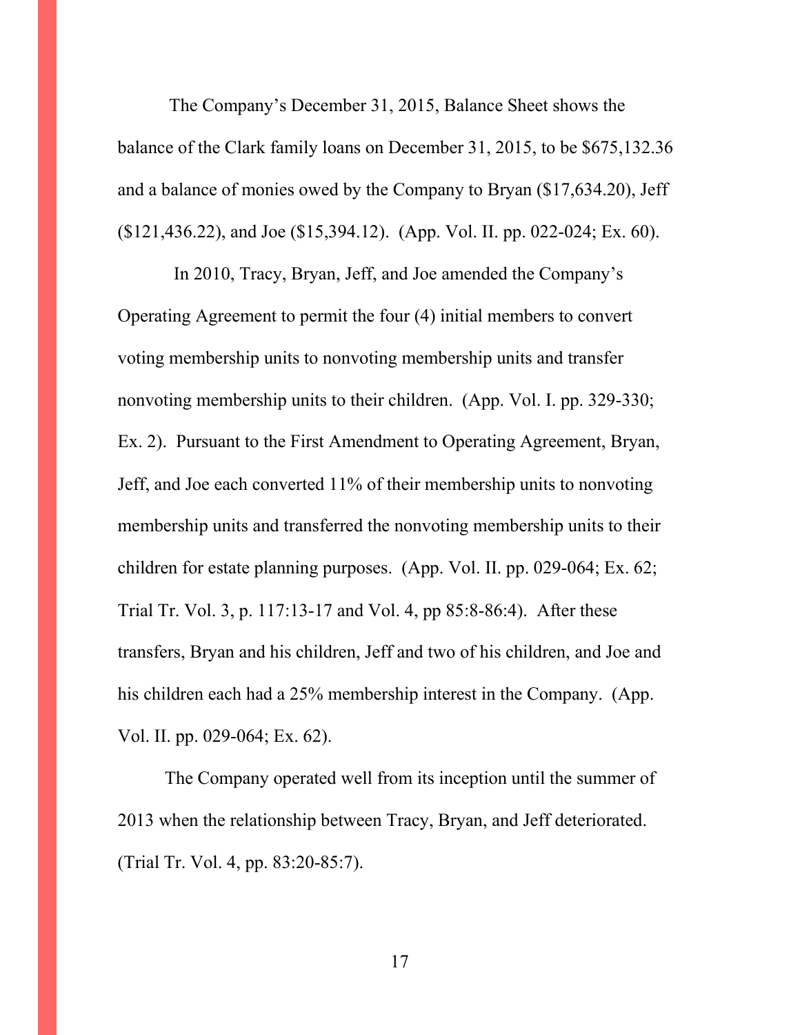The Company's December 31, 2015, Balance Sheet shows the balance of the Clark family loans on December 31, 2015, to be $675,132.36 and a balance of monies owed by the Company to Bryan ($17,634.20), Jeff ($121,436.22), and Joe ($15,394.12). (App. Vol. II. pp. 022-024; Ex. 60).

In 2010, Tracy, Bryan, Jeff, and Joe amended the Company's Operating Agreement to permit the four (4) initial members to convert voting membership units to nonvoting membership units and transfer nonvoting membership units to their children. (App. Vol. I. pp. 329-330; Ex. 2). Pursuant to the First Amendment to Operating Agreement, Bryan, Jeff, and Joe each converted 11% of their membership units to nonvoting membership units and transferred the nonvoting membership units to their children for estate planning purposes. (App. Vol. II. pp. 029-064; Ex. 62; Trial Tr. Vol. 3, p. 117:13-17 and Vol. 4, pp 85:8-86:4). After these transfers, Bryan and his children, Jeff and two of his children, and Joe and his children each had a 25% membership interest in the Company. (App. Vol. II. pp. 029-064; Ex. 62).

The Company operated well from its inception until the summer of 2013 when the relationship between Tracy, Bryan, and Jeff deteriorated. (Trial Tr. Vol. 4, pp. 83:20-85:7).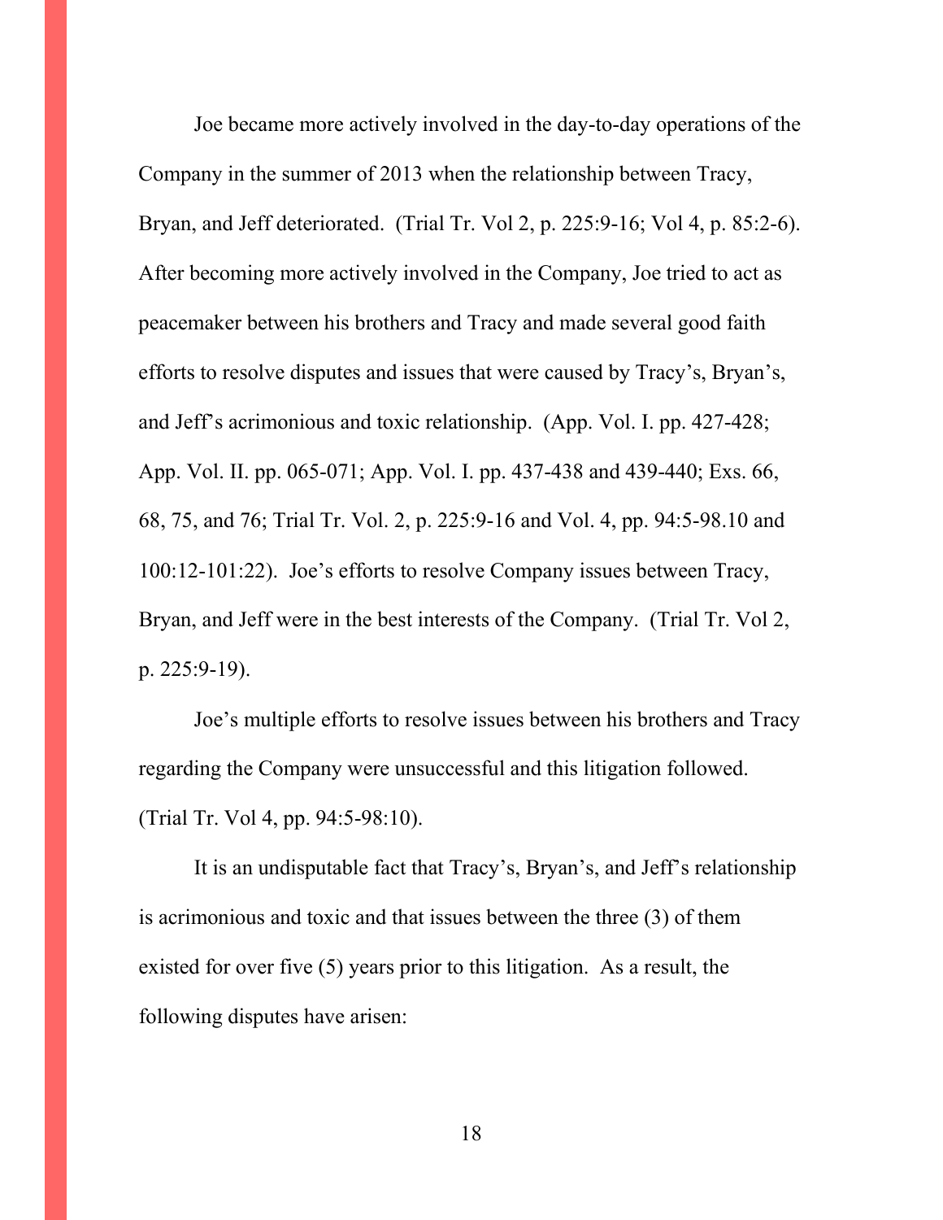Joe became more actively involved in the day-to-day operations of the Company in the summer of 2013 when the relationship between Tracy, Bryan, and Jeff deteriorated. (Trial Tr. Vol 2, p. 225:9-16; Vol 4, p. 85:2-6). After becoming more actively involved in the Company, Joe tried to act as peacemaker between his brothers and Tracy and made several good faith efforts to resolve disputes and issues that were caused by Tracy's, Bryan's, and Jeff's acrimonious and toxic relationship. (App. Vol. I. pp. 427-428; App. Vol. II. pp. 065-071; App. Vol. I. pp. 437-438 and 439-440; Exs. 66, 68, 75, and 76; Trial Tr. Vol. 2, p. 225:9-16 and Vol. 4, pp. 94:5-98.10 and 100:12-101:22). Joe's efforts to resolve Company issues between Tracy, Bryan, and Jeff were in the best interests of the Company. (Trial Tr. Vol 2, p. 225:9-19).

Joe's multiple efforts to resolve issues between his brothers and Tracy regarding the Company were unsuccessful and this litigation followed. (Trial Tr. Vol 4, pp. 94:5-98:10).

It is an undisputable fact that Tracy's, Bryan's, and Jeff's relationship is acrimonious and toxic and that issues between the three (3) of them existed for over five (5) years prior to this litigation. As a result, the following disputes have arisen: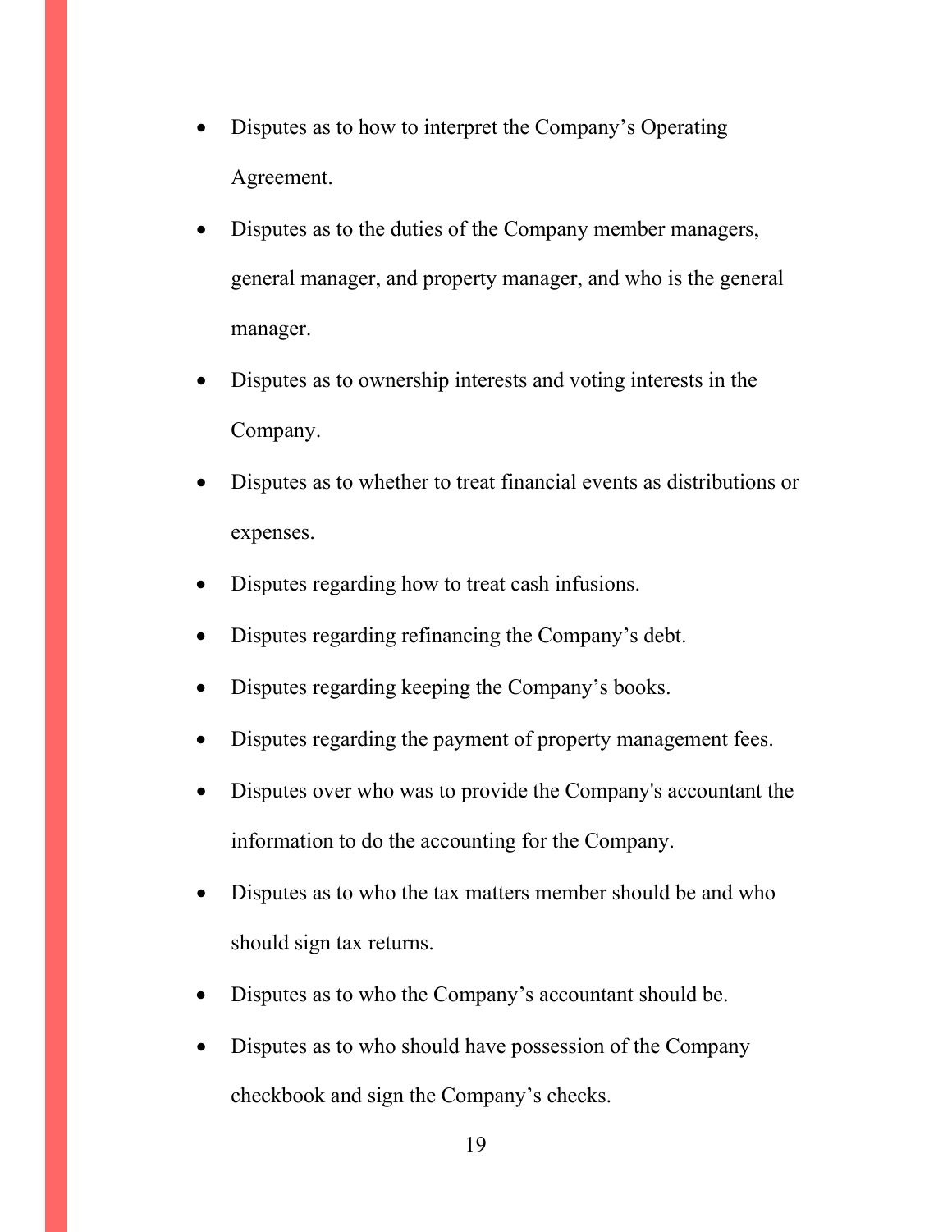- Disputes as to how to interpret the Company’s Operating Agreement.
- Disputes as to the duties of the Company member managers, general manager, and property manager, and who is the general manager.
- Disputes as to ownership interests and voting interests in the Company.
- Disputes as to whether to treat financial events as distributions or expenses.
- Disputes regarding how to treat cash infusions.
- Disputes regarding refinancing the Company’s debt.
- Disputes regarding keeping the Company’s books.
- Disputes regarding the payment of property management fees.
- Disputes over who was to provide the Company's accountant the information to do the accounting for the Company.
- Disputes as to who the tax matters member should be and who should sign tax returns.
- Disputes as to who the Company’s accountant should be.
- Disputes as to who should have possession of the Company checkbook and sign the Company’s checks.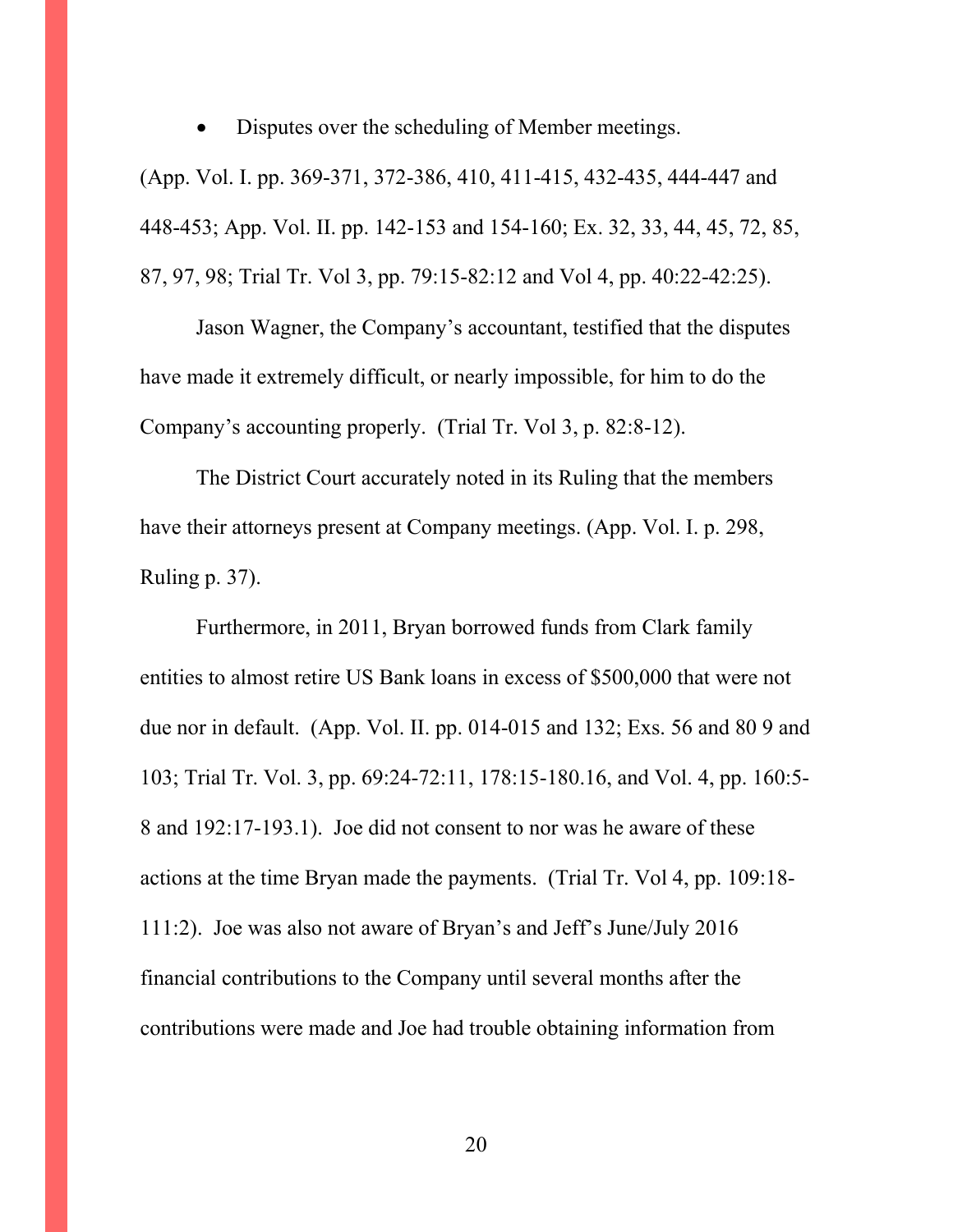- Disputes over the scheduling of Member meetings.

(App. Vol. I. pp. 369-371, 372-386, 410, 411-415, 432-435, 444-447 and 448-453; App. Vol. II. pp. 142-153 and 154-160; Ex. 32, 33, 44, 45, 72, 85, 87, 97, 98; Trial Tr. Vol 3, pp. 79:15-82:12 and Vol 4, pp. 40:22-42:25).

Jason Wagner, the Company's accountant, testified that the disputes have made it extremely difficult, or nearly impossible, for him to do the Company's accounting properly. (Trial Tr. Vol 3, p. 82:8-12).

The District Court accurately noted in its Ruling that the members have their attorneys present at Company meetings. (App. Vol. I. p. 298, Ruling p. 37).

Furthermore, in 2011, Bryan borrowed funds from Clark family entities to almost retire US Bank loans in excess of $500,000 that were not due nor in default. (App. Vol. II. pp. 014-015 and 132; Exs. 56 and 80 9 and 103; Trial Tr. Vol. 3, pp. 69:24-72:11, 178:15-180.16, and Vol. 4, pp. 160:5-8 and 192:17-193.1). Joe did not consent to nor was he aware of these actions at the time Bryan made the payments. (Trial Tr. Vol 4, pp. 109:18-111:2). Joe was also not aware of Bryan's and Jeff's June/July 2016 financial contributions to the Company until several months after the contributions were made and Joe had trouble obtaining information from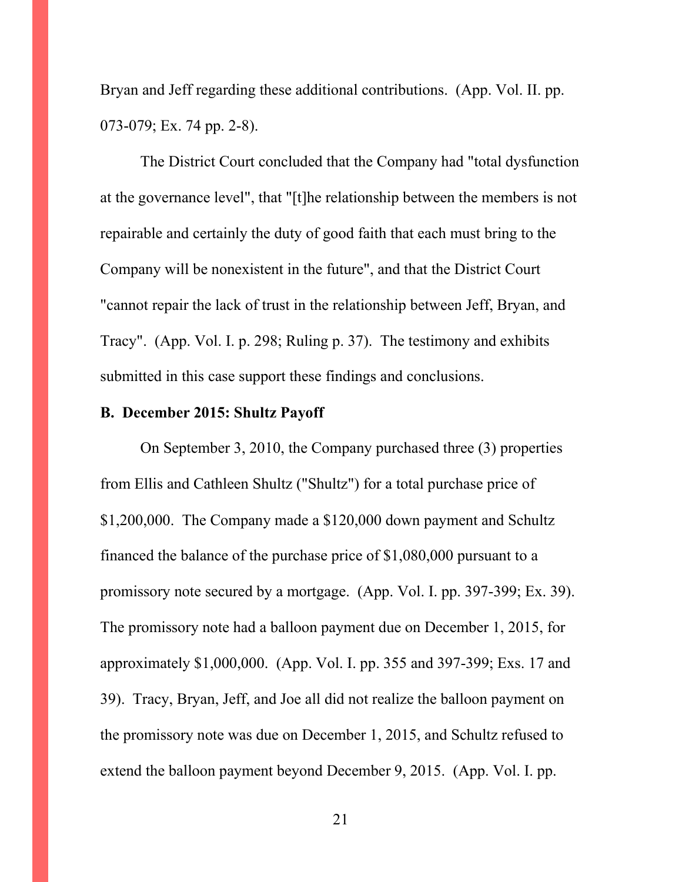Bryan and Jeff regarding these additional contributions. (App. Vol. II. pp. 073-079; Ex. 74 pp. 2-8).

The District Court concluded that the Company had "total dysfunction at the governance level", that "[t]he relationship between the members is not repairable and certainly the duty of good faith that each must bring to the Company will be nonexistent in the future", and that the District Court "cannot repair the lack of trust in the relationship between Jeff, Bryan, and Tracy". (App. Vol. I. p. 298; Ruling p. 37). The testimony and exhibits submitted in this case support these findings and conclusions.

**B. December 2015: Shultz Payoff**

On September 3, 2010, the Company purchased three (3) properties from Ellis and Cathleen Shultz ("Shultz") for a total purchase price of $1,200,000. The Company made a $120,000 down payment and Schultz financed the balance of the purchase price of $1,080,000 pursuant to a promissory note secured by a mortgage. (App. Vol. I. pp. 397-399; Ex. 39). The promissory note had a balloon payment due on December 1, 2015, for approximately $1,000,000. (App. Vol. I. pp. 355 and 397-399; Exs. 17 and 39). Tracy, Bryan, Jeff, and Joe all did not realize the balloon payment on the promissory note was due on December 1, 2015, and Schultz refused to extend the balloon payment beyond December 9, 2015. (App. Vol. I. pp.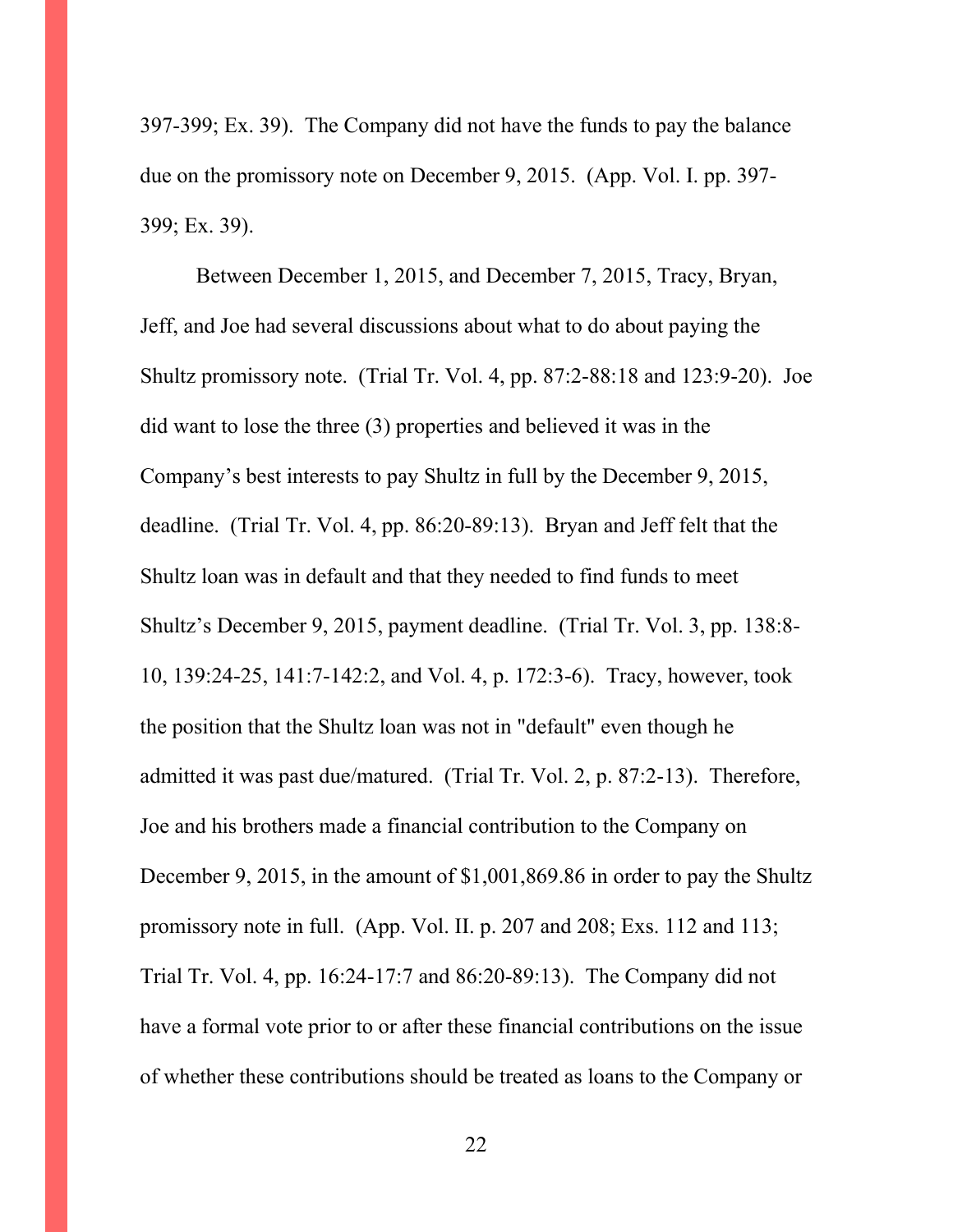397-399; Ex. 39). The Company did not have the funds to pay the balance due on the promissory note on December 9, 2015. (App. Vol. I. pp. 397-399; Ex. 39).

Between December 1, 2015, and December 7, 2015, Tracy, Bryan, Jeff, and Joe had several discussions about what to do about paying the Shultz promissory note. (Trial Tr. Vol. 4, pp. 87:2-88:18 and 123:9-20). Joe did want to lose the three (3) properties and believed it was in the Company's best interests to pay Shultz in full by the December 9, 2015, deadline. (Trial Tr. Vol. 4, pp. 86:20-89:13). Bryan and Jeff felt that the Shultz loan was in default and that they needed to find funds to meet Shultz's December 9, 2015, payment deadline. (Trial Tr. Vol. 3, pp. 138:8-10, 139:24-25, 141:7-142:2, and Vol. 4, p. 172:3-6). Tracy, however, took the position that the Shultz loan was not in "default" even though he admitted it was past due/matured. (Trial Tr. Vol. 2, p. 87:2-13). Therefore, Joe and his brothers made a financial contribution to the Company on December 9, 2015, in the amount of $1,001,869.86 in order to pay the Shultz promissory note in full. (App. Vol. II. p. 207 and 208; Exs. 112 and 113; Trial Tr. Vol. 4, pp. 16:24-17:7 and 86:20-89:13). The Company did not have a formal vote prior to or after these financial contributions on the issue of whether these contributions should be treated as loans to the Company or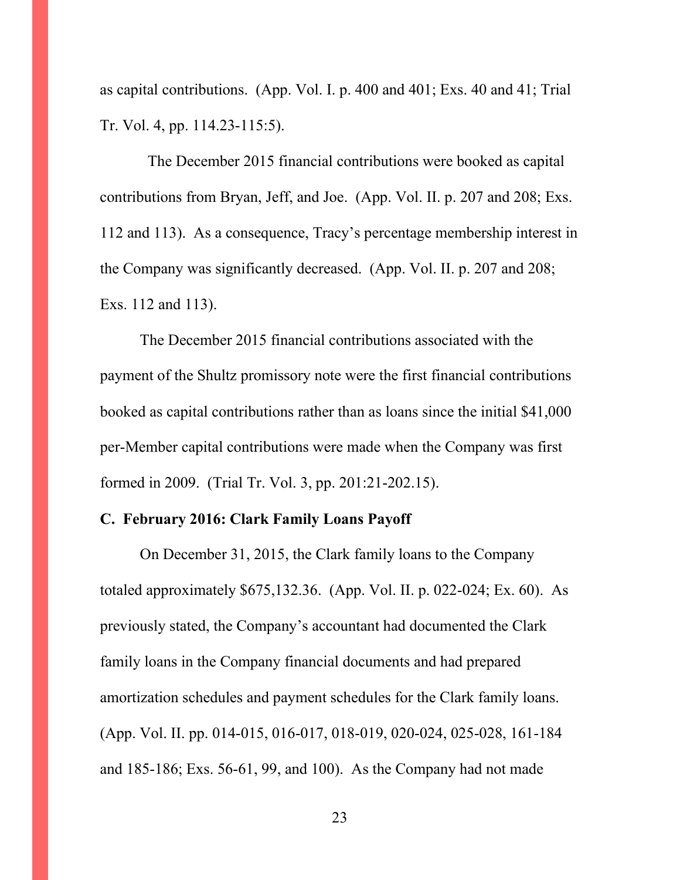as capital contributions. (App. Vol. I. p. 400 and 401; Exs. 40 and 41; Trial Tr. Vol. 4, pp. 114.23-115:5).

The December 2015 financial contributions were booked as capital contributions from Bryan, Jeff, and Joe. (App. Vol. II. p. 207 and 208; Exs. 112 and 113). As a consequence, Tracy's percentage membership interest in the Company was significantly decreased. (App. Vol. II. p. 207 and 208; Exs. 112 and 113).

The December 2015 financial contributions associated with the payment of the Shultz promissory note were the first financial contributions booked as capital contributions rather than as loans since the initial $41,000 per-Member capital contributions were made when the Company was first formed in 2009. (Trial Tr. Vol. 3, pp. 201:21-202.15).

**C. February 2016: Clark Family Loans Payoff**

On December 31, 2015, the Clark family loans to the Company totaled approximately $675,132.36. (App. Vol. II. p. 022-024; Ex. 60). As previously stated, the Company's accountant had documented the Clark family loans in the Company financial documents and had prepared amortization schedules and payment schedules for the Clark family loans. (App. Vol. II. pp. 014-015, 016-017, 018-019, 020-024, 025-028, 161-184 and 185-186; Exs. 56-61, 99, and 100). As the Company had not made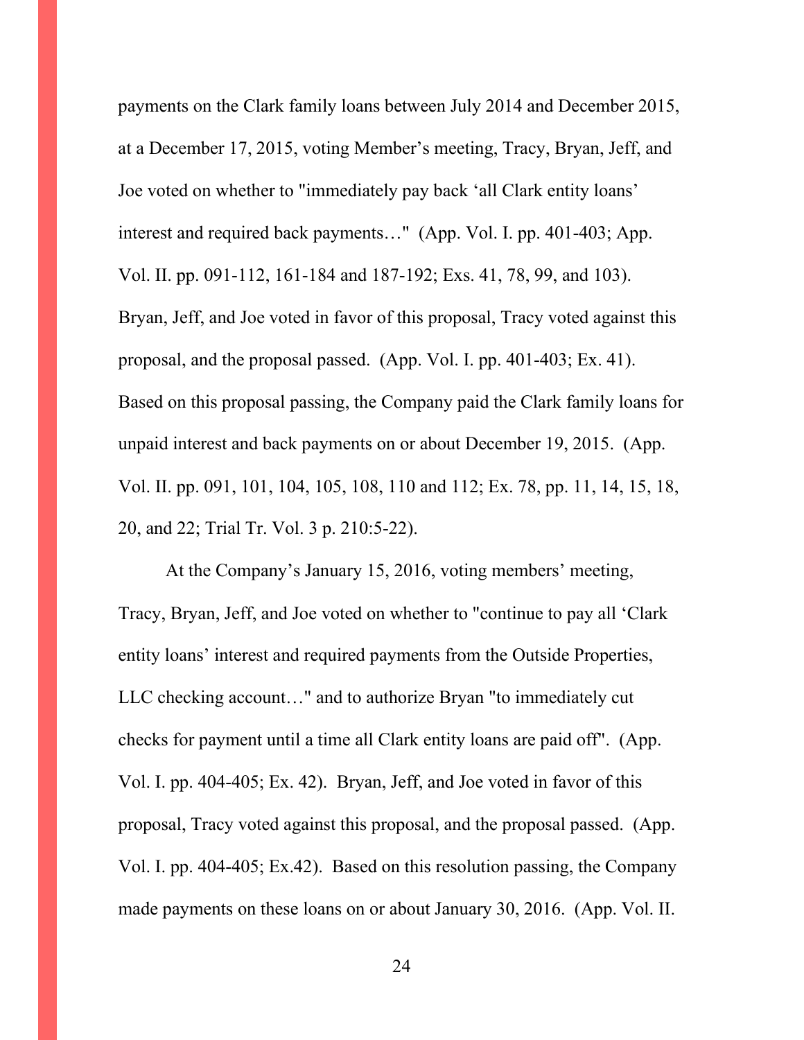payments on the Clark family loans between July 2014 and December 2015, at a December 17, 2015, voting Member's meeting, Tracy, Bryan, Jeff, and Joe voted on whether to "immediately pay back 'all Clark entity loans' interest and required back payments…" (App. Vol. I. pp. 401-403; App. Vol. II. pp. 091-112, 161-184 and 187-192; Exs. 41, 78, 99, and 103). Bryan, Jeff, and Joe voted in favor of this proposal, Tracy voted against this proposal, and the proposal passed. (App. Vol. I. pp. 401-403; Ex. 41). Based on this proposal passing, the Company paid the Clark family loans for unpaid interest and back payments on or about December 19, 2015. (App. Vol. II. pp. 091, 101, 104, 105, 108, 110 and 112; Ex. 78, pp. 11, 14, 15, 18, 20, and 22; Trial Tr. Vol. 3 p. 210:5-22).

At the Company's January 15, 2016, voting members' meeting, Tracy, Bryan, Jeff, and Joe voted on whether to "continue to pay all 'Clark entity loans' interest and required payments from the Outside Properties, LLC checking account…" and to authorize Bryan "to immediately cut checks for payment until a time all Clark entity loans are paid off". (App. Vol. I. pp. 404-405; Ex. 42). Bryan, Jeff, and Joe voted in favor of this proposal, Tracy voted against this proposal, and the proposal passed. (App. Vol. I. pp. 404-405; Ex.42). Based on this resolution passing, the Company made payments on these loans on or about January 30, 2016. (App. Vol. II.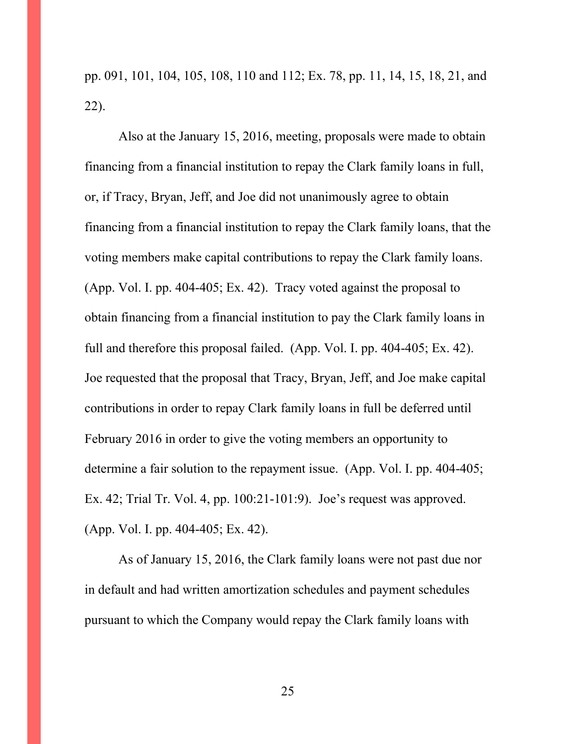pp. 091, 101, 104, 105, 108, 110 and 112; Ex. 78, pp. 11, 14, 15, 18, 21, and 22).

Also at the January 15, 2016, meeting, proposals were made to obtain financing from a financial institution to repay the Clark family loans in full, or, if Tracy, Bryan, Jeff, and Joe did not unanimously agree to obtain financing from a financial institution to repay the Clark family loans, that the voting members make capital contributions to repay the Clark family loans. (App. Vol. I. pp. 404-405; Ex. 42). Tracy voted against the proposal to obtain financing from a financial institution to pay the Clark family loans in full and therefore this proposal failed. (App. Vol. I. pp. 404-405; Ex. 42). Joe requested that the proposal that Tracy, Bryan, Jeff, and Joe make capital contributions in order to repay Clark family loans in full be deferred until February 2016 in order to give the voting members an opportunity to determine a fair solution to the repayment issue. (App. Vol. I. pp. 404-405; Ex. 42; Trial Tr. Vol. 4, pp. 100:21-101:9). Joe's request was approved. (App. Vol. I. pp. 404-405; Ex. 42).

As of January 15, 2016, the Clark family loans were not past due nor in default and had written amortization schedules and payment schedules pursuant to which the Company would repay the Clark family loans with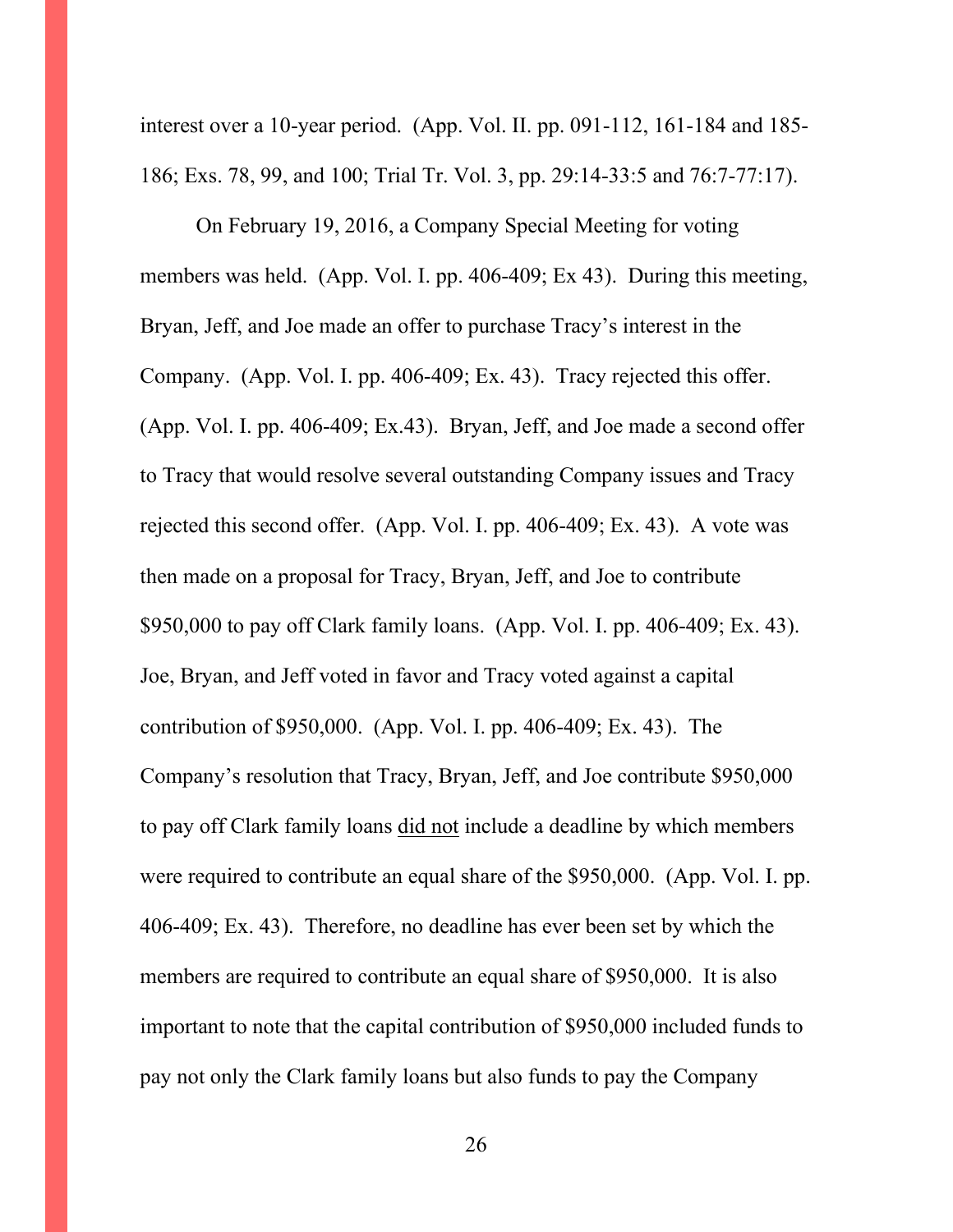interest over a 10-year period. (App. Vol. II. pp. 091-112, 161-184 and 185-186; Exs. 78, 99, and 100; Trial Tr. Vol. 3, pp. 29:14-33:5 and 76:7-77:17).

On February 19, 2016, a Company Special Meeting for voting members was held. (App. Vol. I. pp. 406-409; Ex 43). During this meeting, Bryan, Jeff, and Joe made an offer to purchase Tracy's interest in the Company. (App. Vol. I. pp. 406-409; Ex. 43). Tracy rejected this offer. (App. Vol. I. pp. 406-409; Ex.43). Bryan, Jeff, and Joe made a second offer to Tracy that would resolve several outstanding Company issues and Tracy rejected this second offer. (App. Vol. I. pp. 406-409; Ex. 43). A vote was then made on a proposal for Tracy, Bryan, Jeff, and Joe to contribute \$950,000 to pay off Clark family loans. (App. Vol. I. pp. 406-409; Ex. 43). Joe, Bryan, and Jeff voted in favor and Tracy voted against a capital contribution of \$950,000. (App. Vol. I. pp. 406-409; Ex. 43). The Company's resolution that Tracy, Bryan, Jeff, and Joe contribute \$950,000 to pay off Clark family loans <u>did not</u> include a deadline by which members were required to contribute an equal share of the \$950,000. (App. Vol. I. pp. 406-409; Ex. 43). Therefore, no deadline has ever been set by which the members are required to contribute an equal share of \$950,000. It is also important to note that the capital contribution of \$950,000 included funds to pay not only the Clark family loans but also funds to pay the Company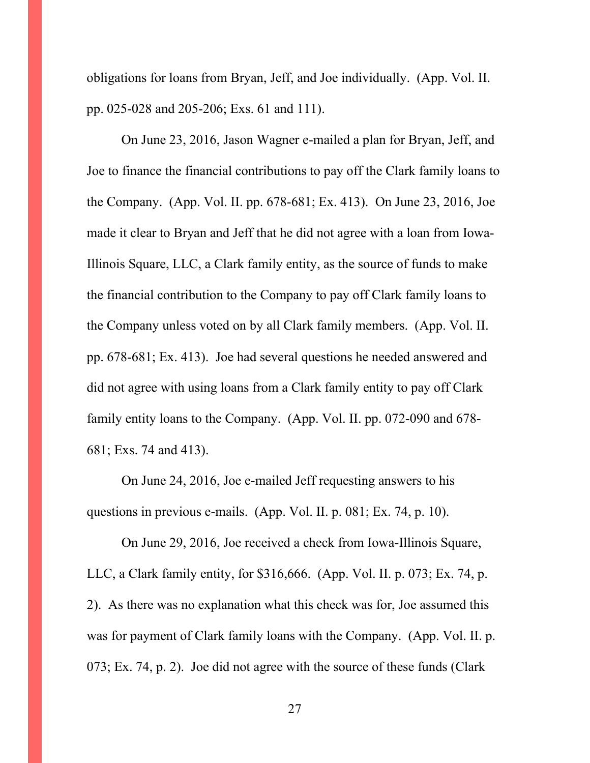obligations for loans from Bryan, Jeff, and Joe individually. (App. Vol. II. pp. 025-028 and 205-206; Exs. 61 and 111).

On June 23, 2016, Jason Wagner e-mailed a plan for Bryan, Jeff, and Joe to finance the financial contributions to pay off the Clark family loans to the Company. (App. Vol. II. pp. 678-681; Ex. 413). On June 23, 2016, Joe made it clear to Bryan and Jeff that he did not agree with a loan from Iowa-Illinois Square, LLC, a Clark family entity, as the source of funds to make the financial contribution to the Company to pay off Clark family loans to the Company unless voted on by all Clark family members. (App. Vol. II. pp. 678-681; Ex. 413). Joe had several questions he needed answered and did not agree with using loans from a Clark family entity to pay off Clark family entity loans to the Company. (App. Vol. II. pp. 072-090 and 678-681; Exs. 74 and 413).

On June 24, 2016, Joe e-mailed Jeff requesting answers to his questions in previous e-mails. (App. Vol. II. p. 081; Ex. 74, p. 10).

On June 29, 2016, Joe received a check from Iowa-Illinois Square, LLC, a Clark family entity, for $316,666. (App. Vol. II. p. 073; Ex. 74, p. 2). As there was no explanation what this check was for, Joe assumed this was for payment of Clark family loans with the Company. (App. Vol. II. p. 073; Ex. 74, p. 2). Joe did not agree with the source of these funds (Clark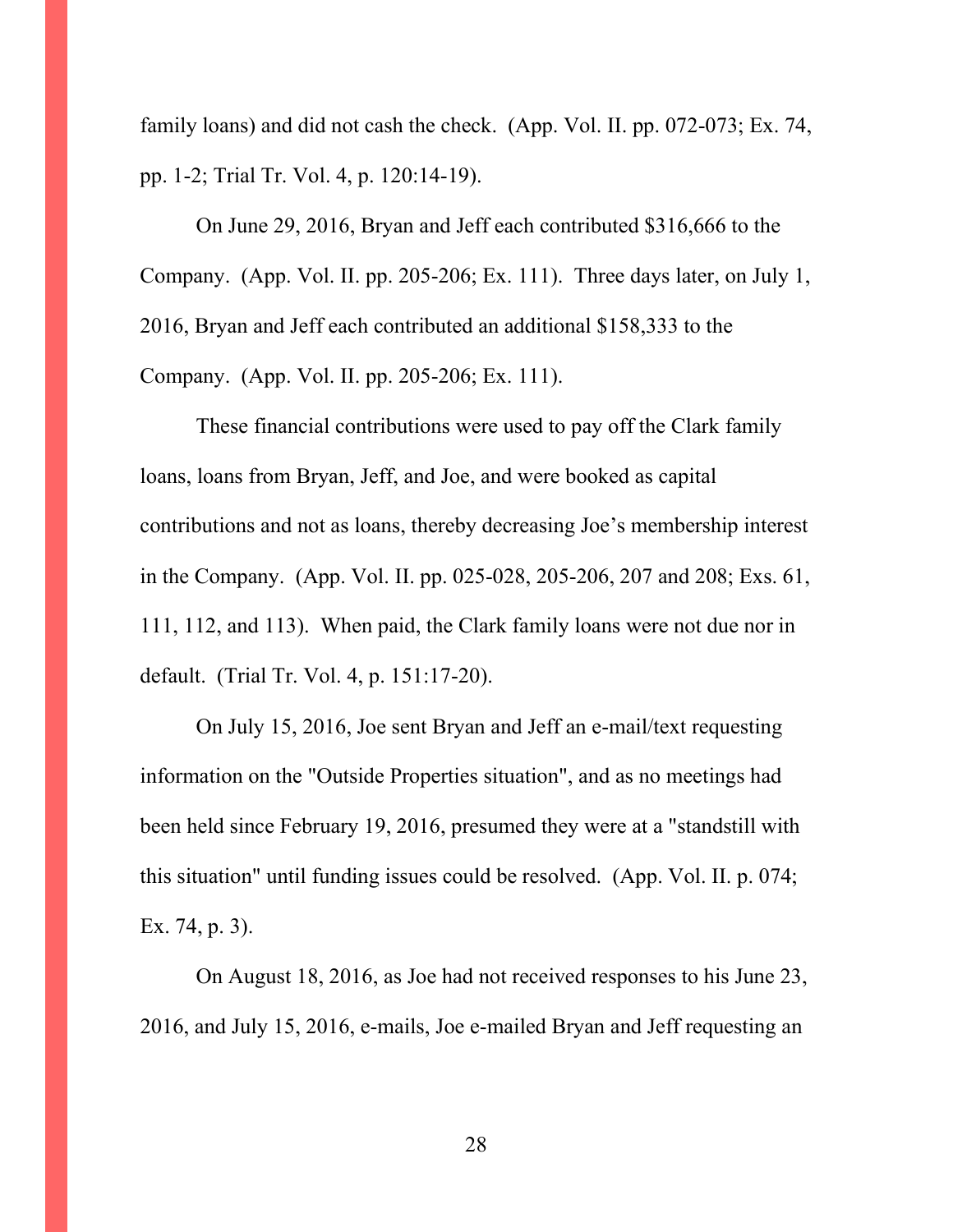family loans) and did not cash the check. (App. Vol. II. pp. 072-073; Ex. 74, pp. 1-2; Trial Tr. Vol. 4, p. 120:14-19).

On June 29, 2016, Bryan and Jeff each contributed $316,666 to the Company. (App. Vol. II. pp. 205-206; Ex. 111). Three days later, on July 1, 2016, Bryan and Jeff each contributed an additional $158,333 to the Company. (App. Vol. II. pp. 205-206; Ex. 111).

These financial contributions were used to pay off the Clark family loans, loans from Bryan, Jeff, and Joe, and were booked as capital contributions and not as loans, thereby decreasing Joe's membership interest in the Company. (App. Vol. II. pp. 025-028, 205-206, 207 and 208; Exs. 61, 111, 112, and 113). When paid, the Clark family loans were not due nor in default. (Trial Tr. Vol. 4, p. 151:17-20).

On July 15, 2016, Joe sent Bryan and Jeff an e-mail/text requesting information on the "Outside Properties situation", and as no meetings had been held since February 19, 2016, presumed they were at a "standstill with this situation" until funding issues could be resolved. (App. Vol. II. p. 074; Ex. 74, p. 3).

On August 18, 2016, as Joe had not received responses to his June 23, 2016, and July 15, 2016, e-mails, Joe e-mailed Bryan and Jeff requesting an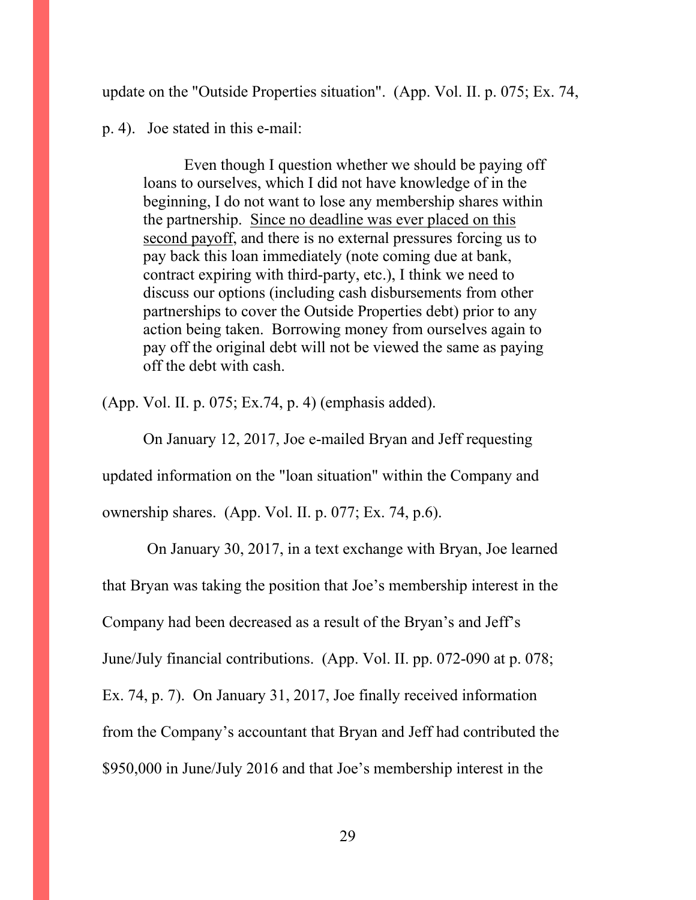update on the "Outside Properties situation". (App. Vol. II. p. 075; Ex. 74, p. 4). Joe stated in this e-mail:

> Even though I question whether we should be paying off loans to ourselves, which I did not have knowledge of in the beginning, I do not want to lose any membership shares within the partnership. <u>Since no deadline was ever placed on this second payoff</u>, and there is no external pressures forcing us to pay back this loan immediately (note coming due at bank, contract expiring with third-party, etc.), I think we need to discuss our options (including cash disbursements from other partnerships to cover the Outside Properties debt) prior to any action being taken. Borrowing money from ourselves again to pay off the original debt will not be viewed the same as paying off the debt with cash.

(App. Vol. II. p. 075; Ex.74, p. 4) (emphasis added).

On January 12, 2017, Joe e-mailed Bryan and Jeff requesting updated information on the "loan situation" within the Company and ownership shares. (App. Vol. II. p. 077; Ex. 74, p.6).

On January 30, 2017, in a text exchange with Bryan, Joe learned that Bryan was taking the position that Joe's membership interest in the Company had been decreased as a result of the Bryan's and Jeff's June/July financial contributions. (App. Vol. II. pp. 072-090 at p. 078; Ex. 74, p. 7). On January 31, 2017, Joe finally received information from the Company's accountant that Bryan and Jeff had contributed the $950,000 in June/July 2016 and that Joe's membership interest in the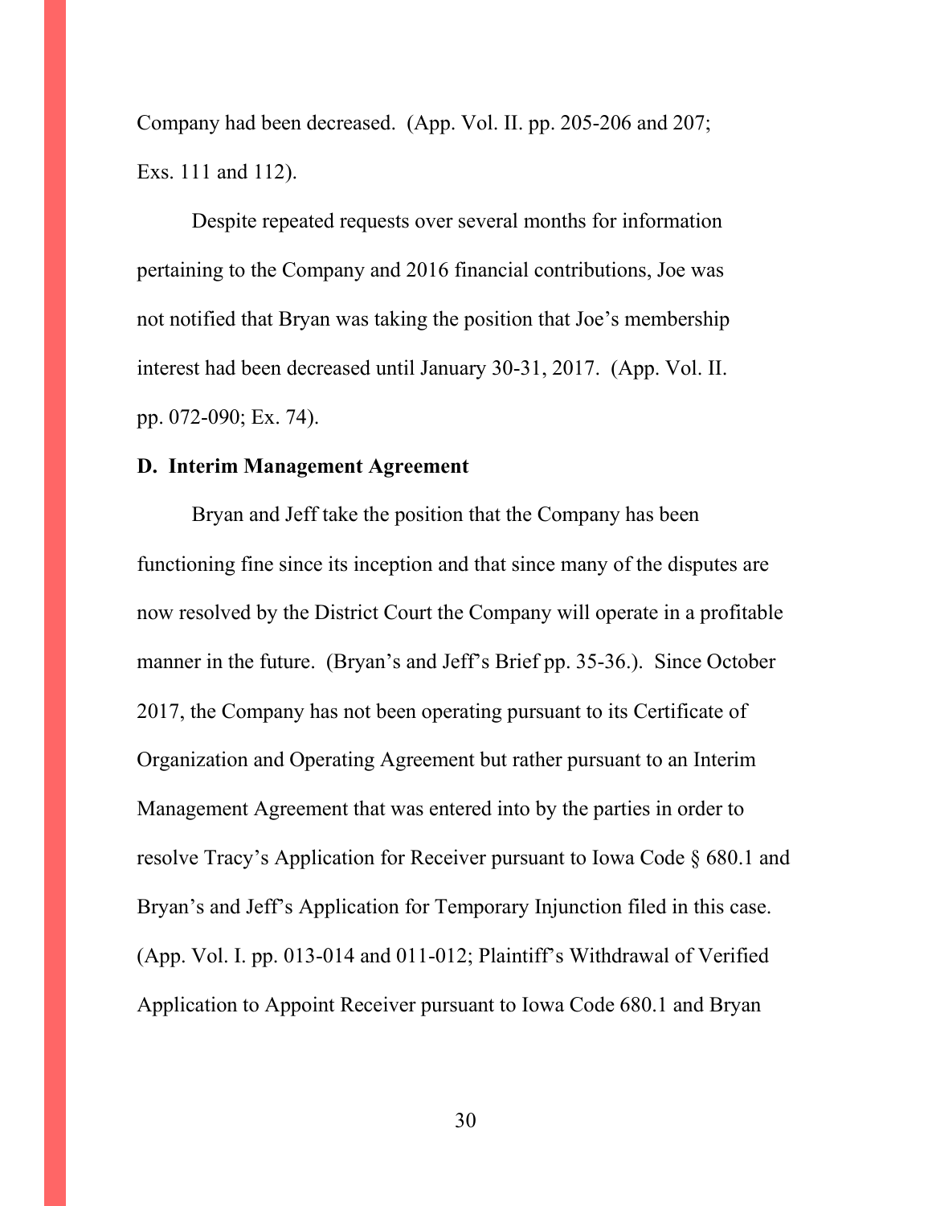Company had been decreased. (App. Vol. II. pp. 205-206 and 207; Exs. 111 and 112).

Despite repeated requests over several months for information pertaining to the Company and 2016 financial contributions, Joe was not notified that Bryan was taking the position that Joe's membership interest had been decreased until January 30-31, 2017. (App. Vol. II. pp. 072-090; Ex. 74).

**D. Interim Management Agreement**

Bryan and Jeff take the position that the Company has been functioning fine since its inception and that since many of the disputes are now resolved by the District Court the Company will operate in a profitable manner in the future. (Bryan's and Jeff's Brief pp. 35-36.). Since October 2017, the Company has not been operating pursuant to its Certificate of Organization and Operating Agreement but rather pursuant to an Interim Management Agreement that was entered into by the parties in order to resolve Tracy's Application for Receiver pursuant to Iowa Code § 680.1 and Bryan's and Jeff's Application for Temporary Injunction filed in this case. (App. Vol. I. pp. 013-014 and 011-012; Plaintiff's Withdrawal of Verified Application to Appoint Receiver pursuant to Iowa Code 680.1 and Bryan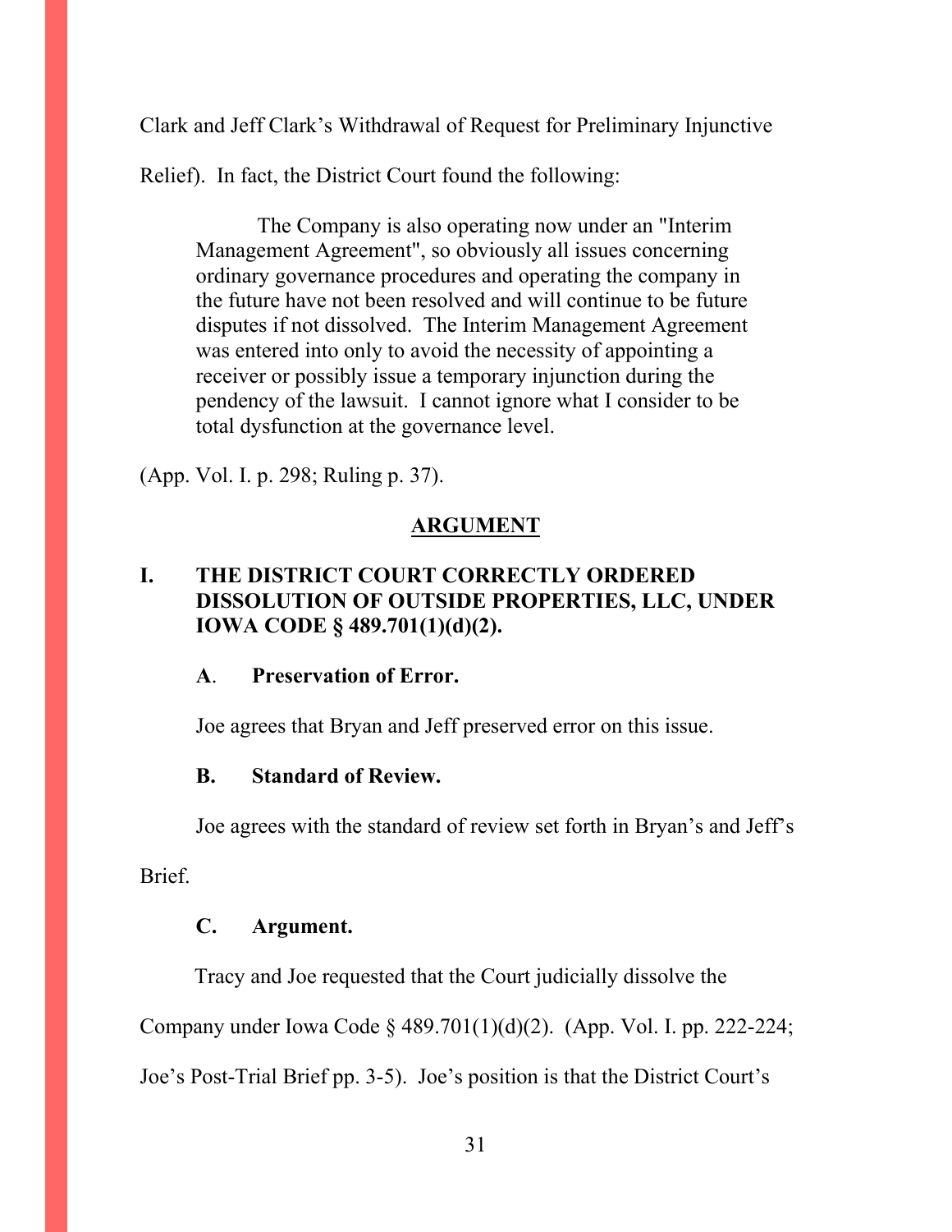Clark and Jeff Clark's Withdrawal of Request for Preliminary Injunctive Relief). In fact, the District Court found the following:

> The Company is also operating now under an "Interim Management Agreement", so obviously all issues concerning ordinary governance procedures and operating the company in the future have not been resolved and will continue to be future disputes if not dissolved. The Interim Management Agreement was entered into only to avoid the necessity of appointing a receiver or possibly issue a temporary injunction during the pendency of the lawsuit. I cannot ignore what I consider to be total dysfunction at the governance level.

(App. Vol. I. p. 298; Ruling p. 37).

## ARGUMENT

### I. THE DISTRICT COURT CORRECTLY ORDERED DISSOLUTION OF OUTSIDE PROPERTIES, LLC, UNDER IOWA CODE § 489.701(1)(d)(2).

#### A. Preservation of Error.

Joe agrees that Bryan and Jeff preserved error on this issue.

#### B. Standard of Review.

Joe agrees with the standard of review set forth in Bryan's and Jeff's Brief.

#### C. Argument.

Tracy and Joe requested that the Court judicially dissolve the Company under Iowa Code § 489.701(1)(d)(2). (App. Vol. I. pp. 222-224; Joe's Post-Trial Brief pp. 3-5). Joe's position is that the District Court's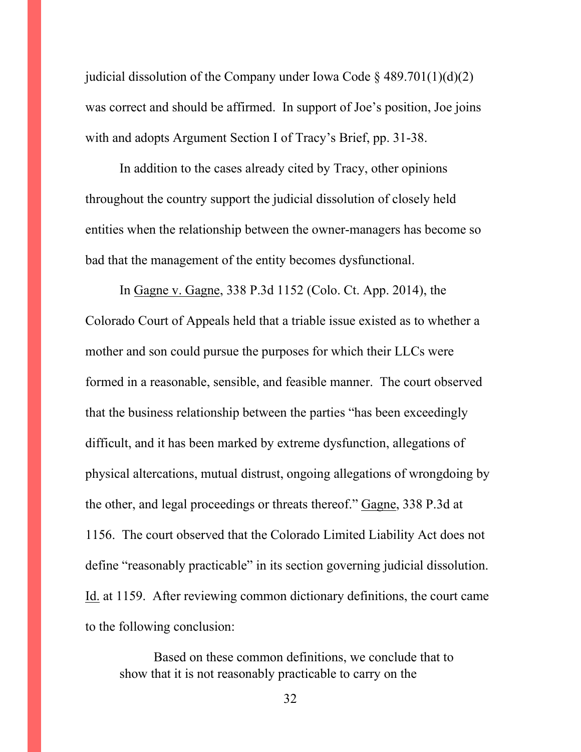judicial dissolution of the Company under Iowa Code § 489.701(1)(d)(2) was correct and should be affirmed. In support of Joe's position, Joe joins with and adopts Argument Section I of Tracy's Brief, pp. 31-38.

In addition to the cases already cited by Tracy, other opinions throughout the country support the judicial dissolution of closely held entities when the relationship between the owner-managers has become so bad that the management of the entity becomes dysfunctional.

In Gagne v. Gagne, 338 P.3d 1152 (Colo. Ct. App. 2014), the Colorado Court of Appeals held that a triable issue existed as to whether a mother and son could pursue the purposes for which their LLCs were formed in a reasonable, sensible, and feasible manner. The court observed that the business relationship between the parties "has been exceedingly difficult, and it has been marked by extreme dysfunction, allegations of physical altercations, mutual distrust, ongoing allegations of wrongdoing by the other, and legal proceedings or threats thereof." Gagne, 338 P.3d at 1156. The court observed that the Colorado Limited Liability Act does not define "reasonably practicable" in its section governing judicial dissolution. Id. at 1159. After reviewing common dictionary definitions, the court came to the following conclusion:

> Based on these common definitions, we conclude that to show that it is not reasonably practicable to carry on the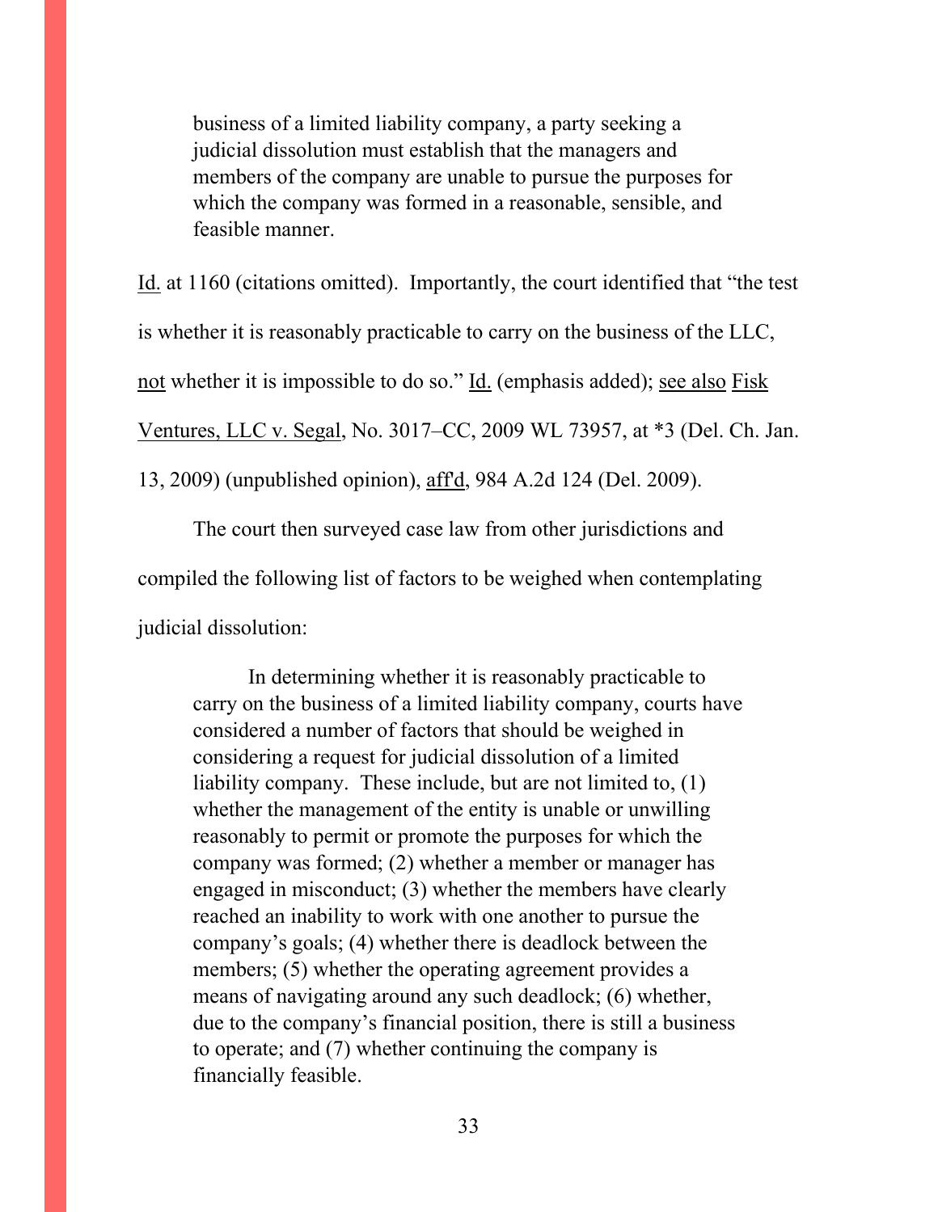> business of a limited liability company, a party seeking a judicial dissolution must establish that the managers and members of the company are unable to pursue the purposes for which the company was formed in a reasonable, sensible, and feasible manner.

Id. at 1160 (citations omitted). Importantly, the court identified that "the test is whether it is reasonably practicable to carry on the business of the LLC, not whether it is impossible to do so." Id. (emphasis added); see also Fisk Ventures, LLC v. Segal, No. 3017–CC, 2009 WL 73957, at *3 (Del. Ch. Jan. 13, 2009) (unpublished opinion), aff'd, 984 A.2d 124 (Del. 2009).

The court then surveyed case law from other jurisdictions and compiled the following list of factors to be weighed when contemplating judicial dissolution:

> In determining whether it is reasonably practicable to carry on the business of a limited liability company, courts have considered a number of factors that should be weighed in considering a request for judicial dissolution of a limited liability company. These include, but are not limited to, (1) whether the management of the entity is unable or unwilling reasonably to permit or promote the purposes for which the company was formed; (2) whether a member or manager has engaged in misconduct; (3) whether the members have clearly reached an inability to work with one another to pursue the company's goals; (4) whether there is deadlock between the members; (5) whether the operating agreement provides a means of navigating around any such deadlock; (6) whether, due to the company's financial position, there is still a business to operate; and (7) whether continuing the company is financially feasible.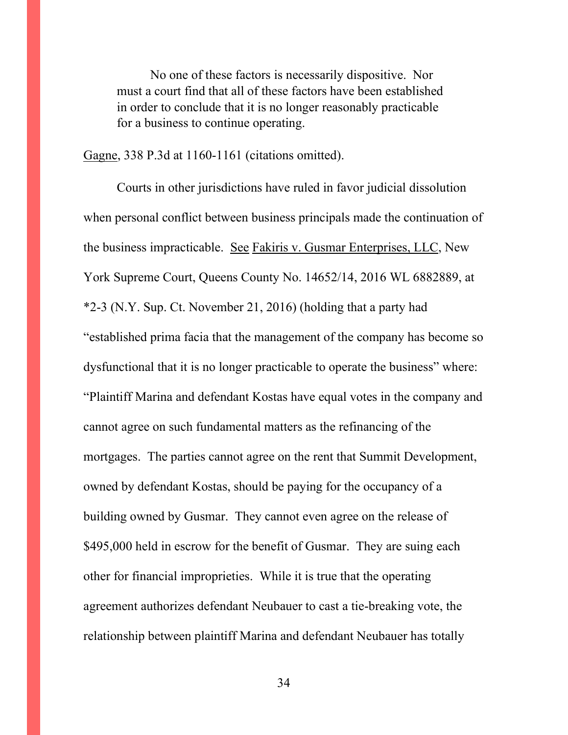> No one of these factors is necessarily dispositive. Nor must a court find that all of these factors have been established in order to conclude that it is no longer reasonably practicable for a business to continue operating.

Gagne, 338 P.3d at 1160-1161 (citations omitted).

Courts in other jurisdictions have ruled in favor judicial dissolution when personal conflict between business principals made the continuation of the business impracticable. See Fakiris v. Gusmar Enterprises, LLC, New York Supreme Court, Queens County No. 14652/14, 2016 WL 6882889, at *2-3 (N.Y. Sup. Ct. November 21, 2016) (holding that a party had "established prima facia that the management of the company has become so dysfunctional that it is no longer practicable to operate the business" where: "Plaintiff Marina and defendant Kostas have equal votes in the company and cannot agree on such fundamental matters as the refinancing of the mortgages. The parties cannot agree on the rent that Summit Development, owned by defendant Kostas, should be paying for the occupancy of a building owned by Gusmar. They cannot even agree on the release of $495,000 held in escrow for the benefit of Gusmar. They are suing each other for financial improprieties. While it is true that the operating agreement authorizes defendant Neubauer to cast a tie-breaking vote, the relationship between plaintiff Marina and defendant Neubauer has totally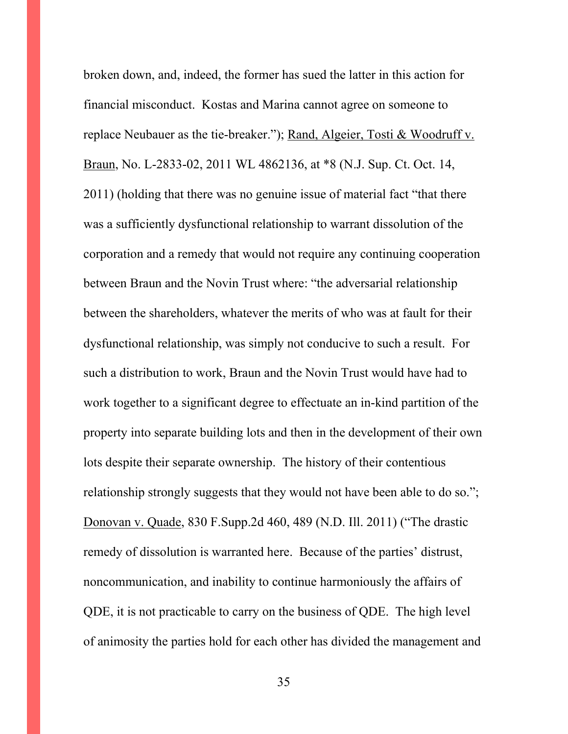broken down, and, indeed, the former has sued the latter in this action for financial misconduct. Kostas and Marina cannot agree on someone to replace Neubauer as the tie-breaker."); Rand, Algeier, Tosti & Woodruff v. Braun, No. L-2833-02, 2011 WL 4862136, at *8 (N.J. Sup. Ct. Oct. 14, 2011) (holding that there was no genuine issue of material fact "that there was a sufficiently dysfunctional relationship to warrant dissolution of the corporation and a remedy that would not require any continuing cooperation between Braun and the Novin Trust where: "the adversarial relationship between the shareholders, whatever the merits of who was at fault for their dysfunctional relationship, was simply not conducive to such a result. For such a distribution to work, Braun and the Novin Trust would have had to work together to a significant degree to effectuate an in-kind partition of the property into separate building lots and then in the development of their own lots despite their separate ownership. The history of their contentious relationship strongly suggests that they would not have been able to do so."; Donovan v. Quade, 830 F.Supp.2d 460, 489 (N.D. Ill. 2011) ("The drastic remedy of dissolution is warranted here. Because of the parties' distrust, noncommunication, and inability to continue harmoniously the affairs of QDE, it is not practicable to carry on the business of QDE. The high level of animosity the parties hold for each other has divided the management and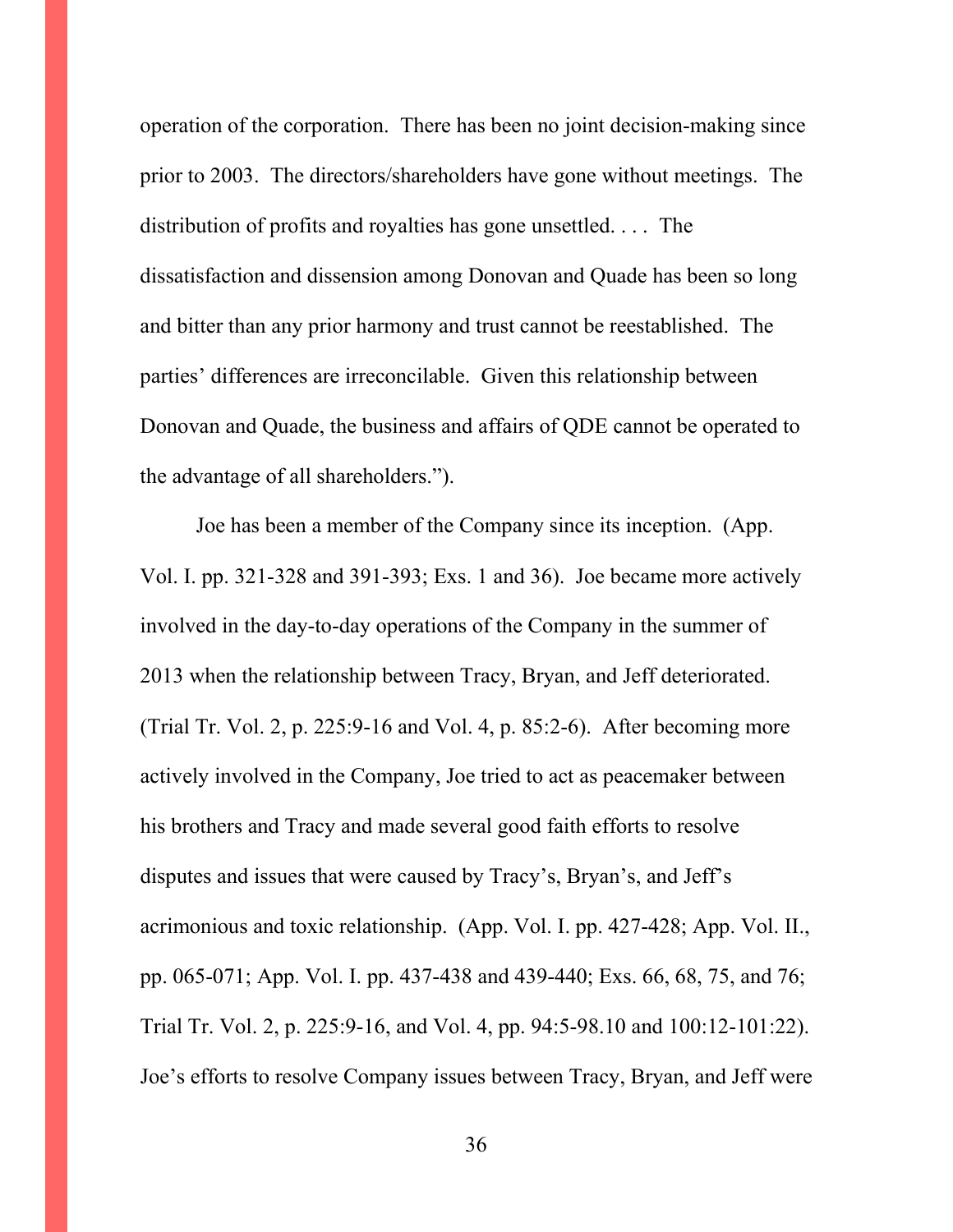operation of the corporation. There has been no joint decision-making since prior to 2003. The directors/shareholders have gone without meetings. The distribution of profits and royalties has gone unsettled. . . . The dissatisfaction and dissension among Donovan and Quade has been so long and bitter than any prior harmony and trust cannot be reestablished. The parties' differences are irreconcilable. Given this relationship between Donovan and Quade, the business and affairs of QDE cannot be operated to the advantage of all shareholders.").

Joe has been a member of the Company since its inception. (App. Vol. I. pp. 321-328 and 391-393; Exs. 1 and 36). Joe became more actively involved in the day-to-day operations of the Company in the summer of 2013 when the relationship between Tracy, Bryan, and Jeff deteriorated. (Trial Tr. Vol. 2, p. 225:9-16 and Vol. 4, p. 85:2-6). After becoming more actively involved in the Company, Joe tried to act as peacemaker between his brothers and Tracy and made several good faith efforts to resolve disputes and issues that were caused by Tracy's, Bryan's, and Jeff's acrimonious and toxic relationship. (App. Vol. I. pp. 427-428; App. Vol. II., pp. 065-071; App. Vol. I. pp. 437-438 and 439-440; Exs. 66, 68, 75, and 76; Trial Tr. Vol. 2, p. 225:9-16, and Vol. 4, pp. 94:5-98.10 and 100:12-101:22). Joe's efforts to resolve Company issues between Tracy, Bryan, and Jeff were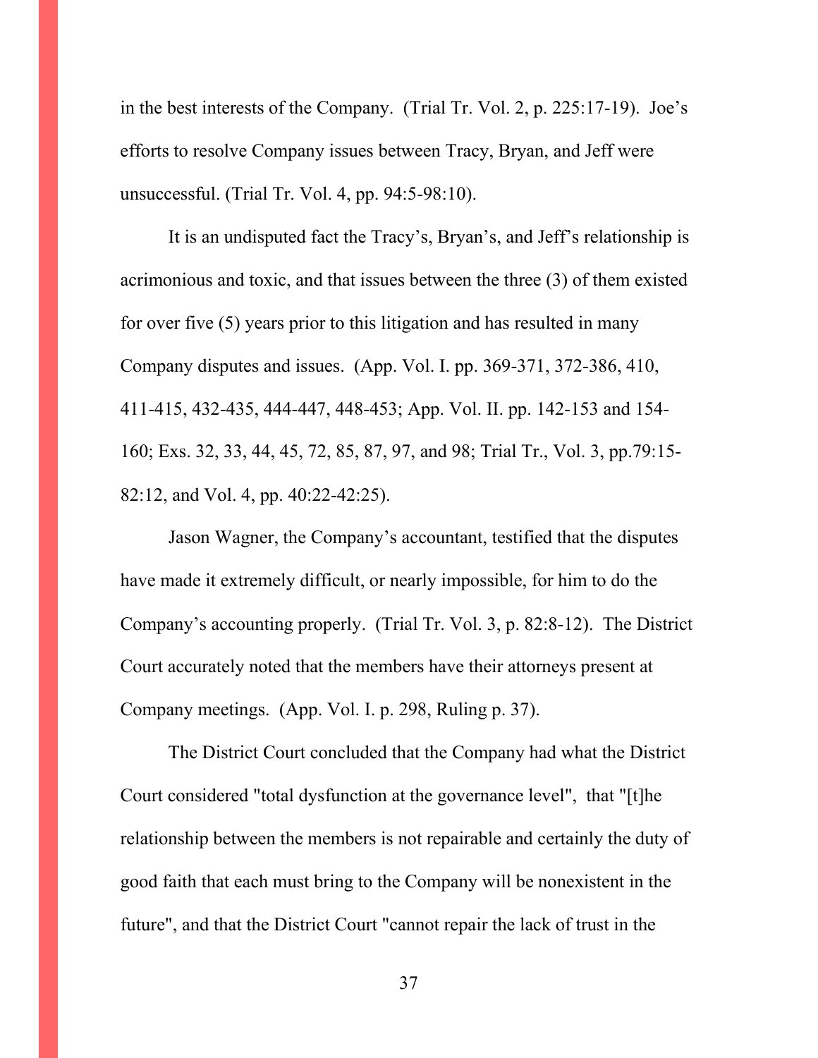in the best interests of the Company. (Trial Tr. Vol. 2, p. 225:17-19). Joe's efforts to resolve Company issues between Tracy, Bryan, and Jeff were unsuccessful. (Trial Tr. Vol. 4, pp. 94:5-98:10).

It is an undisputed fact the Tracy's, Bryan's, and Jeff's relationship is acrimonious and toxic, and that issues between the three (3) of them existed for over five (5) years prior to this litigation and has resulted in many Company disputes and issues. (App. Vol. I. pp. 369-371, 372-386, 410, 411-415, 432-435, 444-447, 448-453; App. Vol. II. pp. 142-153 and 154-160; Exs. 32, 33, 44, 45, 72, 85, 87, 97, and 98; Trial Tr., Vol. 3, pp.79:15-82:12, and Vol. 4, pp. 40:22-42:25).

Jason Wagner, the Company's accountant, testified that the disputes have made it extremely difficult, or nearly impossible, for him to do the Company's accounting properly. (Trial Tr. Vol. 3, p. 82:8-12). The District Court accurately noted that the members have their attorneys present at Company meetings. (App. Vol. I. p. 298, Ruling p. 37).

The District Court concluded that the Company had what the District Court considered "total dysfunction at the governance level", that "[t]he relationship between the members is not repairable and certainly the duty of good faith that each must bring to the Company will be nonexistent in the future", and that the District Court "cannot repair the lack of trust in the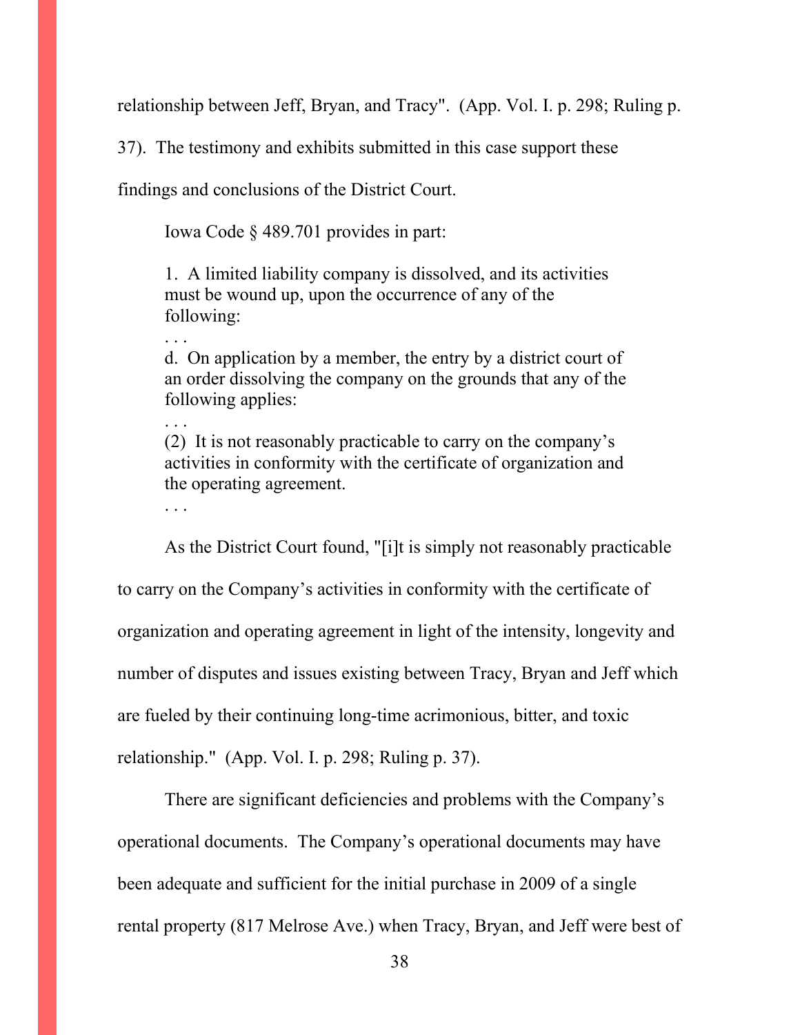relationship between Jeff, Bryan, and Tracy". (App. Vol. I. p. 298; Ruling p. 37). The testimony and exhibits submitted in this case support these findings and conclusions of the District Court.

Iowa Code § 489.701 provides in part:

> 1. A limited liability company is dissolved, and its activities must be wound up, upon the occurrence of any of the following:
>
> . . .
>
> d. On application by a member, the entry by a district court of an order dissolving the company on the grounds that any of the following applies:
>
> . . .
>
> (2) It is not reasonably practicable to carry on the company's activities in conformity with the certificate of organization and the operating agreement.
>
> . . .

As the District Court found, "[i]t is simply not reasonably practicable to carry on the Company's activities in conformity with the certificate of organization and operating agreement in light of the intensity, longevity and number of disputes and issues existing between Tracy, Bryan and Jeff which are fueled by their continuing long-time acrimonious, bitter, and toxic relationship." (App. Vol. I. p. 298; Ruling p. 37).

There are significant deficiencies and problems with the Company's operational documents. The Company's operational documents may have been adequate and sufficient for the initial purchase in 2009 of a single rental property (817 Melrose Ave.) when Tracy, Bryan, and Jeff were best of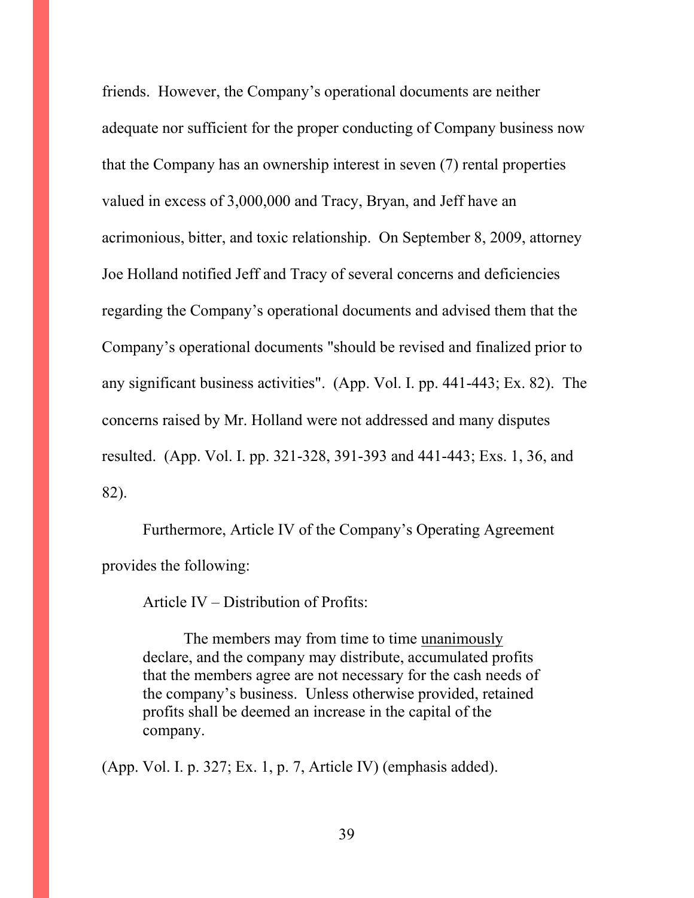friends. However, the Company's operational documents are neither adequate nor sufficient for the proper conducting of Company business now that the Company has an ownership interest in seven (7) rental properties valued in excess of 3,000,000 and Tracy, Bryan, and Jeff have an acrimonious, bitter, and toxic relationship. On September 8, 2009, attorney Joe Holland notified Jeff and Tracy of several concerns and deficiencies regarding the Company's operational documents and advised them that the Company's operational documents "should be revised and finalized prior to any significant business activities". (App. Vol. I. pp. 441-443; Ex. 82). The concerns raised by Mr. Holland were not addressed and many disputes resulted. (App. Vol. I. pp. 321-328, 391-393 and 441-443; Exs. 1, 36, and 82).

Furthermore, Article IV of the Company's Operating Agreement provides the following:

Article IV – Distribution of Profits:

> The members may from time to time <u>unanimously</u> declare, and the company may distribute, accumulated profits that the members agree are not necessary for the cash needs of the company's business. Unless otherwise provided, retained profits shall be deemed an increase in the capital of the company.

(App. Vol. I. p. 327; Ex. 1, p. 7, Article IV) (emphasis added).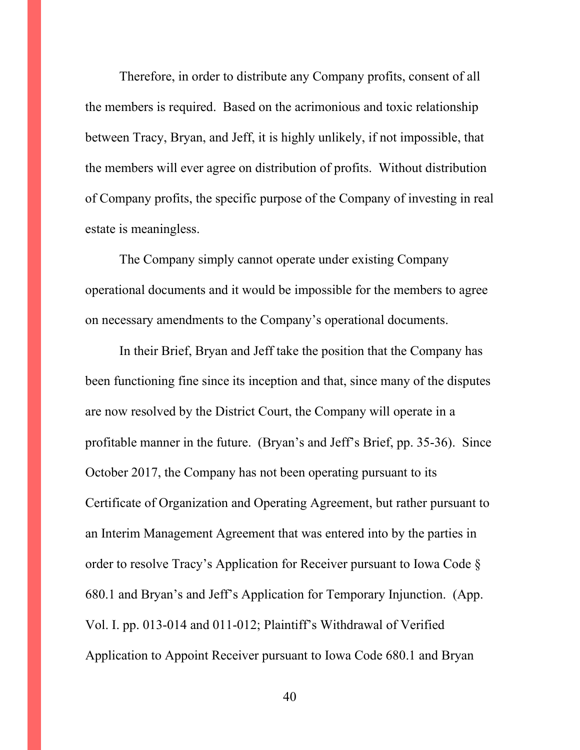Therefore, in order to distribute any Company profits, consent of all the members is required. Based on the acrimonious and toxic relationship between Tracy, Bryan, and Jeff, it is highly unlikely, if not impossible, that the members will ever agree on distribution of profits. Without distribution of Company profits, the specific purpose of the Company of investing in real estate is meaningless.

The Company simply cannot operate under existing Company operational documents and it would be impossible for the members to agree on necessary amendments to the Company's operational documents.

In their Brief, Bryan and Jeff take the position that the Company has been functioning fine since its inception and that, since many of the disputes are now resolved by the District Court, the Company will operate in a profitable manner in the future. (Bryan's and Jeff's Brief, pp. 35-36). Since October 2017, the Company has not been operating pursuant to its Certificate of Organization and Operating Agreement, but rather pursuant to an Interim Management Agreement that was entered into by the parties in order to resolve Tracy's Application for Receiver pursuant to Iowa Code § 680.1 and Bryan's and Jeff's Application for Temporary Injunction. (App. Vol. I. pp. 013-014 and 011-012; Plaintiff's Withdrawal of Verified Application to Appoint Receiver pursuant to Iowa Code 680.1 and Bryan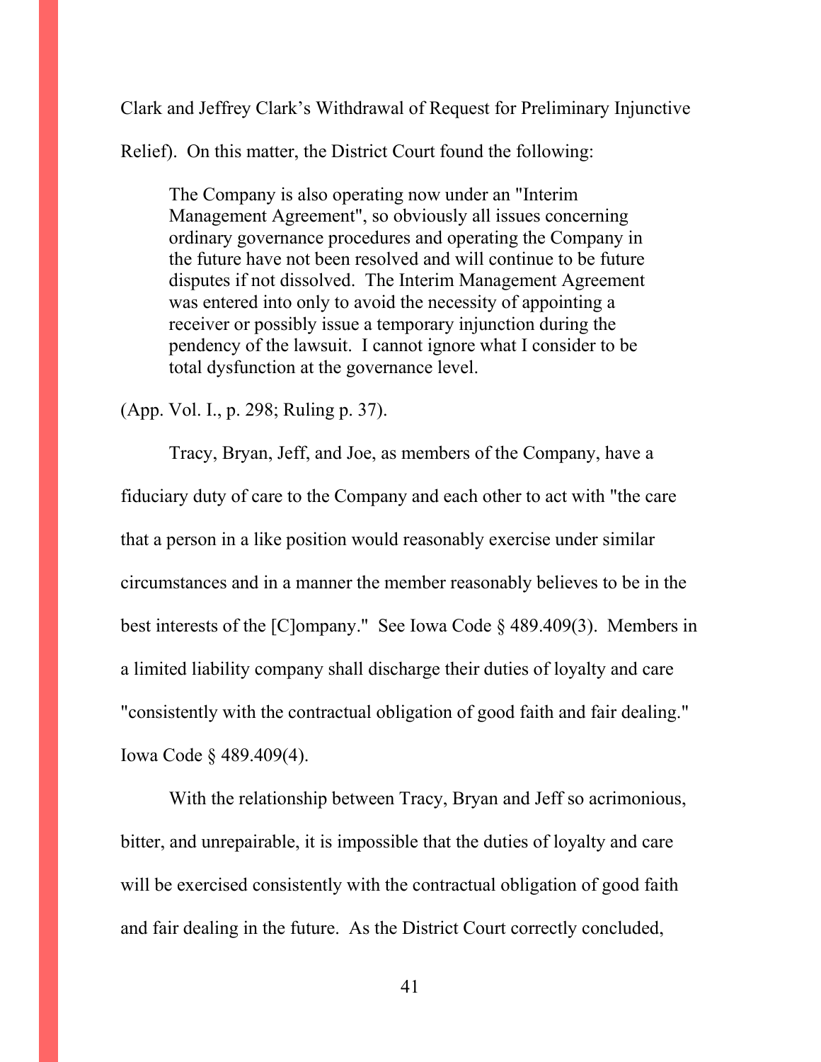Clark and Jeffrey Clark's Withdrawal of Request for Preliminary Injunctive Relief). On this matter, the District Court found the following:

> The Company is also operating now under an "Interim Management Agreement", so obviously all issues concerning ordinary governance procedures and operating the Company in the future have not been resolved and will continue to be future disputes if not dissolved. The Interim Management Agreement was entered into only to avoid the necessity of appointing a receiver or possibly issue a temporary injunction during the pendency of the lawsuit. I cannot ignore what I consider to be total dysfunction at the governance level.

(App. Vol. I., p. 298; Ruling p. 37).

Tracy, Bryan, Jeff, and Joe, as members of the Company, have a fiduciary duty of care to the Company and each other to act with "the care that a person in a like position would reasonably exercise under similar circumstances and in a manner the member reasonably believes to be in the best interests of the [C]ompany." See Iowa Code § 489.409(3). Members in a limited liability company shall discharge their duties of loyalty and care "consistently with the contractual obligation of good faith and fair dealing." Iowa Code § 489.409(4).

With the relationship between Tracy, Bryan and Jeff so acrimonious, bitter, and unrepairable, it is impossible that the duties of loyalty and care will be exercised consistently with the contractual obligation of good faith and fair dealing in the future. As the District Court correctly concluded,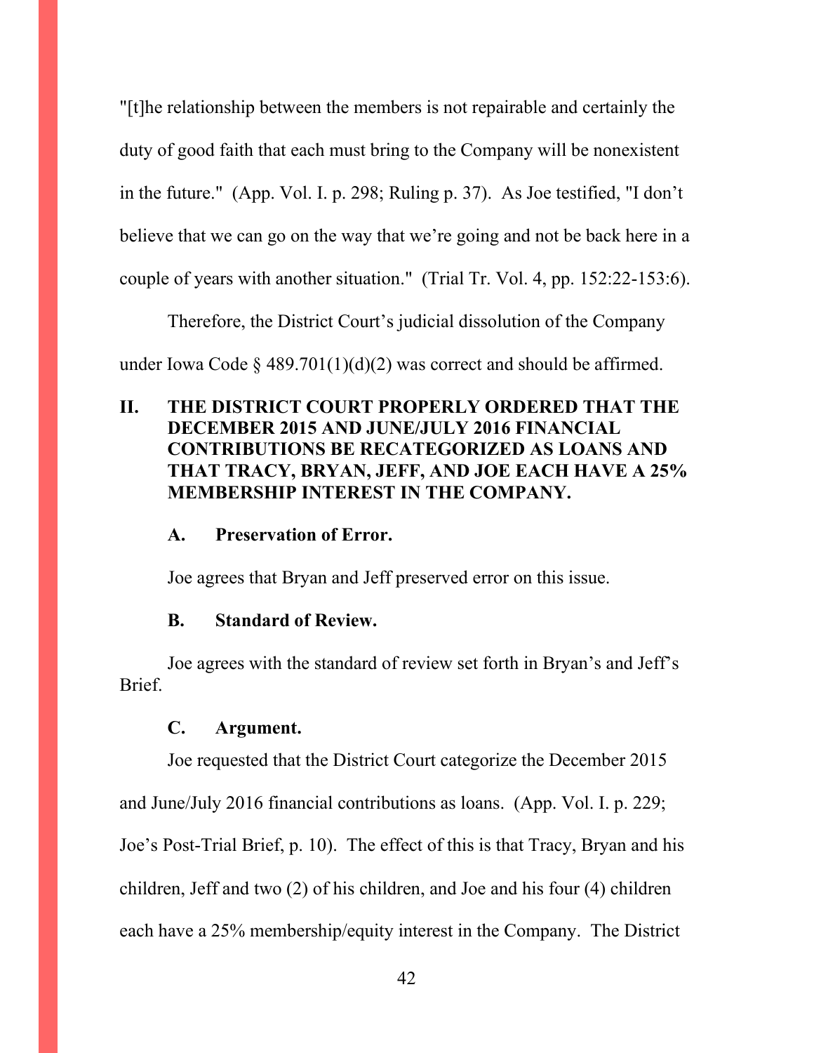"[t]he relationship between the members is not repairable and certainly the duty of good faith that each must bring to the Company will be nonexistent in the future." (App. Vol. I. p. 298; Ruling p. 37). As Joe testified, "I don't believe that we can go on the way that we're going and not be back here in a couple of years with another situation." (Trial Tr. Vol. 4, pp. 152:22-153:6).

Therefore, the District Court's judicial dissolution of the Company under Iowa Code § 489.701(1)(d)(2) was correct and should be affirmed.

## II. THE DISTRICT COURT PROPERLY ORDERED THAT THE DECEMBER 2015 AND JUNE/JULY 2016 FINANCIAL CONTRIBUTIONS BE RECATEGORIZED AS LOANS AND THAT TRACY, BRYAN, JEFF, AND JOE EACH HAVE A 25% MEMBERSHIP INTEREST IN THE COMPANY.

### A. Preservation of Error.

Joe agrees that Bryan and Jeff preserved error on this issue.

### B. Standard of Review.

Joe agrees with the standard of review set forth in Bryan's and Jeff's Brief.

### C. Argument.

Joe requested that the District Court categorize the December 2015 and June/July 2016 financial contributions as loans. (App. Vol. I. p. 229; Joe's Post-Trial Brief, p. 10). The effect of this is that Tracy, Bryan and his children, Jeff and two (2) of his children, and Joe and his four (4) children each have a 25% membership/equity interest in the Company. The District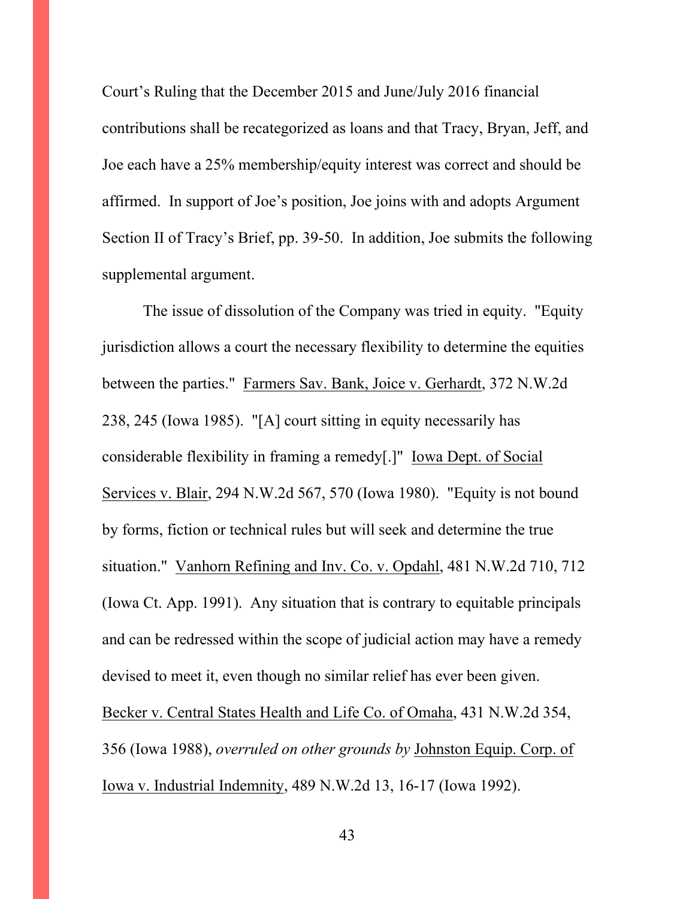Court's Ruling that the December 2015 and June/July 2016 financial contributions shall be recategorized as loans and that Tracy, Bryan, Jeff, and Joe each have a 25% membership/equity interest was correct and should be affirmed. In support of Joe's position, Joe joins with and adopts Argument Section II of Tracy's Brief, pp. 39-50. In addition, Joe submits the following supplemental argument.

The issue of dissolution of the Company was tried in equity. "Equity jurisdiction allows a court the necessary flexibility to determine the equities between the parties." Farmers Sav. Bank, Joice v. Gerhardt, 372 N.W.2d 238, 245 (Iowa 1985). "[A] court sitting in equity necessarily has considerable flexibility in framing a remedy[.]" Iowa Dept. of Social Services v. Blair, 294 N.W.2d 567, 570 (Iowa 1980). "Equity is not bound by forms, fiction or technical rules but will seek and determine the true situation." Vanhorn Refining and Inv. Co. v. Opdahl, 481 N.W.2d 710, 712 (Iowa Ct. App. 1991). Any situation that is contrary to equitable principals and can be redressed within the scope of judicial action may have a remedy devised to meet it, even though no similar relief has ever been given. Becker v. Central States Health and Life Co. of Omaha, 431 N.W.2d 354, 356 (Iowa 1988), *overruled on other grounds by* Johnston Equip. Corp. of Iowa v. Industrial Indemnity, 489 N.W.2d 13, 16-17 (Iowa 1992).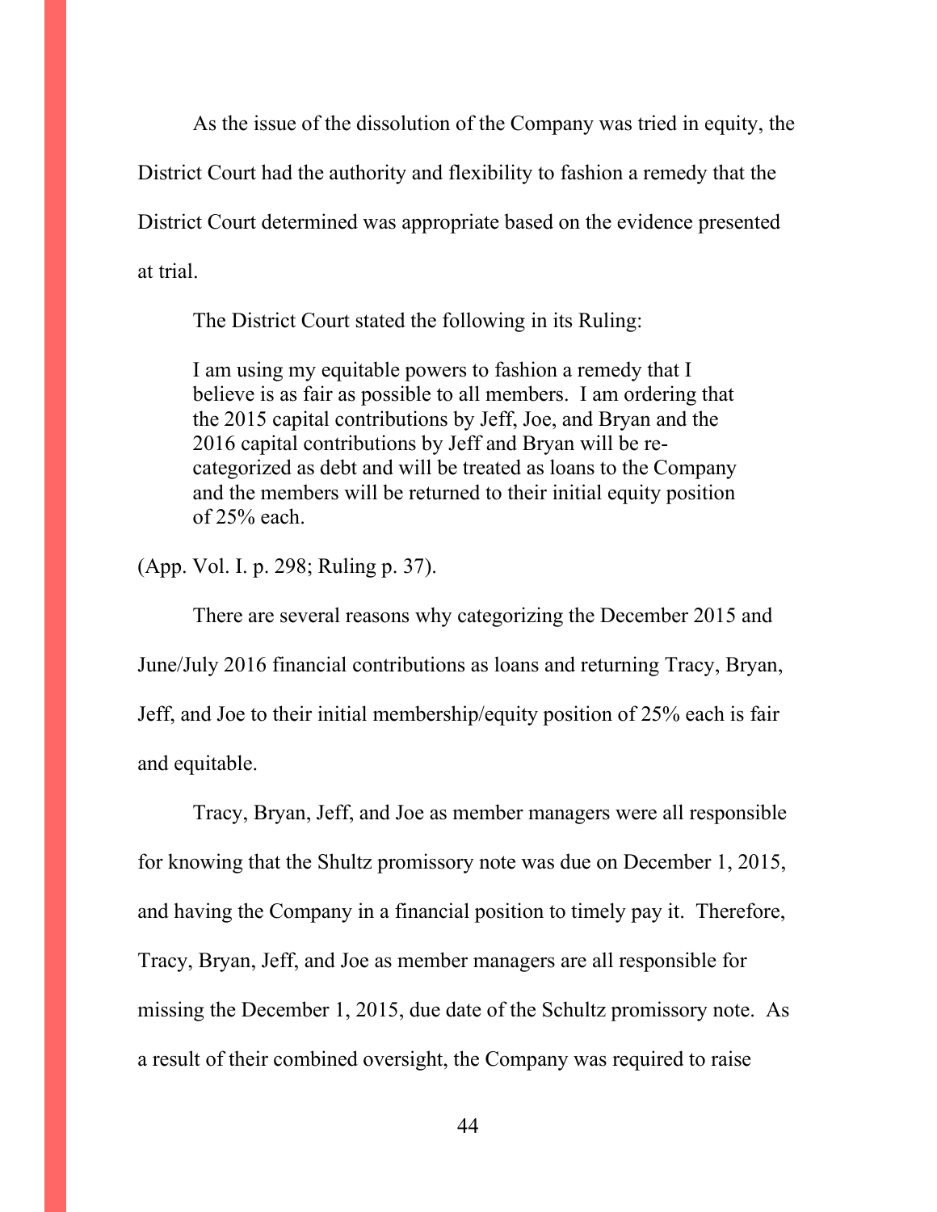As the issue of the dissolution of the Company was tried in equity, the District Court had the authority and flexibility to fashion a remedy that the District Court determined was appropriate based on the evidence presented at trial.

The District Court stated the following in its Ruling:

> I am using my equitable powers to fashion a remedy that I believe is as fair as possible to all members. I am ordering that the 2015 capital contributions by Jeff, Joe, and Bryan and the 2016 capital contributions by Jeff and Bryan will be re-categorized as debt and will be treated as loans to the Company and the members will be returned to their initial equity position of 25% each.

(App. Vol. I. p. 298; Ruling p. 37).

There are several reasons why categorizing the December 2015 and June/July 2016 financial contributions as loans and returning Tracy, Bryan, Jeff, and Joe to their initial membership/equity position of 25% each is fair and equitable.

Tracy, Bryan, Jeff, and Joe as member managers were all responsible for knowing that the Shultz promissory note was due on December 1, 2015, and having the Company in a financial position to timely pay it. Therefore, Tracy, Bryan, Jeff, and Joe as member managers are all responsible for missing the December 1, 2015, due date of the Schultz promissory note. As a result of their combined oversight, the Company was required to raise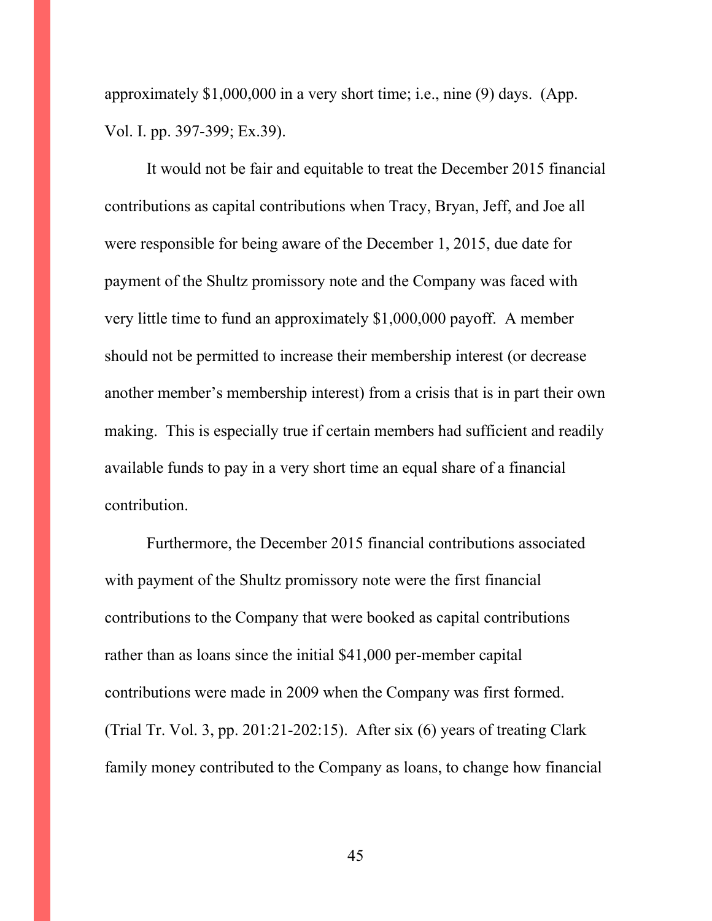approximately $1,000,000 in a very short time; i.e., nine (9) days. (App. Vol. I. pp. 397-399; Ex.39).

It would not be fair and equitable to treat the December 2015 financial contributions as capital contributions when Tracy, Bryan, Jeff, and Joe all were responsible for being aware of the December 1, 2015, due date for payment of the Shultz promissory note and the Company was faced with very little time to fund an approximately $1,000,000 payoff. A member should not be permitted to increase their membership interest (or decrease another member's membership interest) from a crisis that is in part their own making. This is especially true if certain members had sufficient and readily available funds to pay in a very short time an equal share of a financial contribution.

Furthermore, the December 2015 financial contributions associated with payment of the Shultz promissory note were the first financial contributions to the Company that were booked as capital contributions rather than as loans since the initial $41,000 per-member capital contributions were made in 2009 when the Company was first formed. (Trial Tr. Vol. 3, pp. 201:21-202:15). After six (6) years of treating Clark family money contributed to the Company as loans, to change how financial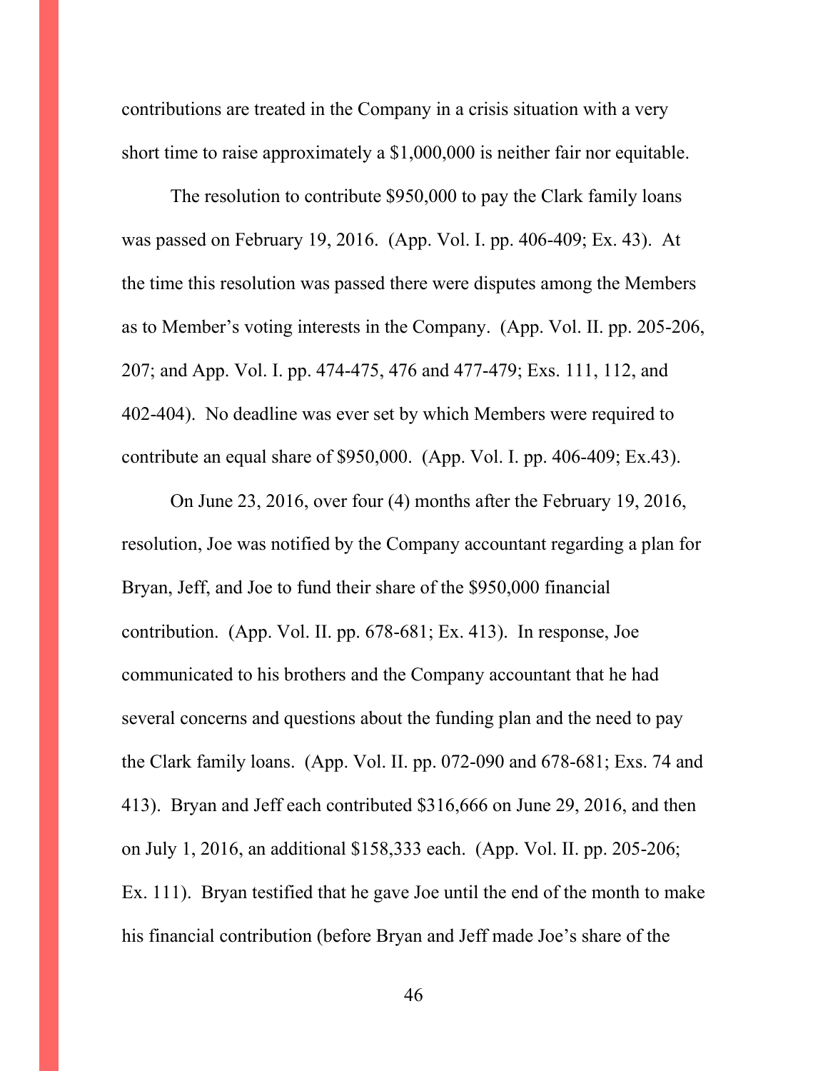contributions are treated in the Company in a crisis situation with a very short time to raise approximately a $1,000,000 is neither fair nor equitable.

The resolution to contribute $950,000 to pay the Clark family loans was passed on February 19, 2016. (App. Vol. I. pp. 406-409; Ex. 43). At the time this resolution was passed there were disputes among the Members as to Member's voting interests in the Company. (App. Vol. II. pp. 205-206, 207; and App. Vol. I. pp. 474-475, 476 and 477-479; Exs. 111, 112, and 402-404). No deadline was ever set by which Members were required to contribute an equal share of $950,000. (App. Vol. I. pp. 406-409; Ex.43).

On June 23, 2016, over four (4) months after the February 19, 2016, resolution, Joe was notified by the Company accountant regarding a plan for Bryan, Jeff, and Joe to fund their share of the $950,000 financial contribution. (App. Vol. II. pp. 678-681; Ex. 413). In response, Joe communicated to his brothers and the Company accountant that he had several concerns and questions about the funding plan and the need to pay the Clark family loans. (App. Vol. II. pp. 072-090 and 678-681; Exs. 74 and 413). Bryan and Jeff each contributed $316,666 on June 29, 2016, and then on July 1, 2016, an additional $158,333 each. (App. Vol. II. pp. 205-206; Ex. 111). Bryan testified that he gave Joe until the end of the month to make his financial contribution (before Bryan and Jeff made Joe's share of the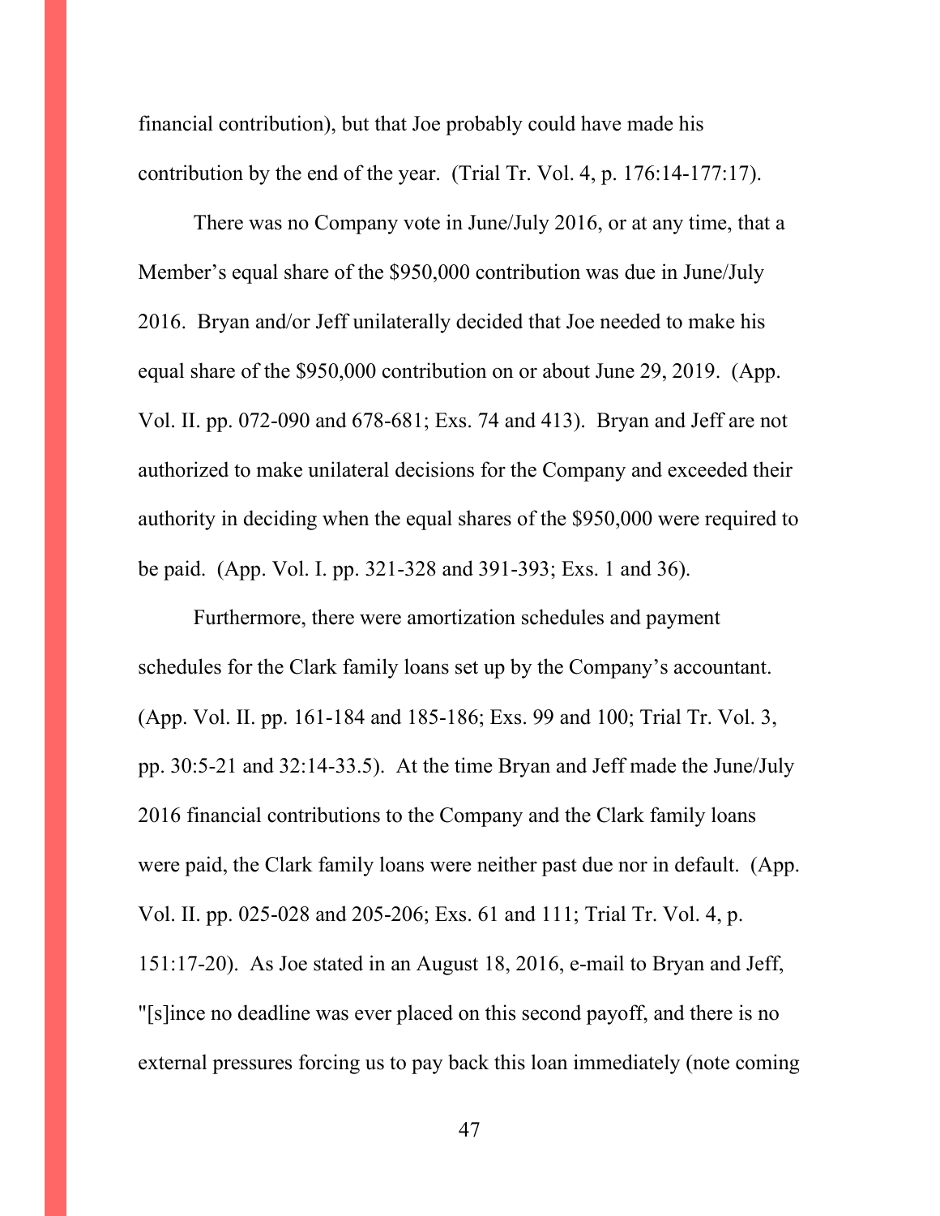financial contribution), but that Joe probably could have made his contribution by the end of the year. (Trial Tr. Vol. 4, p. 176:14-177:17).

There was no Company vote in June/July 2016, or at any time, that a Member's equal share of the $950,000 contribution was due in June/July 2016. Bryan and/or Jeff unilaterally decided that Joe needed to make his equal share of the $950,000 contribution on or about June 29, 2019. (App. Vol. II. pp. 072-090 and 678-681; Exs. 74 and 413). Bryan and Jeff are not authorized to make unilateral decisions for the Company and exceeded their authority in deciding when the equal shares of the $950,000 were required to be paid. (App. Vol. I. pp. 321-328 and 391-393; Exs. 1 and 36).

Furthermore, there were amortization schedules and payment schedules for the Clark family loans set up by the Company's accountant. (App. Vol. II. pp. 161-184 and 185-186; Exs. 99 and 100; Trial Tr. Vol. 3, pp. 30:5-21 and 32:14-33.5). At the time Bryan and Jeff made the June/July 2016 financial contributions to the Company and the Clark family loans were paid, the Clark family loans were neither past due nor in default. (App. Vol. II. pp. 025-028 and 205-206; Exs. 61 and 111; Trial Tr. Vol. 4, p. 151:17-20). As Joe stated in an August 18, 2016, e-mail to Bryan and Jeff, "[s]ince no deadline was ever placed on this second payoff, and there is no external pressures forcing us to pay back this loan immediately (note coming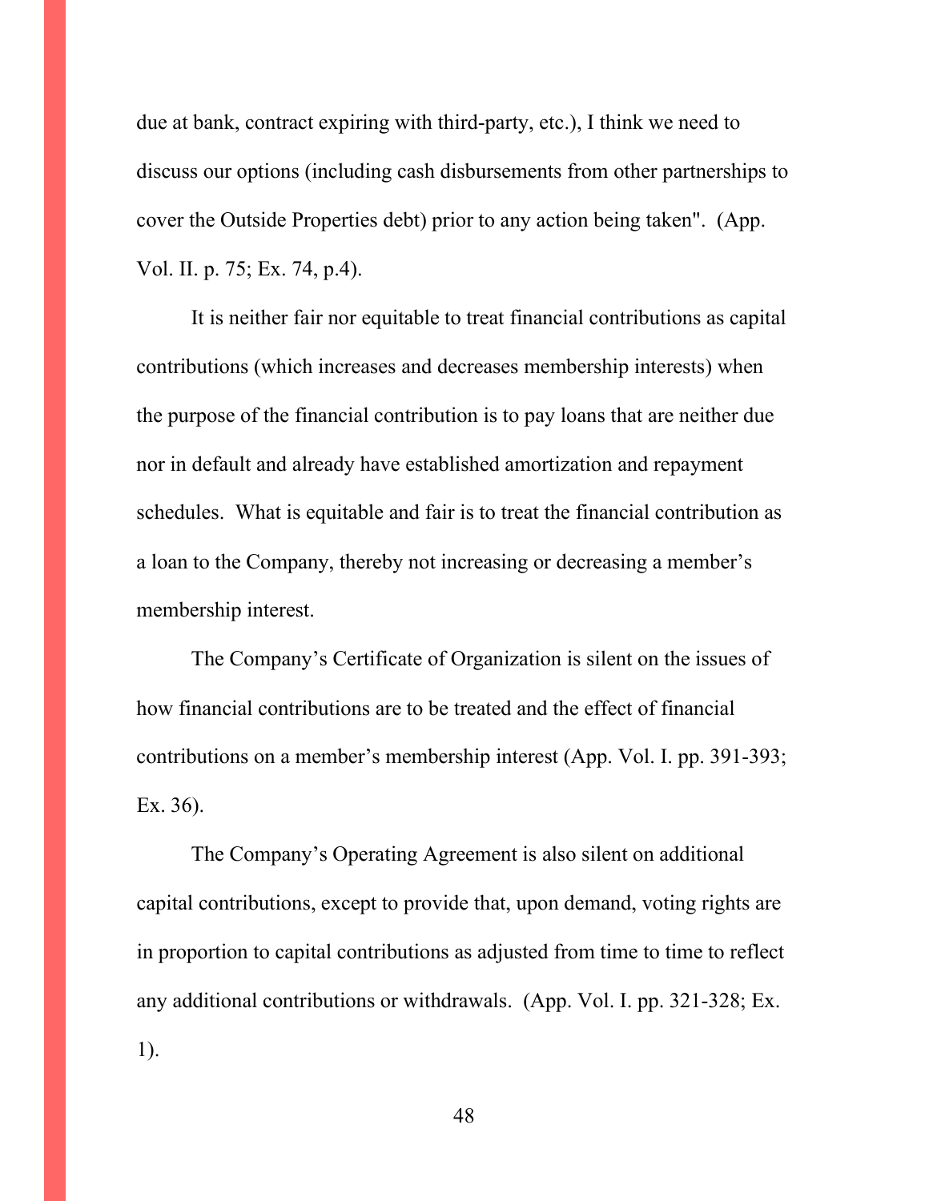due at bank, contract expiring with third-party, etc.), I think we need to discuss our options (including cash disbursements from other partnerships to cover the Outside Properties debt) prior to any action being taken". (App. Vol. II. p. 75; Ex. 74, p.4).

It is neither fair nor equitable to treat financial contributions as capital contributions (which increases and decreases membership interests) when the purpose of the financial contribution is to pay loans that are neither due nor in default and already have established amortization and repayment schedules. What is equitable and fair is to treat the financial contribution as a loan to the Company, thereby not increasing or decreasing a member's membership interest.

The Company's Certificate of Organization is silent on the issues of how financial contributions are to be treated and the effect of financial contributions on a member's membership interest (App. Vol. I. pp. 391-393; Ex. 36).

The Company's Operating Agreement is also silent on additional capital contributions, except to provide that, upon demand, voting rights are in proportion to capital contributions as adjusted from time to time to reflect any additional contributions or withdrawals. (App. Vol. I. pp. 321-328; Ex. 1).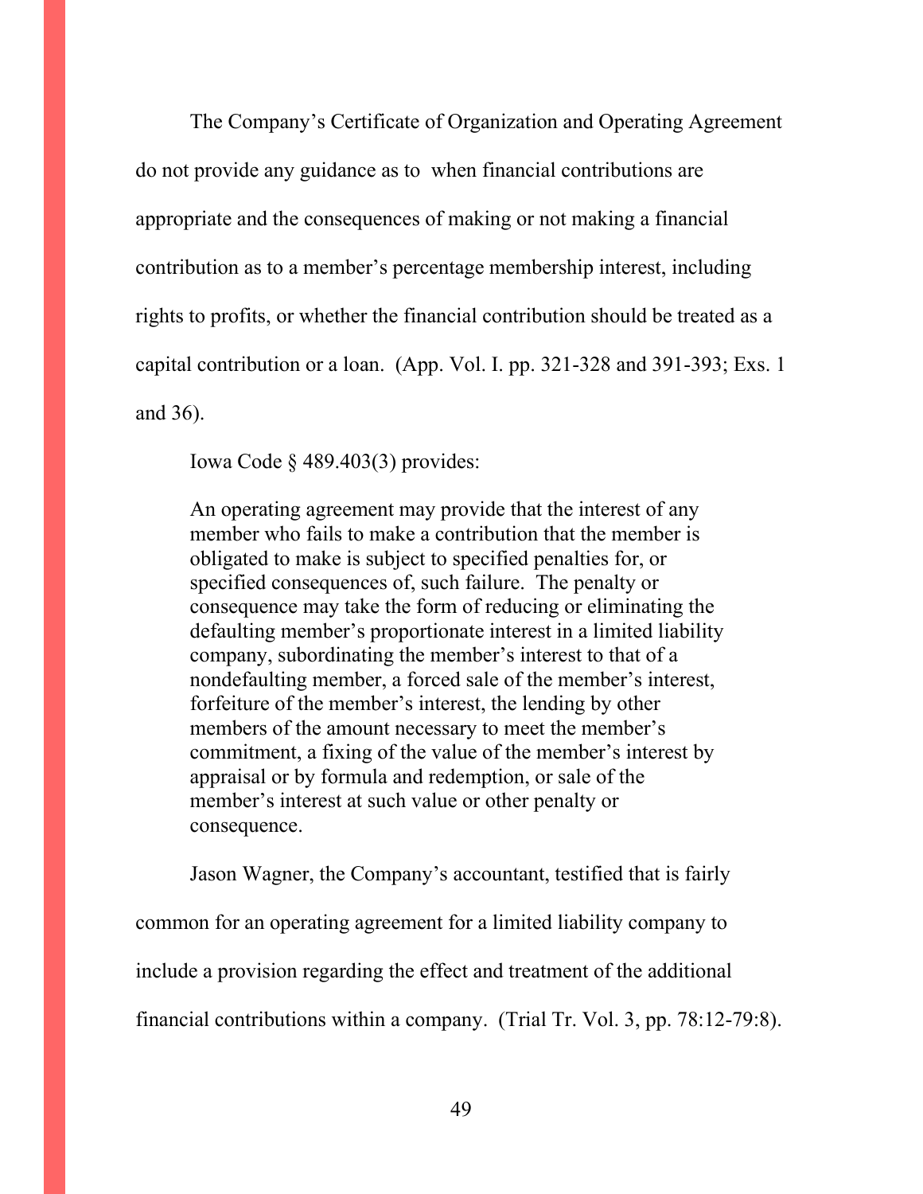The Company's Certificate of Organization and Operating Agreement do not provide any guidance as to  when financial contributions are appropriate and the consequences of making or not making a financial contribution as to a member's percentage membership interest, including rights to profits, or whether the financial contribution should be treated as a capital contribution or a loan.  (App. Vol. I. pp. 321-328 and 391-393; Exs. 1 and 36).

Iowa Code § 489.403(3) provides:

> An operating agreement may provide that the interest of any member who fails to make a contribution that the member is obligated to make is subject to specified penalties for, or specified consequences of, such failure.  The penalty or consequence may take the form of reducing or eliminating the defaulting member's proportionate interest in a limited liability company, subordinating the member's interest to that of a nondefaulting member, a forced sale of the member's interest, forfeiture of the member's interest, the lending by other members of the amount necessary to meet the member's commitment, a fixing of the value of the member's interest by appraisal or by formula and redemption, or sale of the member's interest at such value or other penalty or consequence.

Jason Wagner, the Company's accountant, testified that is fairly common for an operating agreement for a limited liability company to include a provision regarding the effect and treatment of the additional financial contributions within a company.  (Trial Tr. Vol. 3, pp. 78:12-79:8).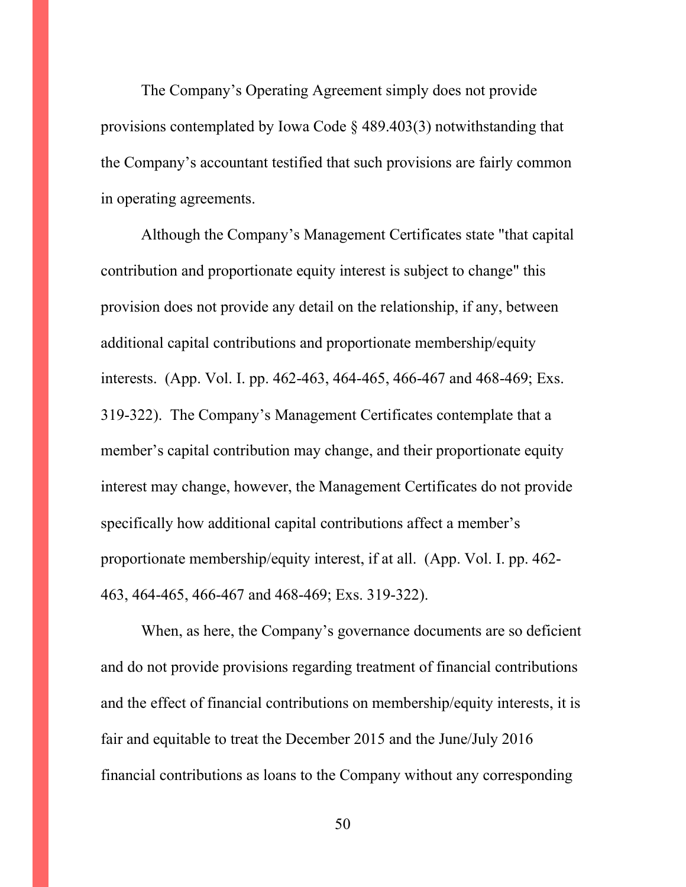The Company's Operating Agreement simply does not provide provisions contemplated by Iowa Code § 489.403(3) notwithstanding that the Company's accountant testified that such provisions are fairly common in operating agreements.

Although the Company's Management Certificates state "that capital contribution and proportionate equity interest is subject to change" this provision does not provide any detail on the relationship, if any, between additional capital contributions and proportionate membership/equity interests. (App. Vol. I. pp. 462-463, 464-465, 466-467 and 468-469; Exs. 319-322). The Company's Management Certificates contemplate that a member's capital contribution may change, and their proportionate equity interest may change, however, the Management Certificates do not provide specifically how additional capital contributions affect a member's proportionate membership/equity interest, if at all. (App. Vol. I. pp. 462-463, 464-465, 466-467 and 468-469; Exs. 319-322).

When, as here, the Company's governance documents are so deficient and do not provide provisions regarding treatment of financial contributions and the effect of financial contributions on membership/equity interests, it is fair and equitable to treat the December 2015 and the June/July 2016 financial contributions as loans to the Company without any corresponding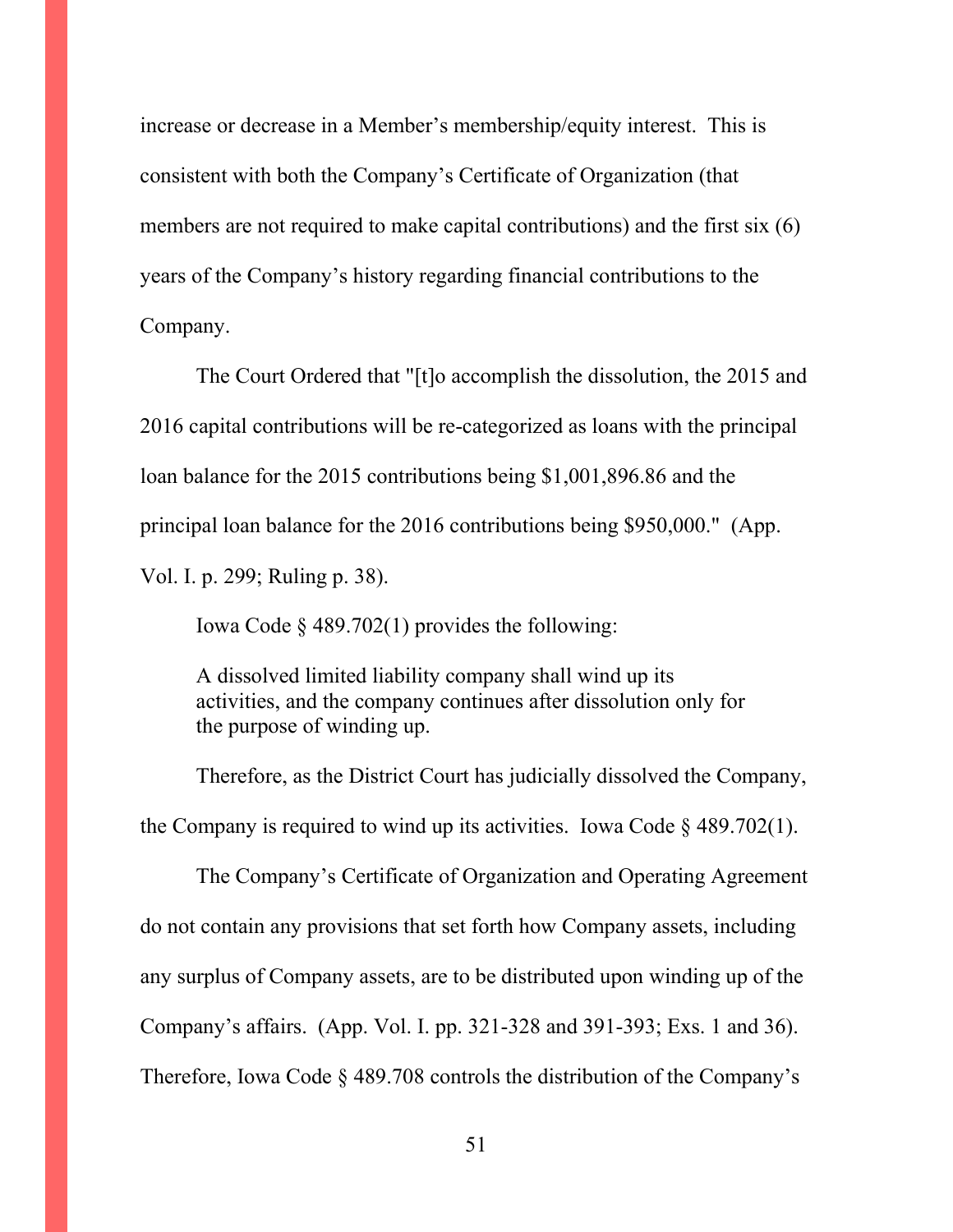increase or decrease in a Member's membership/equity interest. This is consistent with both the Company's Certificate of Organization (that members are not required to make capital contributions) and the first six (6) years of the Company's history regarding financial contributions to the Company.

The Court Ordered that "[t]o accomplish the dissolution, the 2015 and 2016 capital contributions will be re-categorized as loans with the principal loan balance for the 2015 contributions being $1,001,896.86 and the principal loan balance for the 2016 contributions being $950,000." (App. Vol. I. p. 299; Ruling p. 38).

Iowa Code § 489.702(1) provides the following:

> A dissolved limited liability company shall wind up its activities, and the company continues after dissolution only for the purpose of winding up.

Therefore, as the District Court has judicially dissolved the Company, the Company is required to wind up its activities. Iowa Code § 489.702(1).

The Company's Certificate of Organization and Operating Agreement do not contain any provisions that set forth how Company assets, including any surplus of Company assets, are to be distributed upon winding up of the Company's affairs. (App. Vol. I. pp. 321-328 and 391-393; Exs. 1 and 36). Therefore, Iowa Code § 489.708 controls the distribution of the Company's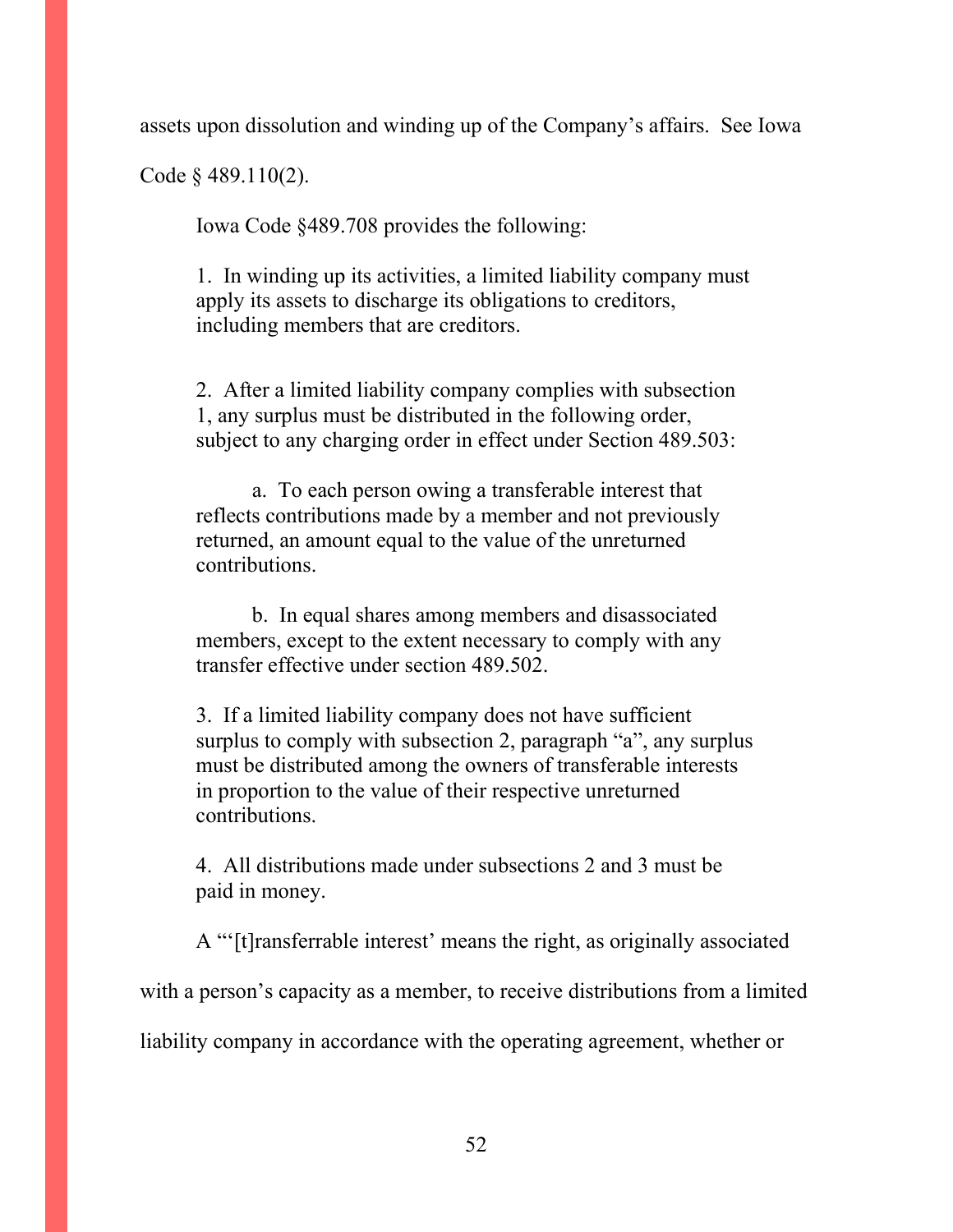assets upon dissolution and winding up of the Company's affairs. See Iowa Code § 489.110(2).

Iowa Code §489.708 provides the following:

> 1. In winding up its activities, a limited liability company must apply its assets to discharge its obligations to creditors, including members that are creditors.
>
> 2. After a limited liability company complies with subsection 1, any surplus must be distributed in the following order, subject to any charging order in effect under Section 489.503:
>
> a. To each person owing a transferable interest that reflects contributions made by a member and not previously returned, an amount equal to the value of the unreturned contributions.
>
> b. In equal shares among members and disassociated members, except to the extent necessary to comply with any transfer effective under section 489.502.
>
> 3. If a limited liability company does not have sufficient surplus to comply with subsection 2, paragraph "a", any surplus must be distributed among the owners of transferable interests in proportion to the value of their respective unreturned contributions.
>
> 4. All distributions made under subsections 2 and 3 must be paid in money.

A "'[t]ransferrable interest' means the right, as originally associated with a person's capacity as a member, to receive distributions from a limited liability company in accordance with the operating agreement, whether or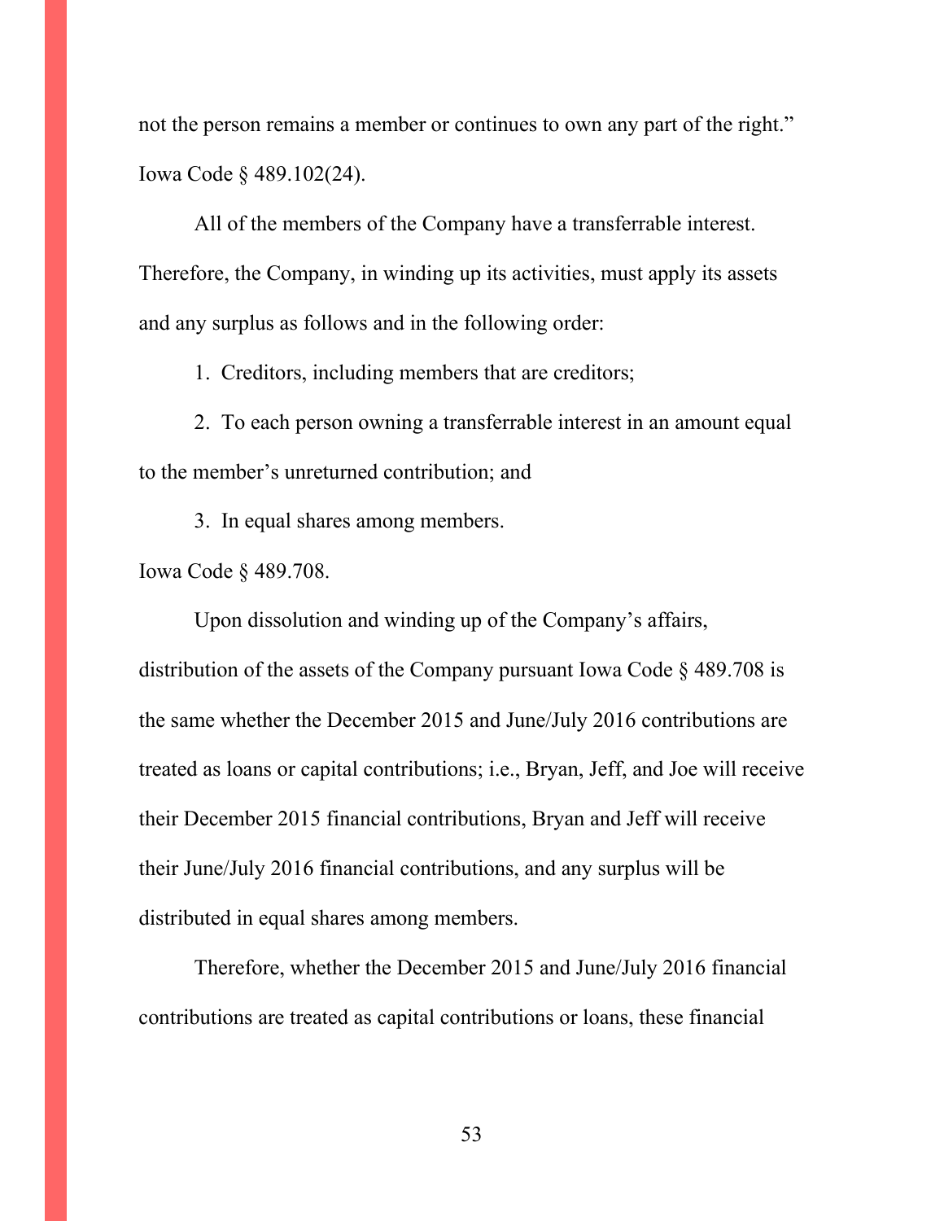not the person remains a member or continues to own any part of the right." Iowa Code § 489.102(24).

All of the members of the Company have a transferrable interest. Therefore, the Company, in winding up its activities, must apply its assets and any surplus as follows and in the following order:

1. Creditors, including members that are creditors;

2. To each person owning a transferrable interest in an amount equal to the member's unreturned contribution; and

3. In equal shares among members.

Iowa Code § 489.708.

Upon dissolution and winding up of the Company's affairs, distribution of the assets of the Company pursuant Iowa Code § 489.708 is the same whether the December 2015 and June/July 2016 contributions are treated as loans or capital contributions; i.e., Bryan, Jeff, and Joe will receive their December 2015 financial contributions, Bryan and Jeff will receive their June/July 2016 financial contributions, and any surplus will be distributed in equal shares among members.

Therefore, whether the December 2015 and June/July 2016 financial contributions are treated as capital contributions or loans, these financial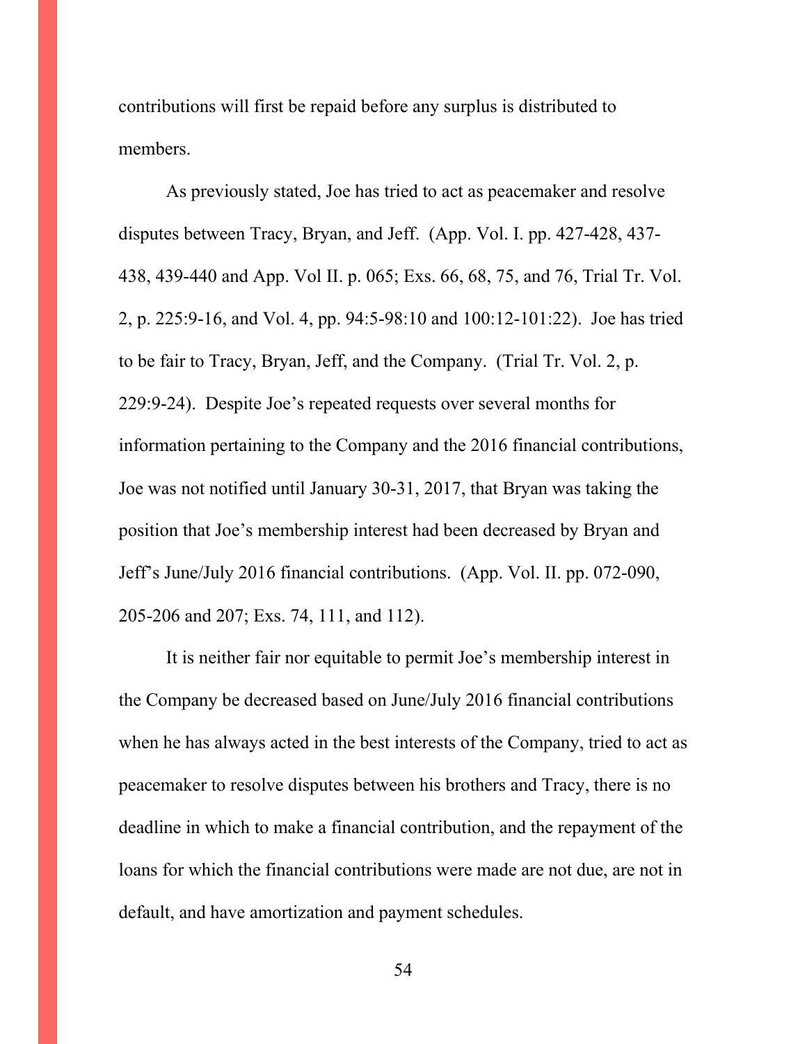contributions will first be repaid before any surplus is distributed to members.

As previously stated, Joe has tried to act as peacemaker and resolve disputes between Tracy, Bryan, and Jeff. (App. Vol. I. pp. 427-428, 437-438, 439-440 and App. Vol II. p. 065; Exs. 66, 68, 75, and 76, Trial Tr. Vol. 2, p. 225:9-16, and Vol. 4, pp. 94:5-98:10 and 100:12-101:22). Joe has tried to be fair to Tracy, Bryan, Jeff, and the Company. (Trial Tr. Vol. 2, p. 229:9-24). Despite Joe's repeated requests over several months for information pertaining to the Company and the 2016 financial contributions, Joe was not notified until January 30-31, 2017, that Bryan was taking the position that Joe's membership interest had been decreased by Bryan and Jeff's June/July 2016 financial contributions. (App. Vol. II. pp. 072-090, 205-206 and 207; Exs. 74, 111, and 112).

It is neither fair nor equitable to permit Joe's membership interest in the Company be decreased based on June/July 2016 financial contributions when he has always acted in the best interests of the Company, tried to act as peacemaker to resolve disputes between his brothers and Tracy, there is no deadline in which to make a financial contribution, and the repayment of the loans for which the financial contributions were made are not due, are not in default, and have amortization and payment schedules.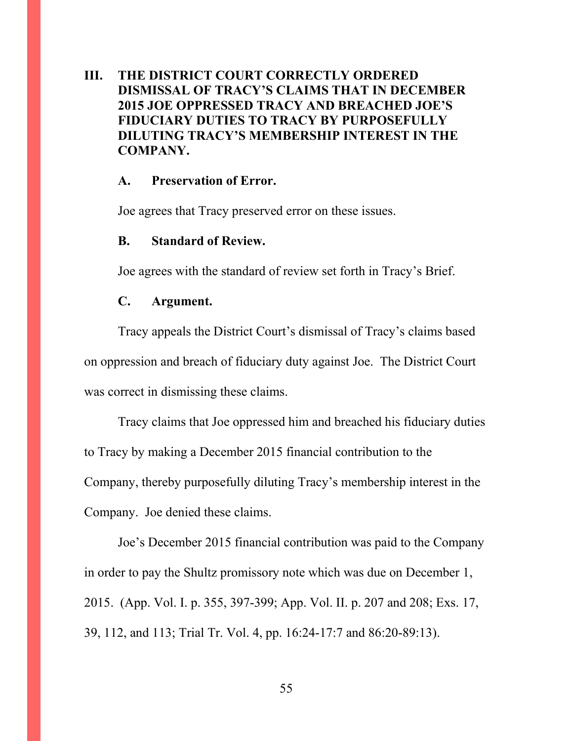## III. THE DISTRICT COURT CORRECTLY ORDERED DISMISSAL OF TRACY'S CLAIMS THAT IN DECEMBER 2015 JOE OPPRESSED TRACY AND BREACHED JOE'S FIDUCIARY DUTIES TO TRACY BY PURPOSEFULLY DILUTING TRACY'S MEMBERSHIP INTEREST IN THE COMPANY.

### A. Preservation of Error.

Joe agrees that Tracy preserved error on these issues.

### B. Standard of Review.

Joe agrees with the standard of review set forth in Tracy's Brief.

### C. Argument.

Tracy appeals the District Court's dismissal of Tracy's claims based on oppression and breach of fiduciary duty against Joe. The District Court was correct in dismissing these claims.

Tracy claims that Joe oppressed him and breached his fiduciary duties to Tracy by making a December 2015 financial contribution to the Company, thereby purposefully diluting Tracy's membership interest in the Company. Joe denied these claims.

Joe's December 2015 financial contribution was paid to the Company in order to pay the Shultz promissory note which was due on December 1, 2015. (App. Vol. I. p. 355, 397-399; App. Vol. II. p. 207 and 208; Exs. 17, 39, 112, and 113; Trial Tr. Vol. 4, pp. 16:24-17:7 and 86:20-89:13).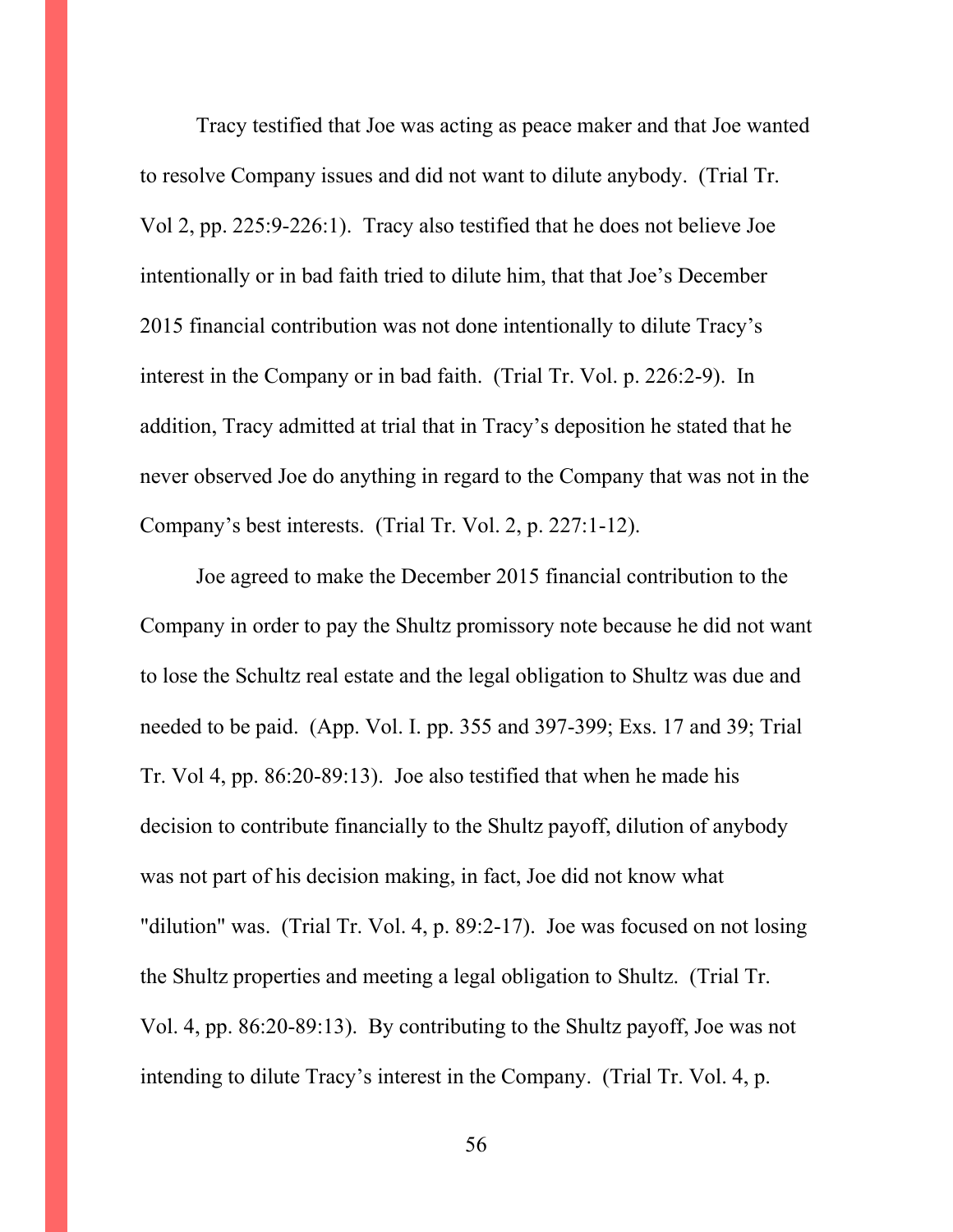Tracy testified that Joe was acting as peace maker and that Joe wanted to resolve Company issues and did not want to dilute anybody. (Trial Tr. Vol 2, pp. 225:9-226:1). Tracy also testified that he does not believe Joe intentionally or in bad faith tried to dilute him, that that Joe's December 2015 financial contribution was not done intentionally to dilute Tracy's interest in the Company or in bad faith. (Trial Tr. Vol. p. 226:2-9). In addition, Tracy admitted at trial that in Tracy's deposition he stated that he never observed Joe do anything in regard to the Company that was not in the Company's best interests. (Trial Tr. Vol. 2, p. 227:1-12).

Joe agreed to make the December 2015 financial contribution to the Company in order to pay the Shultz promissory note because he did not want to lose the Schultz real estate and the legal obligation to Shultz was due and needed to be paid. (App. Vol. I. pp. 355 and 397-399; Exs. 17 and 39; Trial Tr. Vol 4, pp. 86:20-89:13). Joe also testified that when he made his decision to contribute financially to the Shultz payoff, dilution of anybody was not part of his decision making, in fact, Joe did not know what "dilution" was. (Trial Tr. Vol. 4, p. 89:2-17). Joe was focused on not losing the Shultz properties and meeting a legal obligation to Shultz. (Trial Tr. Vol. 4, pp. 86:20-89:13). By contributing to the Shultz payoff, Joe was not intending to dilute Tracy's interest in the Company. (Trial Tr. Vol. 4, p.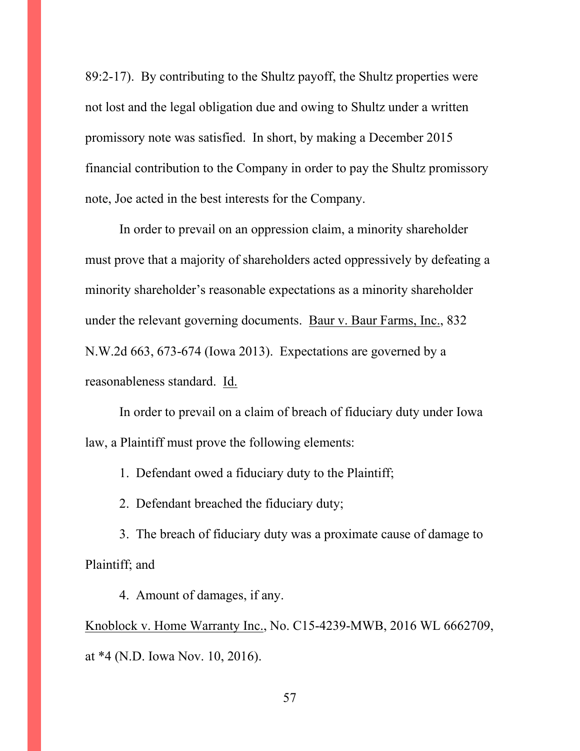89:2-17). By contributing to the Shultz payoff, the Shultz properties were not lost and the legal obligation due and owing to Shultz under a written promissory note was satisfied. In short, by making a December 2015 financial contribution to the Company in order to pay the Shultz promissory note, Joe acted in the best interests for the Company.

In order to prevail on an oppression claim, a minority shareholder must prove that a majority of shareholders acted oppressively by defeating a minority shareholder's reasonable expectations as a minority shareholder under the relevant governing documents. Baur v. Baur Farms, Inc., 832 N.W.2d 663, 673-674 (Iowa 2013). Expectations are governed by a reasonableness standard. Id.

In order to prevail on a claim of breach of fiduciary duty under Iowa law, a Plaintiff must prove the following elements:

1. Defendant owed a fiduciary duty to the Plaintiff;
2. Defendant breached the fiduciary duty;
3. The breach of fiduciary duty was a proximate cause of damage to Plaintiff; and
4. Amount of damages, if any.

Knoblock v. Home Warranty Inc., No. C15-4239-MWB, 2016 WL 6662709, at *4 (N.D. Iowa Nov. 10, 2016).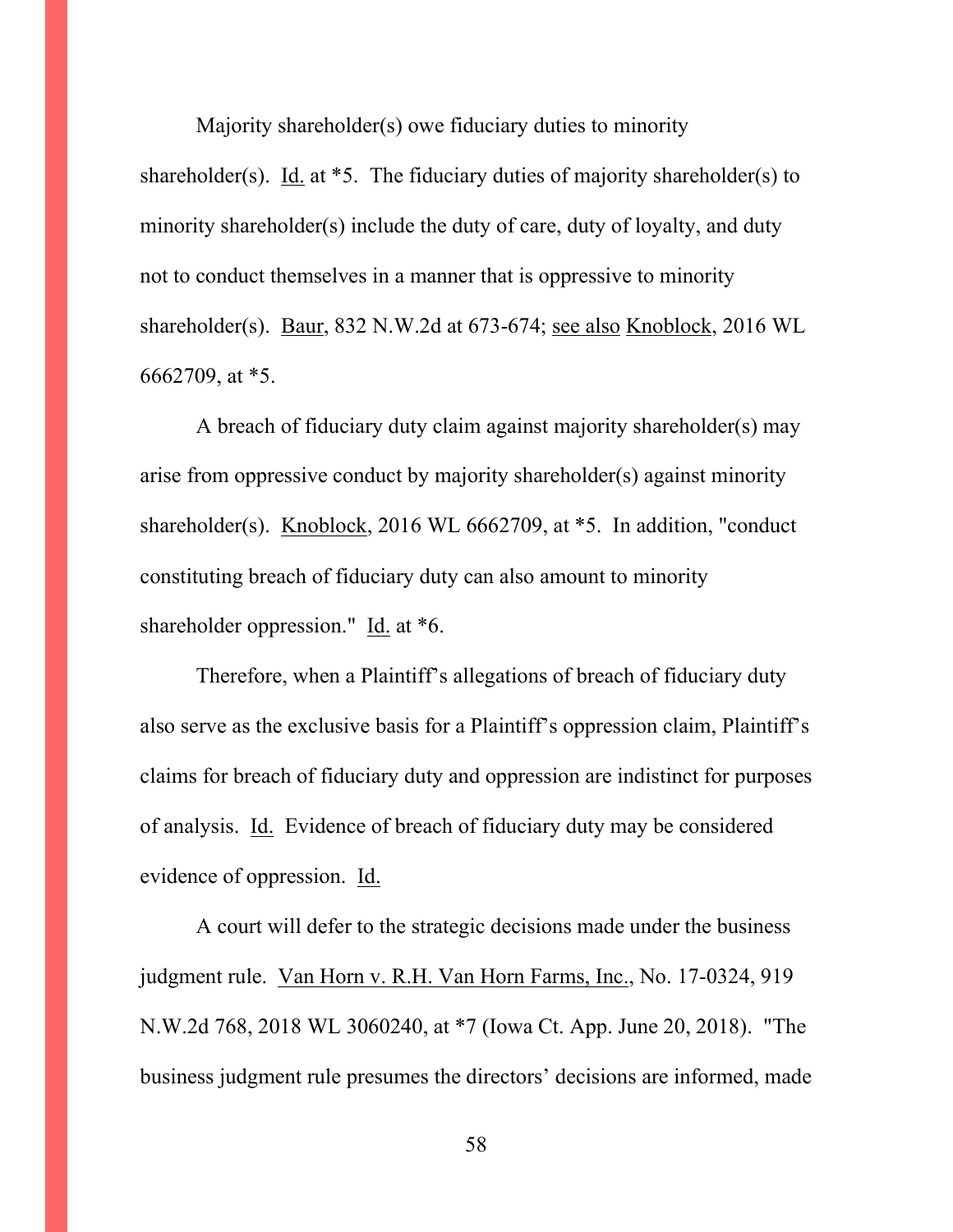Majority shareholder(s) owe fiduciary duties to minority shareholder(s). Id. at *5. The fiduciary duties of majority shareholder(s) to minority shareholder(s) include the duty of care, duty of loyalty, and duty not to conduct themselves in a manner that is oppressive to minority shareholder(s). Baur, 832 N.W.2d at 673-674; see also Knoblock, 2016 WL 6662709, at *5.

A breach of fiduciary duty claim against majority shareholder(s) may arise from oppressive conduct by majority shareholder(s) against minority shareholder(s). Knoblock, 2016 WL 6662709, at *5. In addition, "conduct constituting breach of fiduciary duty can also amount to minority shareholder oppression." Id. at *6.

Therefore, when a Plaintiff's allegations of breach of fiduciary duty also serve as the exclusive basis for a Plaintiff's oppression claim, Plaintiff's claims for breach of fiduciary duty and oppression are indistinct for purposes of analysis. Id. Evidence of breach of fiduciary duty may be considered evidence of oppression. Id.

A court will defer to the strategic decisions made under the business judgment rule. Van Horn v. R.H. Van Horn Farms, Inc., No. 17-0324, 919 N.W.2d 768, 2018 WL 3060240, at *7 (Iowa Ct. App. June 20, 2018). "The business judgment rule presumes the directors' decisions are informed, made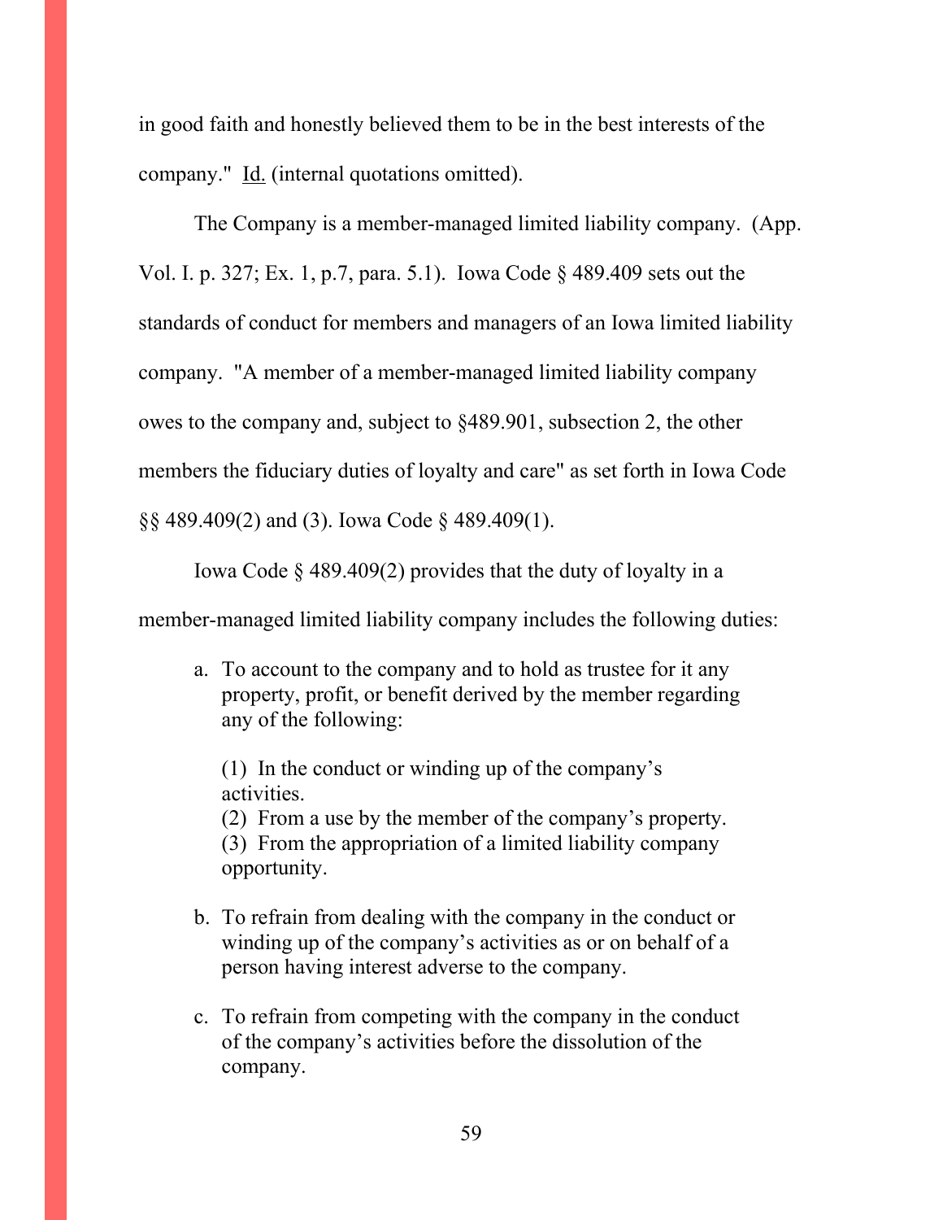in good faith and honestly believed them to be in the best interests of the company." Id. (internal quotations omitted).

The Company is a member-managed limited liability company. (App. Vol. I. p. 327; Ex. 1, p.7, para. 5.1). Iowa Code § 489.409 sets out the standards of conduct for members and managers of an Iowa limited liability company. "A member of a member-managed limited liability company owes to the company and, subject to §489.901, subsection 2, the other members the fiduciary duties of loyalty and care" as set forth in Iowa Code §§ 489.409(2) and (3). Iowa Code § 489.409(1).

Iowa Code § 489.409(2) provides that the duty of loyalty in a member-managed limited liability company includes the following duties:

> a. To account to the company and to hold as trustee for it any property, profit, or benefit derived by the member regarding any of the following:
>
> (1) In the conduct or winding up of the company's activities.
> (2) From a use by the member of the company's property.
> (3) From the appropriation of a limited liability company opportunity.
>
> b. To refrain from dealing with the company in the conduct or winding up of the company's activities as or on behalf of a person having interest adverse to the company.
>
> c. To refrain from competing with the company in the conduct of the company's activities before the dissolution of the company.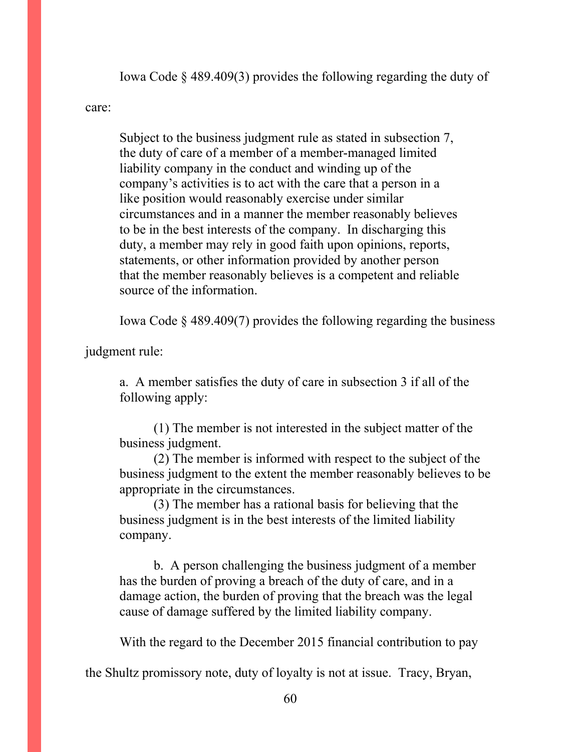Iowa Code § 489.409(3) provides the following regarding the duty of care:

> Subject to the business judgment rule as stated in subsection 7, the duty of care of a member of a member-managed limited liability company in the conduct and winding up of the company's activities is to act with the care that a person in a like position would reasonably exercise under similar circumstances and in a manner the member reasonably believes to be in the best interests of the company. In discharging this duty, a member may rely in good faith upon opinions, reports, statements, or other information provided by another person that the member reasonably believes is a competent and reliable source of the information.

Iowa Code § 489.409(7) provides the following regarding the business judgment rule:

> a. A member satisfies the duty of care in subsection 3 if all of the following apply:
>
> (1) The member is not interested in the subject matter of the business judgment.
>
> (2) The member is informed with respect to the subject of the business judgment to the extent the member reasonably believes to be appropriate in the circumstances.
>
> (3) The member has a rational basis for believing that the business judgment is in the best interests of the limited liability company.
>
> b. A person challenging the business judgment of a member has the burden of proving a breach of the duty of care, and in a damage action, the burden of proving that the breach was the legal cause of damage suffered by the limited liability company.

With the regard to the December 2015 financial contribution to pay the Shultz promissory note, duty of loyalty is not at issue. Tracy, Bryan,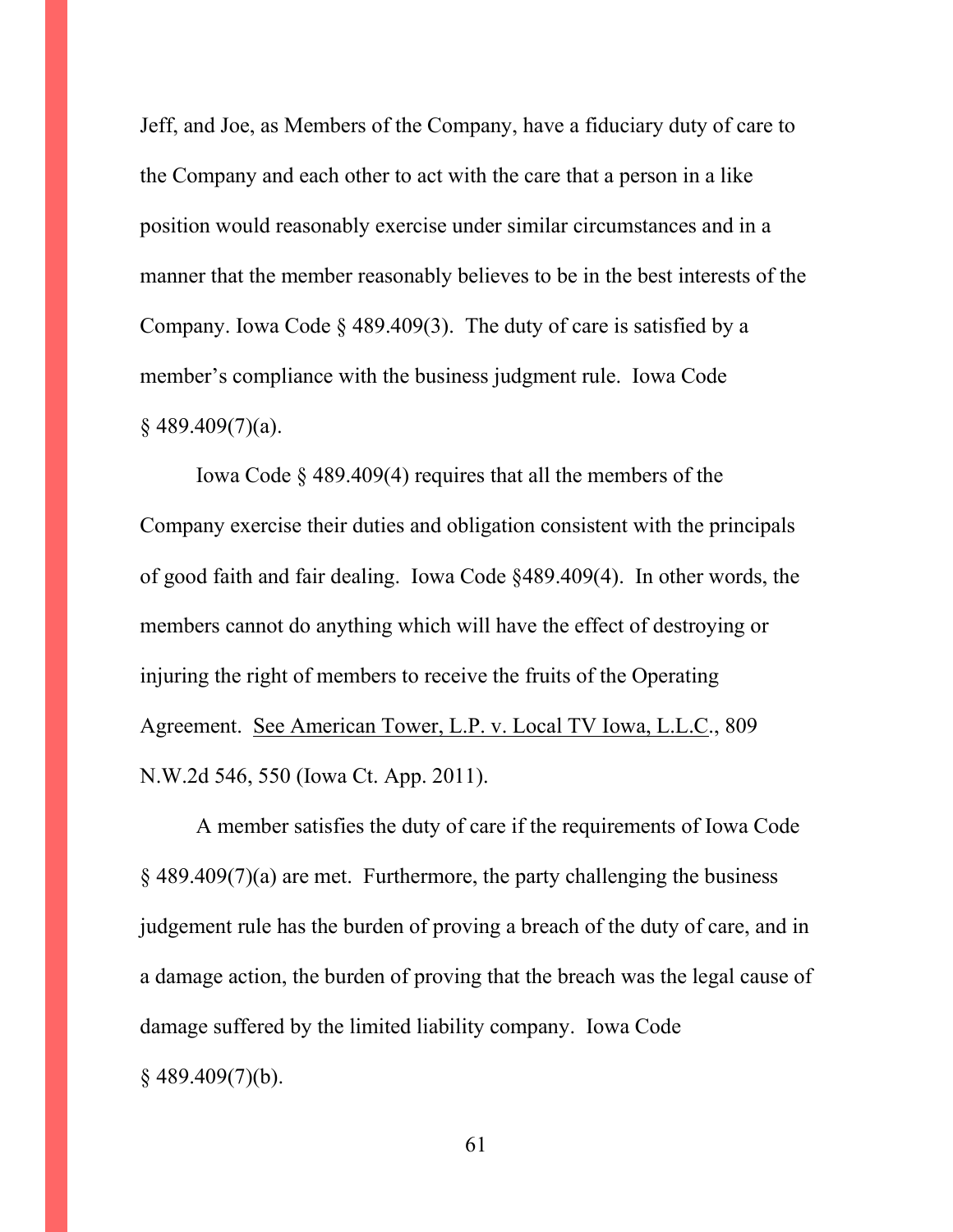Jeff, and Joe, as Members of the Company, have a fiduciary duty of care to the Company and each other to act with the care that a person in a like position would reasonably exercise under similar circumstances and in a manner that the member reasonably believes to be in the best interests of the Company. Iowa Code § 489.409(3). The duty of care is satisfied by a member's compliance with the business judgment rule. Iowa Code § 489.409(7)(a).

Iowa Code § 489.409(4) requires that all the members of the Company exercise their duties and obligation consistent with the principals of good faith and fair dealing. Iowa Code §489.409(4). In other words, the members cannot do anything which will have the effect of destroying or injuring the right of members to receive the fruits of the Operating Agreement. <u>See American Tower, L.P. v. Local TV Iowa, L.L.C</u>., 809 N.W.2d 546, 550 (Iowa Ct. App. 2011).

A member satisfies the duty of care if the requirements of Iowa Code § 489.409(7)(a) are met. Furthermore, the party challenging the business judgement rule has the burden of proving a breach of the duty of care, and in a damage action, the burden of proving that the breach was the legal cause of damage suffered by the limited liability company. Iowa Code § 489.409(7)(b).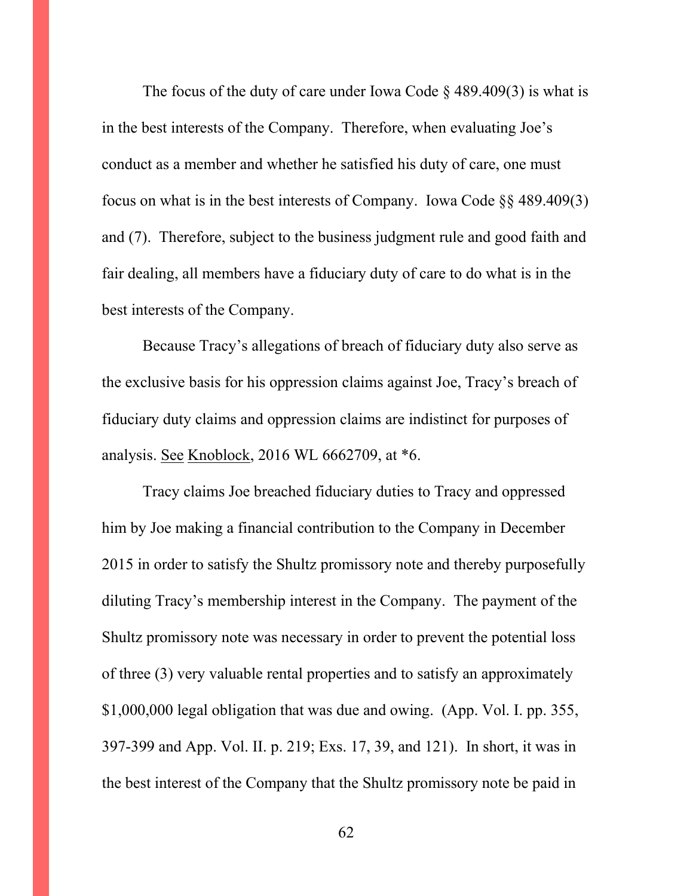The focus of the duty of care under Iowa Code § 489.409(3) is what is in the best interests of the Company. Therefore, when evaluating Joe's conduct as a member and whether he satisfied his duty of care, one must focus on what is in the best interests of Company. Iowa Code §§ 489.409(3) and (7). Therefore, subject to the business judgment rule and good faith and fair dealing, all members have a fiduciary duty of care to do what is in the best interests of the Company.

Because Tracy's allegations of breach of fiduciary duty also serve as the exclusive basis for his oppression claims against Joe, Tracy's breach of fiduciary duty claims and oppression claims are indistinct for purposes of analysis. See Knoblock, 2016 WL 6662709, at *6.

Tracy claims Joe breached fiduciary duties to Tracy and oppressed him by Joe making a financial contribution to the Company in December 2015 in order to satisfy the Shultz promissory note and thereby purposefully diluting Tracy's membership interest in the Company. The payment of the Shultz promissory note was necessary in order to prevent the potential loss of three (3) very valuable rental properties and to satisfy an approximately $1,000,000 legal obligation that was due and owing. (App. Vol. I. pp. 355, 397-399 and App. Vol. II. p. 219; Exs. 17, 39, and 121). In short, it was in the best interest of the Company that the Shultz promissory note be paid in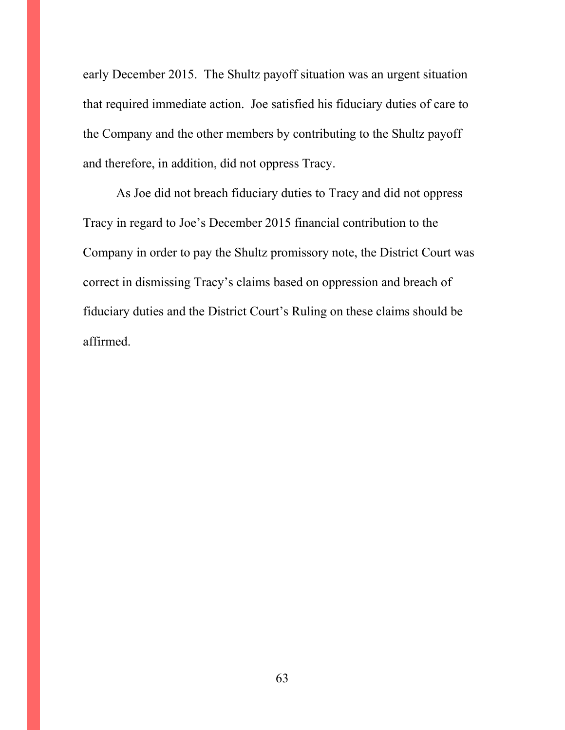early December 2015. The Shultz payoff situation was an urgent situation that required immediate action. Joe satisfied his fiduciary duties of care to the Company and the other members by contributing to the Shultz payoff and therefore, in addition, did not oppress Tracy.

As Joe did not breach fiduciary duties to Tracy and did not oppress Tracy in regard to Joe's December 2015 financial contribution to the Company in order to pay the Shultz promissory note, the District Court was correct in dismissing Tracy's claims based on oppression and breach of fiduciary duties and the District Court's Ruling on these claims should be affirmed.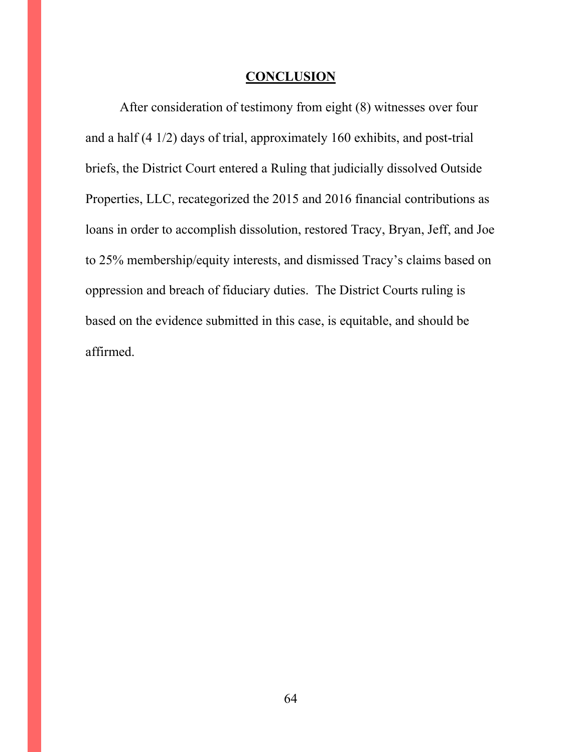## CONCLUSION

After consideration of testimony from eight (8) witnesses over four and a half (4 1/2) days of trial, approximately 160 exhibits, and post-trial briefs, the District Court entered a Ruling that judicially dissolved Outside Properties, LLC, recategorized the 2015 and 2016 financial contributions as loans in order to accomplish dissolution, restored Tracy, Bryan, Jeff, and Joe to 25% membership/equity interests, and dismissed Tracy's claims based on oppression and breach of fiduciary duties. The District Courts ruling is based on the evidence submitted in this case, is equitable, and should be affirmed.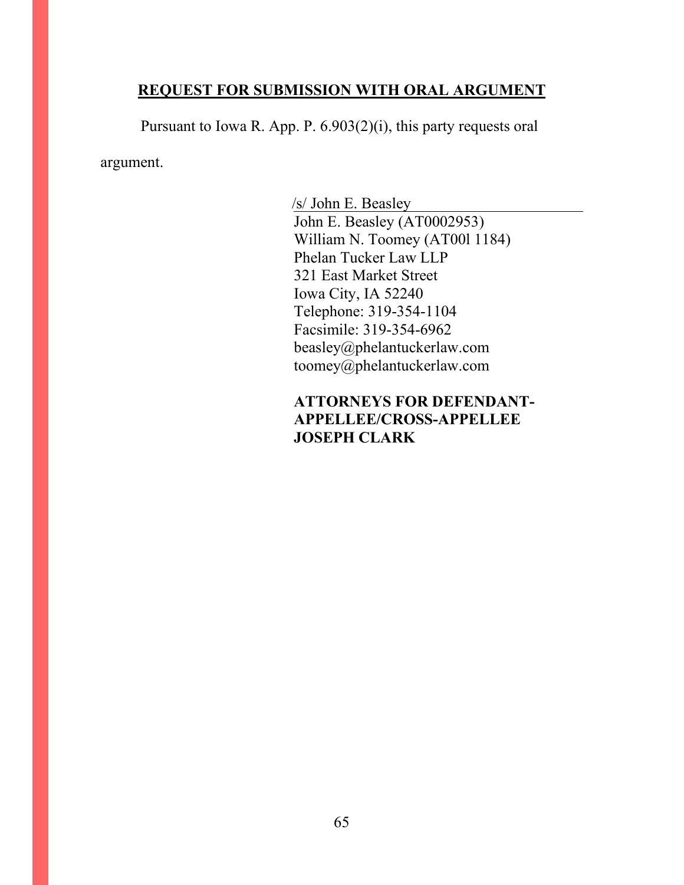## **REQUEST FOR SUBMISSION WITH ORAL ARGUMENT**

Pursuant to Iowa R. App. P. 6.903(2)(i), this party requests oral argument.

/s/ John E. Beasley
John E. Beasley (AT0002953)
William N. Toomey (AT00l 1184)
Phelan Tucker Law LLP
321 East Market Street
Iowa City, IA 52240
Telephone: 319-354-1104
Facsimile: 319-354-6962
beasley@phelantuckerlaw.com
toomey@phelantuckerlaw.com

**ATTORNEYS FOR DEFENDANT-APPELLEE/CROSS-APPELLEE JOSEPH CLARK**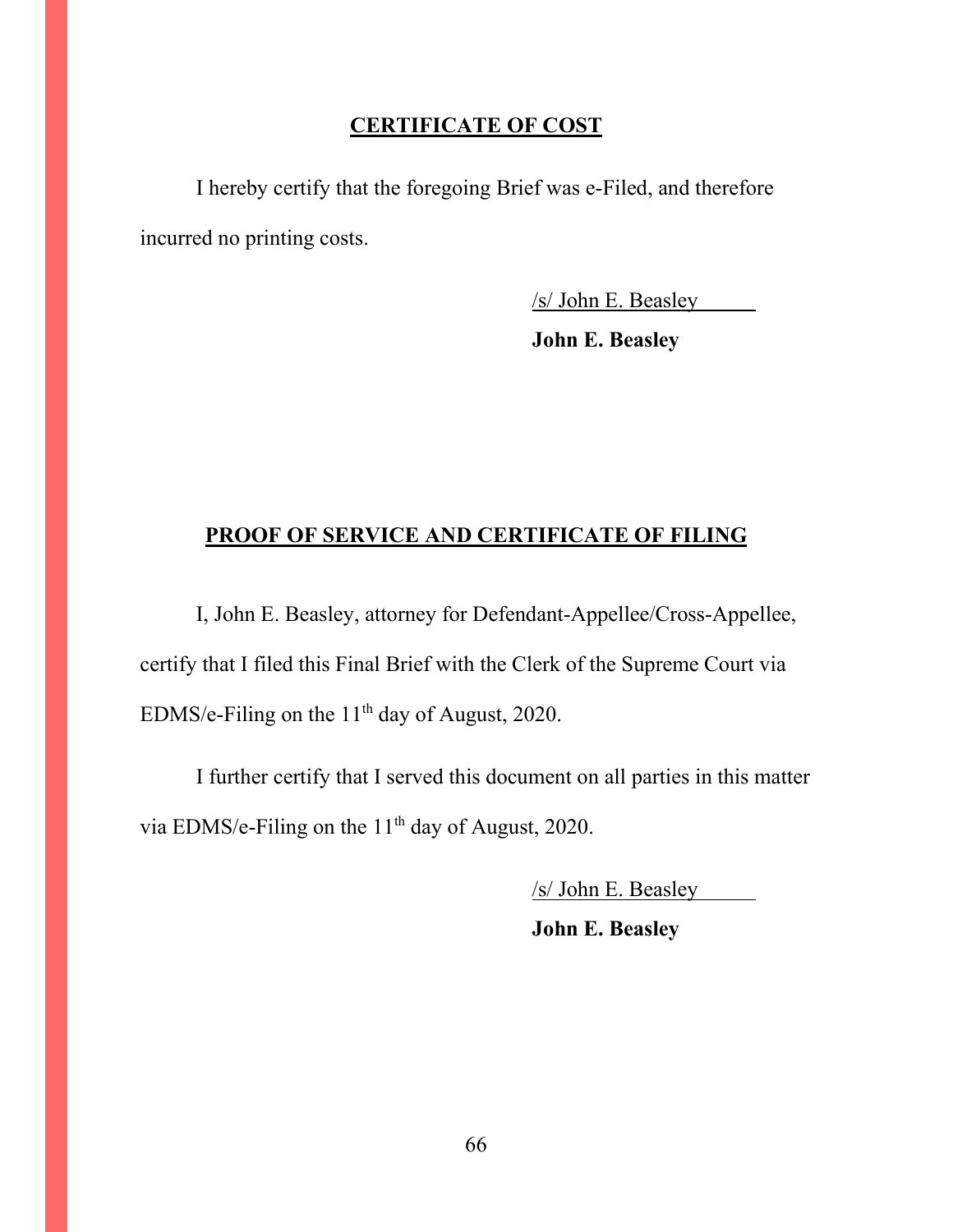## CERTIFICATE OF COST

I hereby certify that the foregoing Brief was e-Filed, and therefore incurred no printing costs.

/s/ John E. Beasley

**John E. Beasley**

## PROOF OF SERVICE AND CERTIFICATE OF FILING

I, John E. Beasley, attorney for Defendant-Appellee/Cross-Appellee, certify that I filed this Final Brief with the Clerk of the Supreme Court via EDMS/e-Filing on the 11th day of August, 2020.

I further certify that I served this document on all parties in this matter via EDMS/e-Filing on the 11th day of August, 2020.

/s/ John E. Beasley

**John E. Beasley**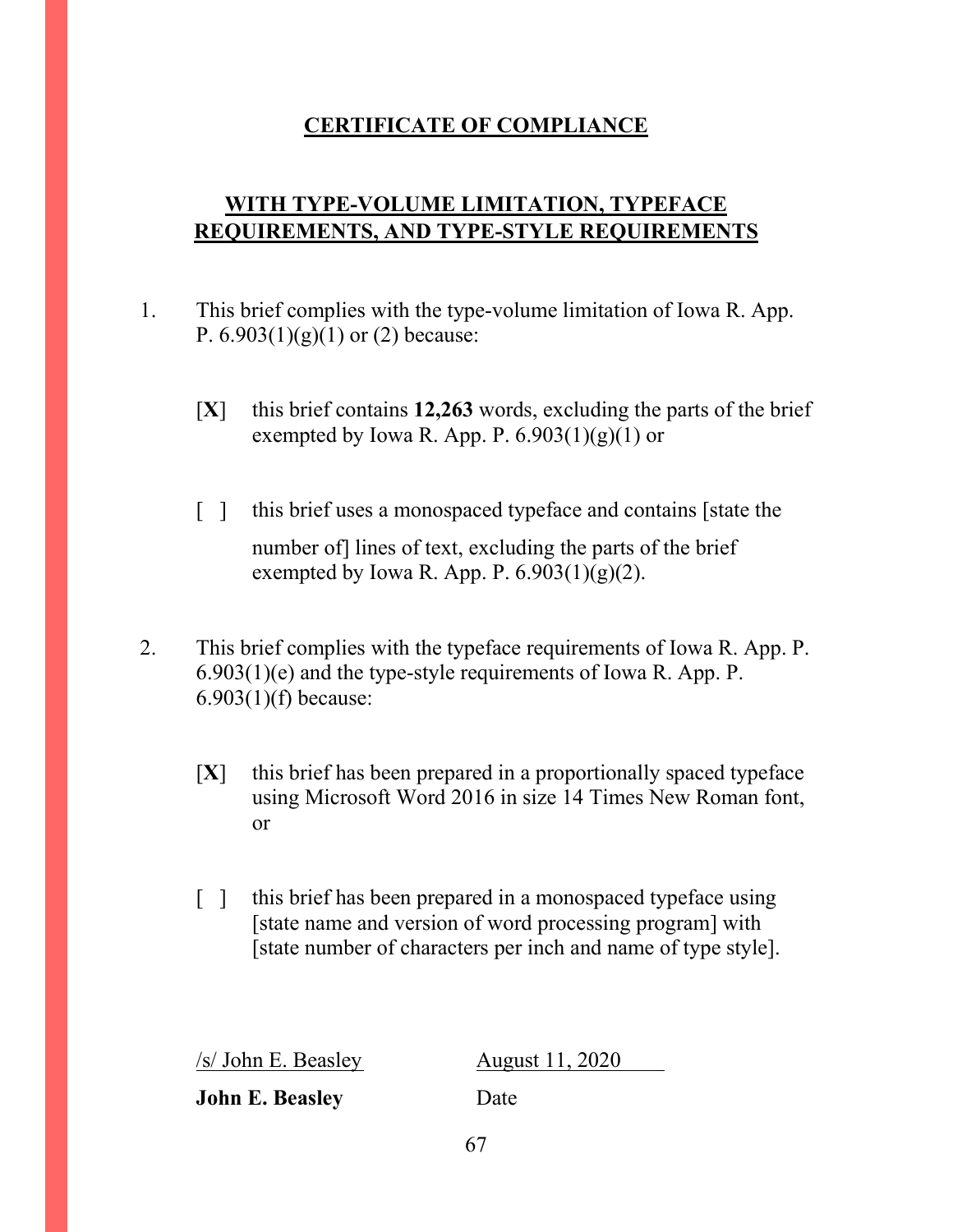# CERTIFICATE OF COMPLIANCE

## WITH TYPE-VOLUME LIMITATION, TYPEFACE REQUIREMENTS, AND TYPE-STYLE REQUIREMENTS

1. This brief complies with the type-volume limitation of Iowa R. App. P. 6.903(1)(g)(1) or (2) because:

   [**X**] this brief contains **12,263** words, excluding the parts of the brief exempted by Iowa R. App. P. 6.903(1)(g)(1) or

   [ ] this brief uses a monospaced typeface and contains [state the number of] lines of text, excluding the parts of the brief exempted by Iowa R. App. P. 6.903(1)(g)(2).

2. This brief complies with the typeface requirements of Iowa R. App. P. 6.903(1)(e) and the type-style requirements of Iowa R. App. P. 6.903(1)(f) because:

   [**X**] this brief has been prepared in a proportionally spaced typeface using Microsoft Word 2016 in size 14 Times New Roman font, or

   [ ] this brief has been prepared in a monospaced typeface using [state name and version of word processing program] with [state number of characters per inch and name of type style].

/s/ John E. Beasley — August 11, 2020

**John E. Beasley** — Date